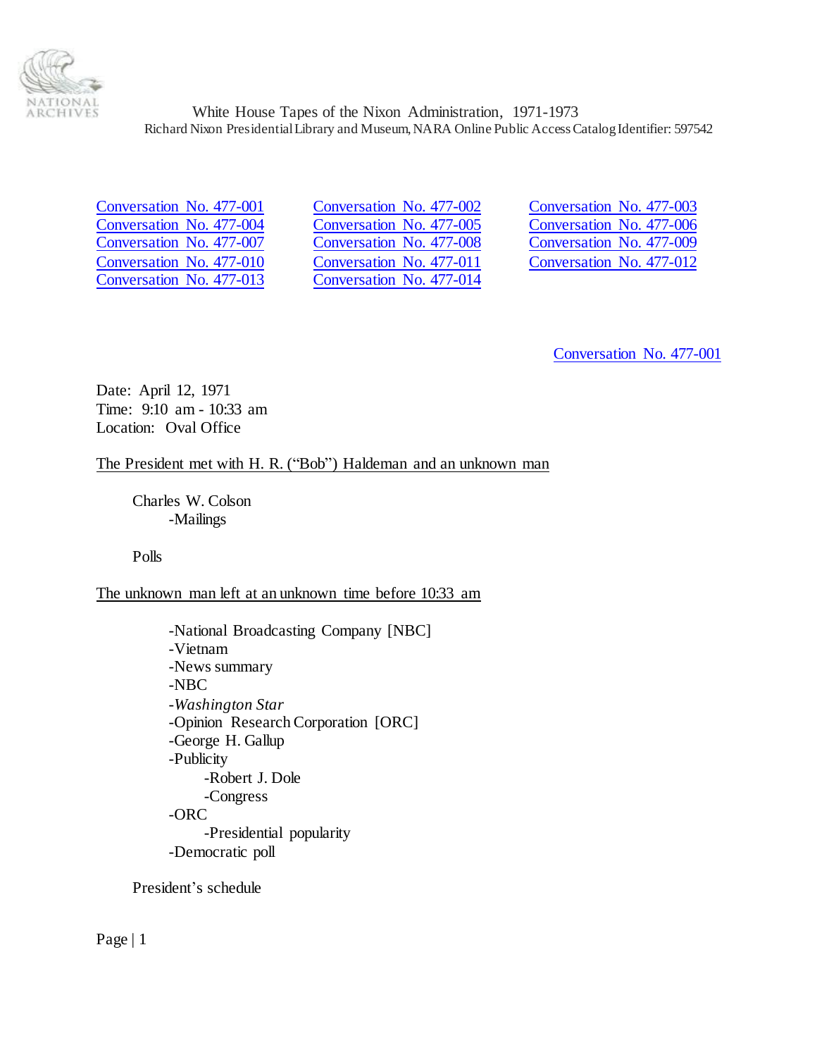White House Tapes of the Nixon Administration, 1971-1973
Richard Nixon Presidential Library and Museum, NARA Online Public Access Catalog Identifier: 597542

| | | |
|---|---|---|
| Conversation No. 477-001 | Conversation No. 477-002 | Conversation No. 477-003 |
| Conversation No. 477-004 | Conversation No. 477-005 | Conversation No. 477-006 |
| Conversation No. 477-007 | Conversation No. 477-008 | Conversation No. 477-009 |
| Conversation No. 477-010 | Conversation No. 477-011 | Conversation No. 477-012 |
| Conversation No. 477-013 | Conversation No. 477-014 | |

Conversation No. 477-001

Date: April 12, 1971
Time: 9:10 am - 10:33 am
Location: Oval Office

The President met with H. R. ("Bob") Haldeman and an unknown man

- Charles W. Colson
    - -Mailings

- Polls

The unknown man left at an unknown time before 10:33 am

- -National Broadcasting Company [NBC]
- -Vietnam
- -News summary
- -NBC
- -*Washington Star*
- -Opinion Research Corporation [ORC]
- -George H. Gallup
- -Publicity
    - -Robert J. Dole
    - -Congress
- -ORC
    - -Presidential popularity
- -Democratic poll

President's schedule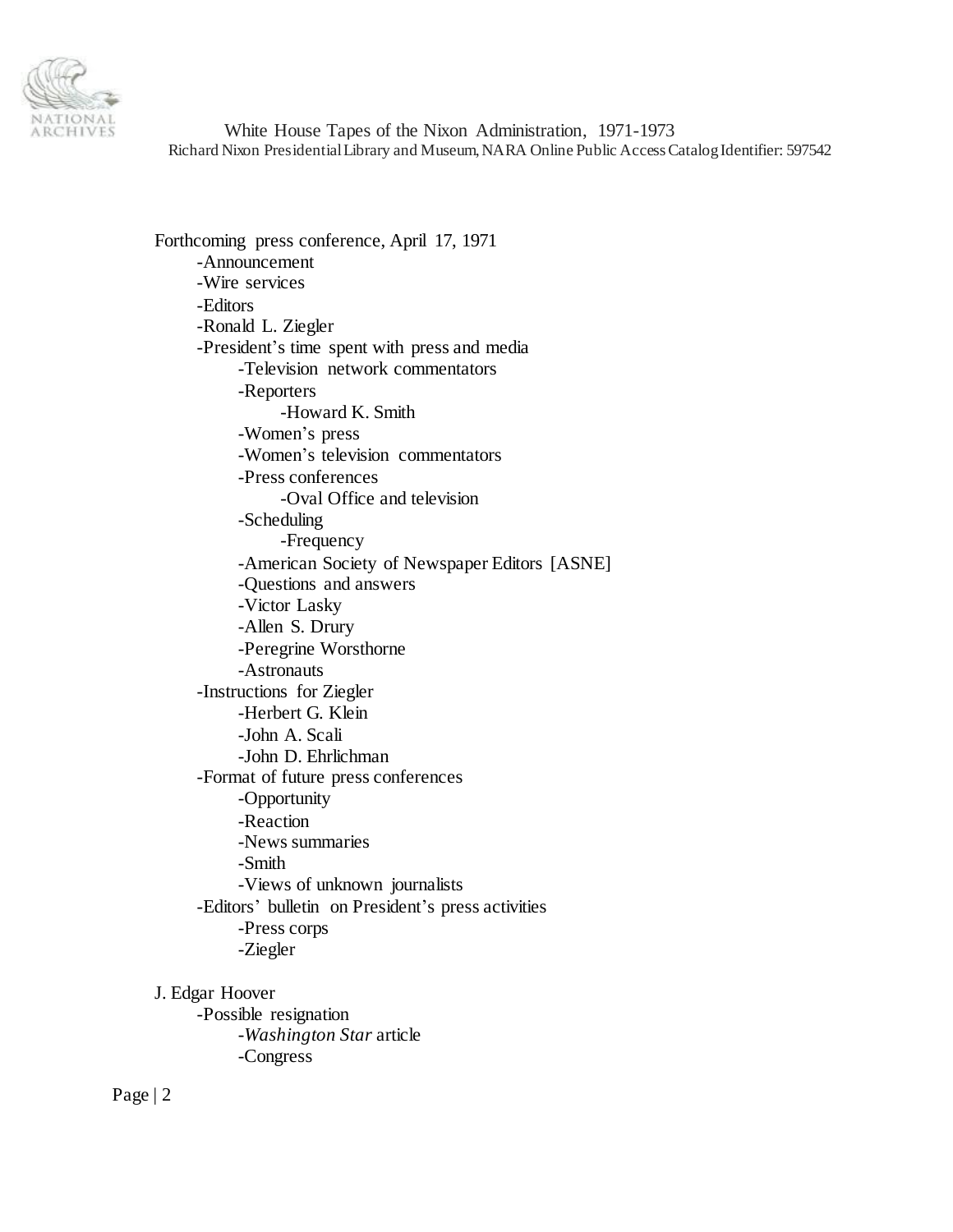Forthcoming press conference, April 17, 1971
- -Announcement
- -Wire services
- -Editors
- -Ronald L. Ziegler
- -President's time spent with press and media
    - -Television network commentators
    - -Reporters
        - -Howard K. Smith
    - -Women's press
    - -Women's television commentators
    - -Press conferences
        - -Oval Office and television
    - -Scheduling
        - -Frequency
    - -American Society of Newspaper Editors [ASNE]
    - -Questions and answers
    - -Victor Lasky
    - -Allen S. Drury
    - -Peregrine Worsthorne
    - -Astronauts
- -Instructions for Ziegler
    - -Herbert G. Klein
    - -John A. Scali
    - -John D. Ehrlichman
- -Format of future press conferences
    - -Opportunity
    - -Reaction
    - -News summaries
    - -Smith
    - -Views of unknown journalists
- -Editors' bulletin on President's press activities
    - -Press corps
    - -Ziegler

J. Edgar Hoover
- -Possible resignation
    - -*Washington Star* article
    - -Congress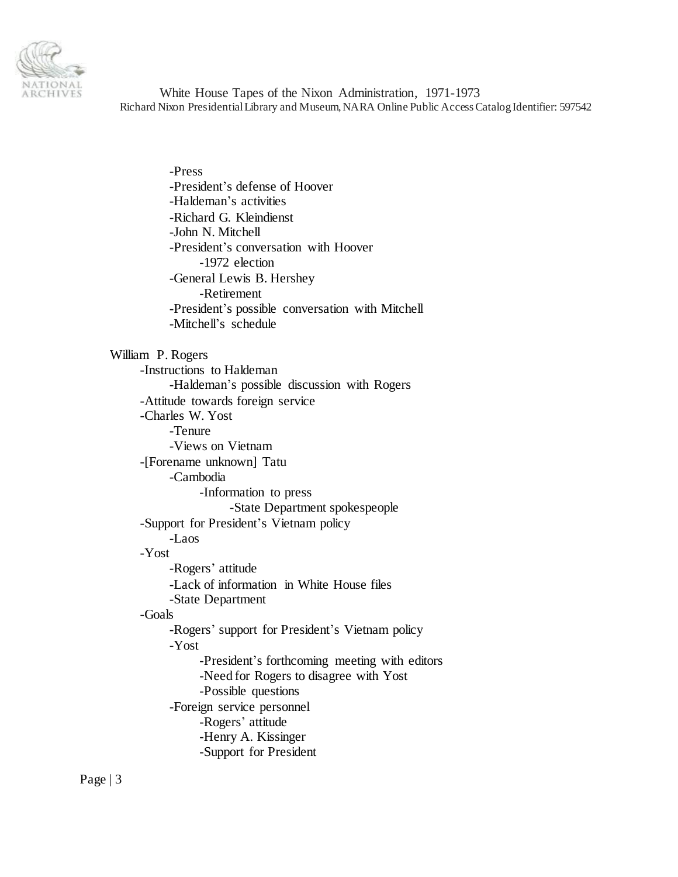- -Press
- -President's defense of Hoover
- -Haldeman's activities
- -Richard G. Kleindienst
- -John N. Mitchell
- -President's conversation with Hoover
  - -1972 election
- -General Lewis B. Hershey
  - -Retirement
- -President's possible conversation with Mitchell
- -Mitchell's schedule

William P. Rogers

- -Instructions to Haldeman
  - -Haldeman's possible discussion with Rogers
- -Attitude towards foreign service
- -Charles W. Yost
  - -Tenure
  - -Views on Vietnam
- -[Forename unknown] Tatu
  - -Cambodia
    - -Information to press
      - -State Department spokespeople
- -Support for President's Vietnam policy
  - -Laos
- -Yost
  - -Rogers' attitude
  - -Lack of information in White House files
  - -State Department
- -Goals
  - -Rogers' support for President's Vietnam policy
  - -Yost
    - -President's forthcoming meeting with editors
    - -Need for Rogers to disagree with Yost
    - -Possible questions
  - -Foreign service personnel
    - -Rogers' attitude
    - -Henry A. Kissinger
    - -Support for President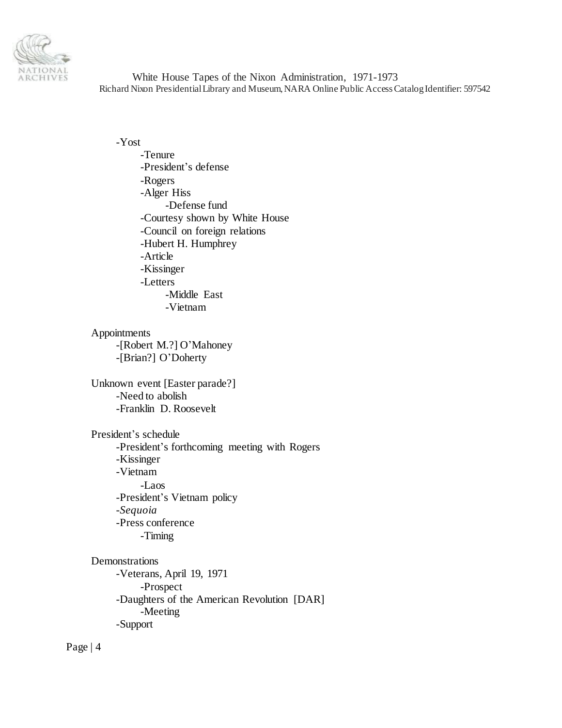- Yost
    - Tenure
    - President's defense
    - Rogers
    - Alger Hiss
        - Defense fund
    - Courtesy shown by White House
    - Council on foreign relations
    - Hubert H. Humphrey
    - Article
    - Kissinger
    - Letters
        - Middle East
        - Vietnam

Appointments
- [Robert M.?] O'Mahoney
- [Brian?] O'Doherty

Unknown event [Easter parade?]
- Need to abolish
- Franklin D. Roosevelt

President's schedule
- President's forthcoming meeting with Rogers
- Kissinger
- Vietnam
    - Laos
- President's Vietnam policy
- *Sequoia*
- Press conference
    - Timing

Demonstrations
- Veterans, April 19, 1971
    - Prospect
- Daughters of the American Revolution [DAR]
    - Meeting
- Support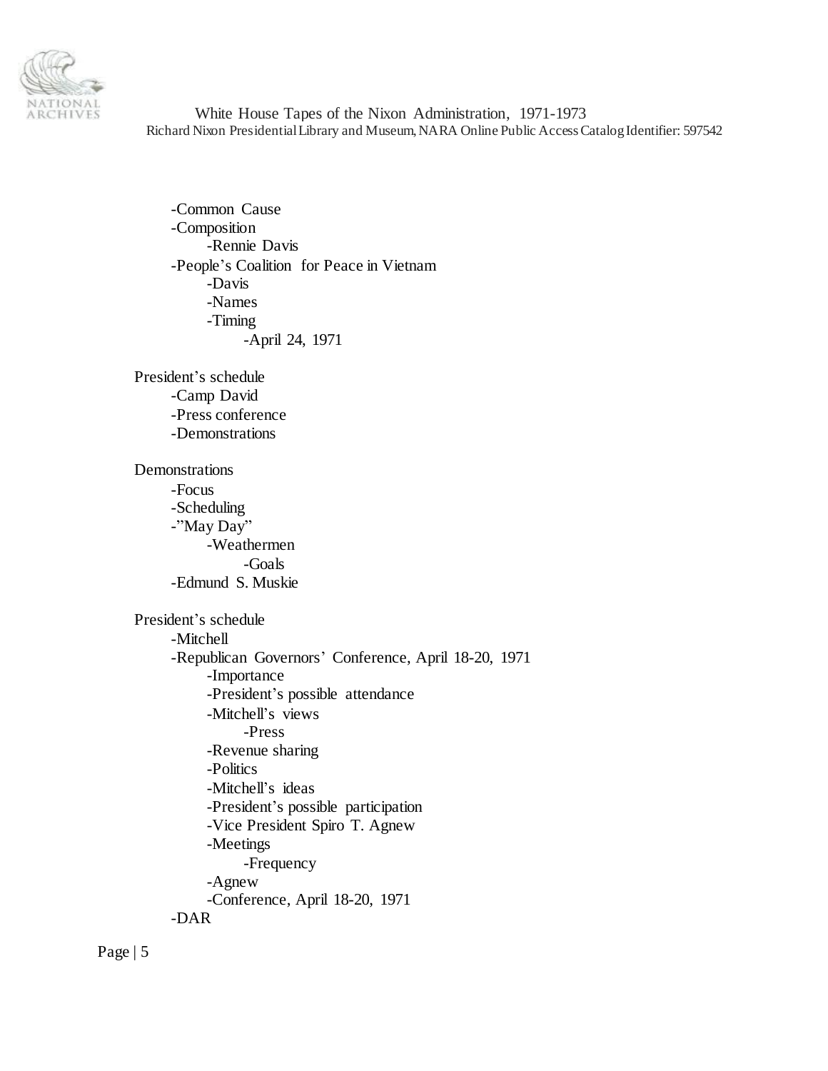-Common Cause
-Composition
    -Rennie Davis
-People's Coalition for Peace in Vietnam
    -Davis
    -Names
    -Timing
        -April 24, 1971

President's schedule
- -Camp David
- -Press conference
- -Demonstrations

Demonstrations
- -Focus
- -Scheduling
- -"May Day"
    - -Weathermen
        - -Goals
- -Edmund S. Muskie

President's schedule
- -Mitchell
- -Republican Governors' Conference, April 18-20, 1971
    - -Importance
    - -President's possible attendance
    - -Mitchell's views
        - -Press
    - -Revenue sharing
    - -Politics
    - -Mitchell's ideas
    - -President's possible participation
    - -Vice President Spiro T. Agnew
    - -Meetings
        - -Frequency
    - -Agnew
    - -Conference, April 18-20, 1971
- -DAR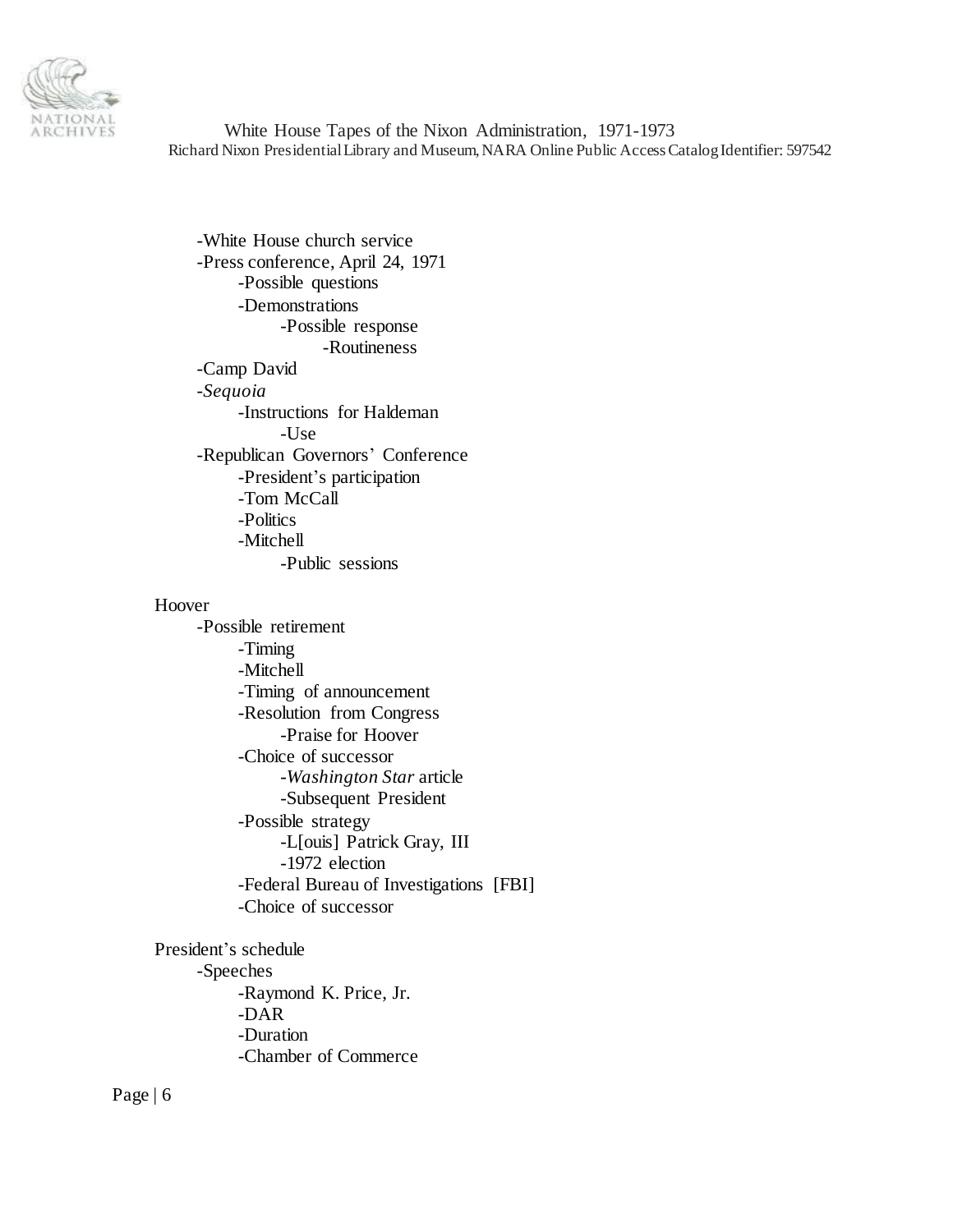- -White House church service
- -Press conference, April 24, 1971
    - -Possible questions
    - -Demonstrations
        - -Possible response
            - -Routineness
- -Camp David
- -*Sequoia*
    - -Instructions for Haldeman
        - -Use
- -Republican Governors' Conference
    - -President's participation
    - -Tom McCall
    - -Politics
    - -Mitchell
        - -Public sessions

Hoover

- -Possible retirement
    - -Timing
    - -Mitchell
    - -Timing of announcement
    - -Resolution from Congress
        - -Praise for Hoover
    - -Choice of successor
        - -*Washington Star* article
        - -Subsequent President
    - -Possible strategy
        - -L[ouis] Patrick Gray, III
        - -1972 election
    - -Federal Bureau of Investigations [FBI]
    - -Choice of successor

President's schedule

- -Speeches
    - -Raymond K. Price, Jr.
    - -DAR
    - -Duration
    - -Chamber of Commerce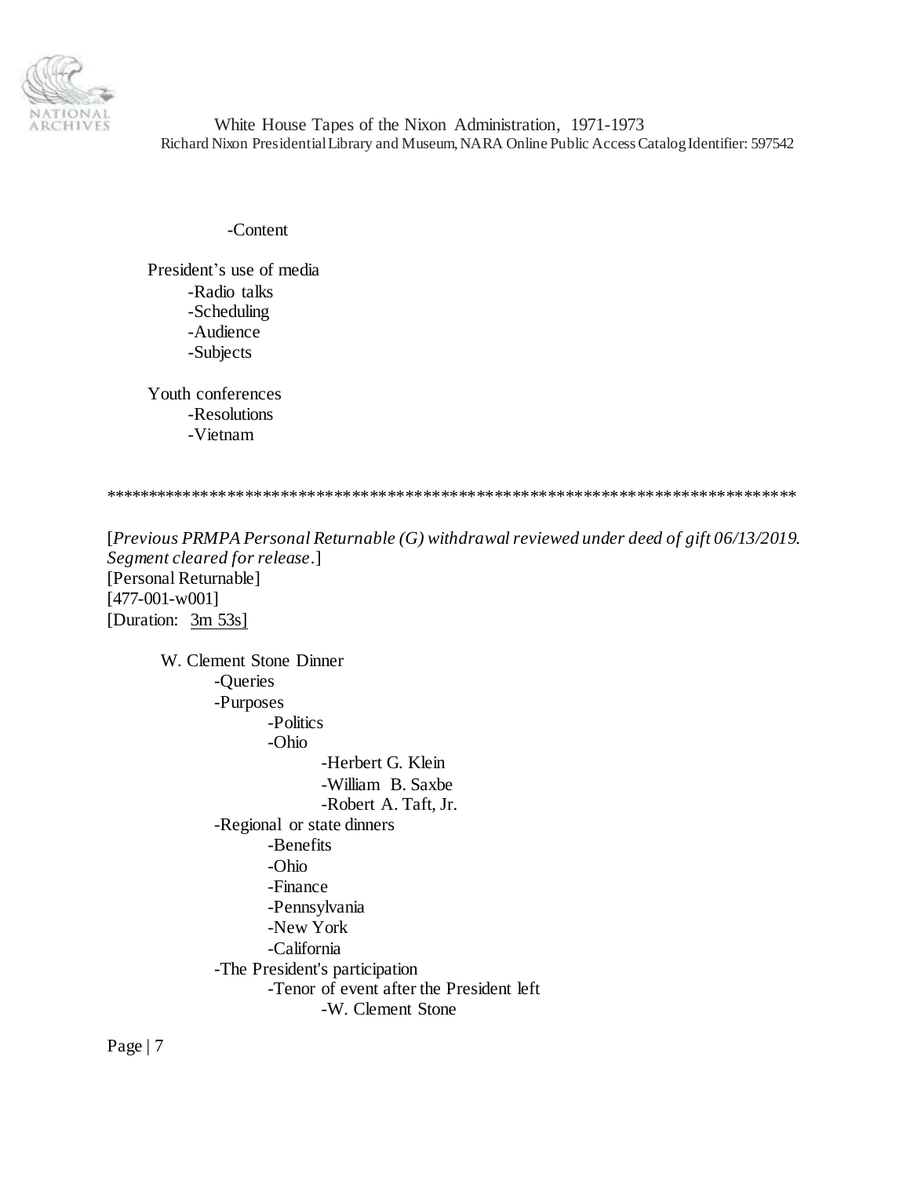-Content

President's use of media
- -Radio talks
- -Scheduling
- -Audience
- -Subjects

Youth conferences
- -Resolutions
- -Vietnam

*****************************************************************************

[*Previous PRMPA Personal Returnable (G) withdrawal reviewed under deed of gift 06/13/2019. Segment cleared for release*.]
[Personal Returnable]
[477-001-w001]
[Duration: 3m 53s]

W. Clement Stone Dinner
- -Queries
- -Purposes
  - -Politics
  - -Ohio
    - -Herbert G. Klein
    - -William B. Saxbe
    - -Robert A. Taft, Jr.
- -Regional or state dinners
  - -Benefits
  - -Ohio
  - -Finance
  - -Pennsylvania
  - -New York
  - -California
- -The President's participation
  - -Tenor of event after the President left
    - -W. Clement Stone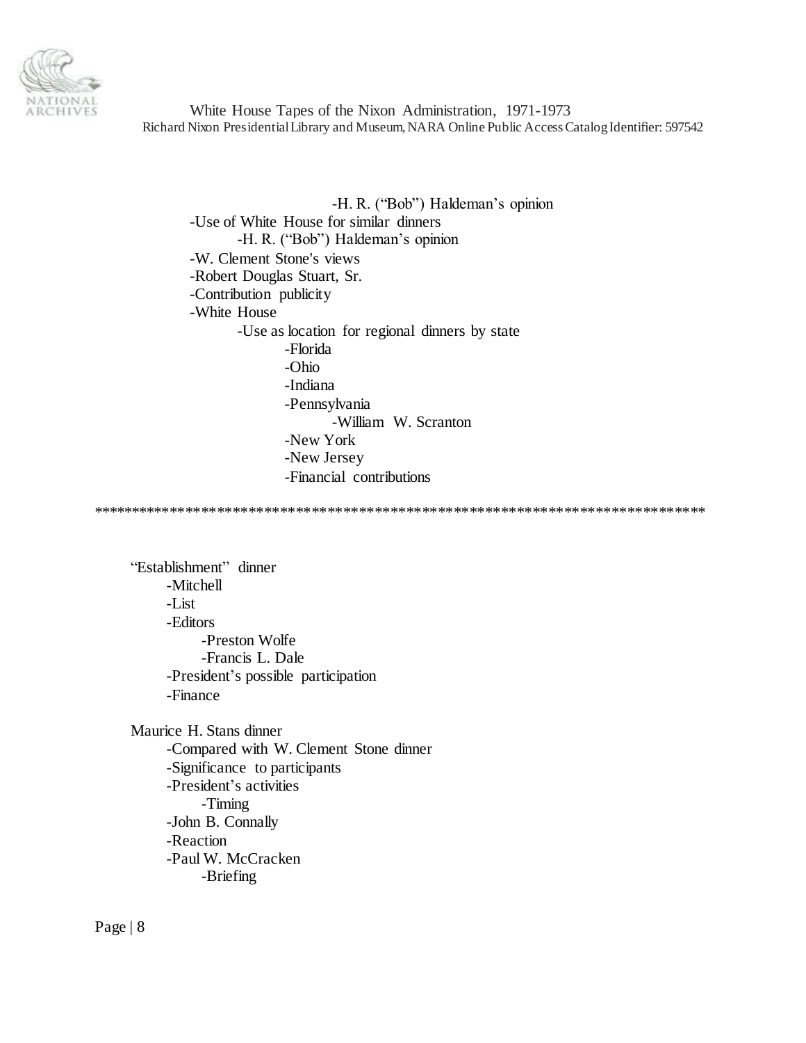-H. R. ("Bob") Haldeman's opinion
- Use of White House for similar dinners
    - H. R. ("Bob") Haldeman's opinion
- W. Clement Stone's views
- Robert Douglas Stuart, Sr.
- Contribution publicity
- White House
    - Use as location for regional dinners by state
        - Florida
        - Ohio
        - Indiana
        - Pennsylvania
            - William W. Scranton
        - New York
        - New Jersey
        - Financial contributions

******************************************************************************

"Establishment" dinner
- Mitchell
- List
- Editors
    - Preston Wolfe
    - Francis L. Dale
- President's possible participation
- Finance

Maurice H. Stans dinner
- Compared with W. Clement Stone dinner
- Significance to participants
- President's activities
    - Timing
- John B. Connally
- Reaction
- Paul W. McCracken
    - Briefing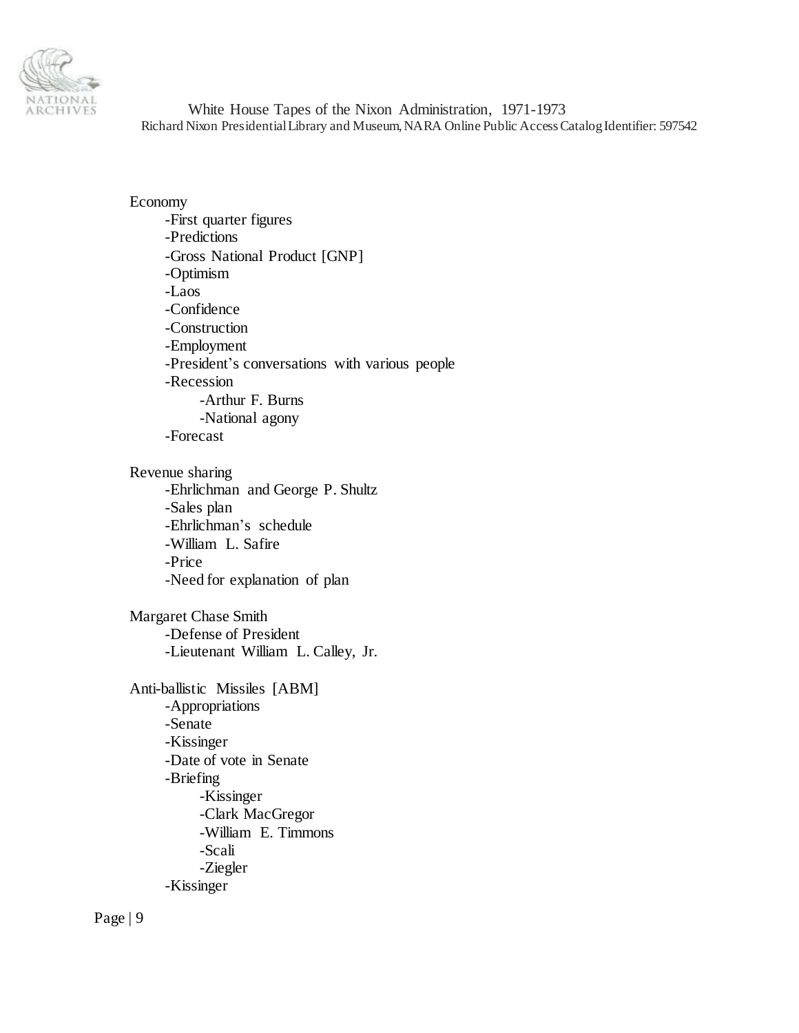Economy

- -First quarter figures
- -Predictions
- -Gross National Product [GNP]
- -Optimism
- -Laos
- -Confidence
- -Construction
- -Employment
- -President's conversations with various people
- -Recession
    - -Arthur F. Burns
    - -National agony
- -Forecast

Revenue sharing

- -Ehrlichman and George P. Shultz
- -Sales plan
- -Ehrlichman's schedule
- -William L. Safire
- -Price
- -Need for explanation of plan

Margaret Chase Smith

- -Defense of President
- -Lieutenant William L. Calley, Jr.

Anti-ballistic Missiles [ABM]

- -Appropriations
- -Senate
- -Kissinger
- -Date of vote in Senate
- -Briefing
    - -Kissinger
    - -Clark MacGregor
    - -William E. Timmons
    - -Scali
    - -Ziegler
- -Kissinger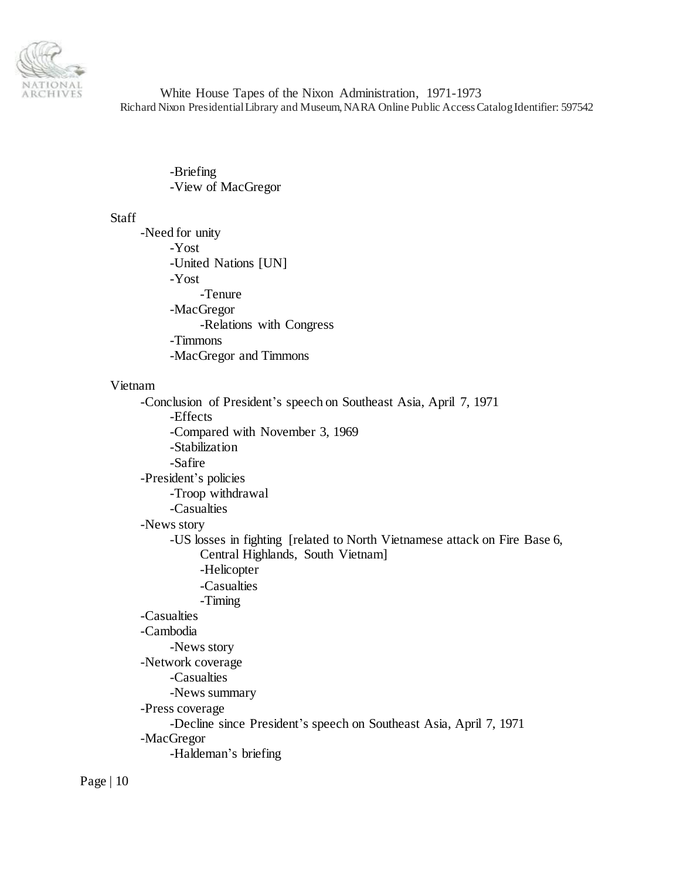- Briefing
- View of MacGregor

Staff

- Need for unity
    - Yost
    - United Nations [UN]
    - Yost
        - Tenure
    - MacGregor
        - Relations with Congress
    - Timmons
    - MacGregor and Timmons

Vietnam

- Conclusion of President's speech on Southeast Asia, April 7, 1971
    - Effects
    - Compared with November 3, 1969
    - Stabilization
    - Safire
- President's policies
    - Troop withdrawal
    - Casualties
- News story
    - US losses in fighting [related to North Vietnamese attack on Fire Base 6, Central Highlands, South Vietnam]
        - Helicopter
        - Casualties
        - Timing
- Casualties
- Cambodia
    - News story
- Network coverage
    - Casualties
    - News summary
- Press coverage
    - Decline since President's speech on Southeast Asia, April 7, 1971
- MacGregor
    - Haldeman's briefing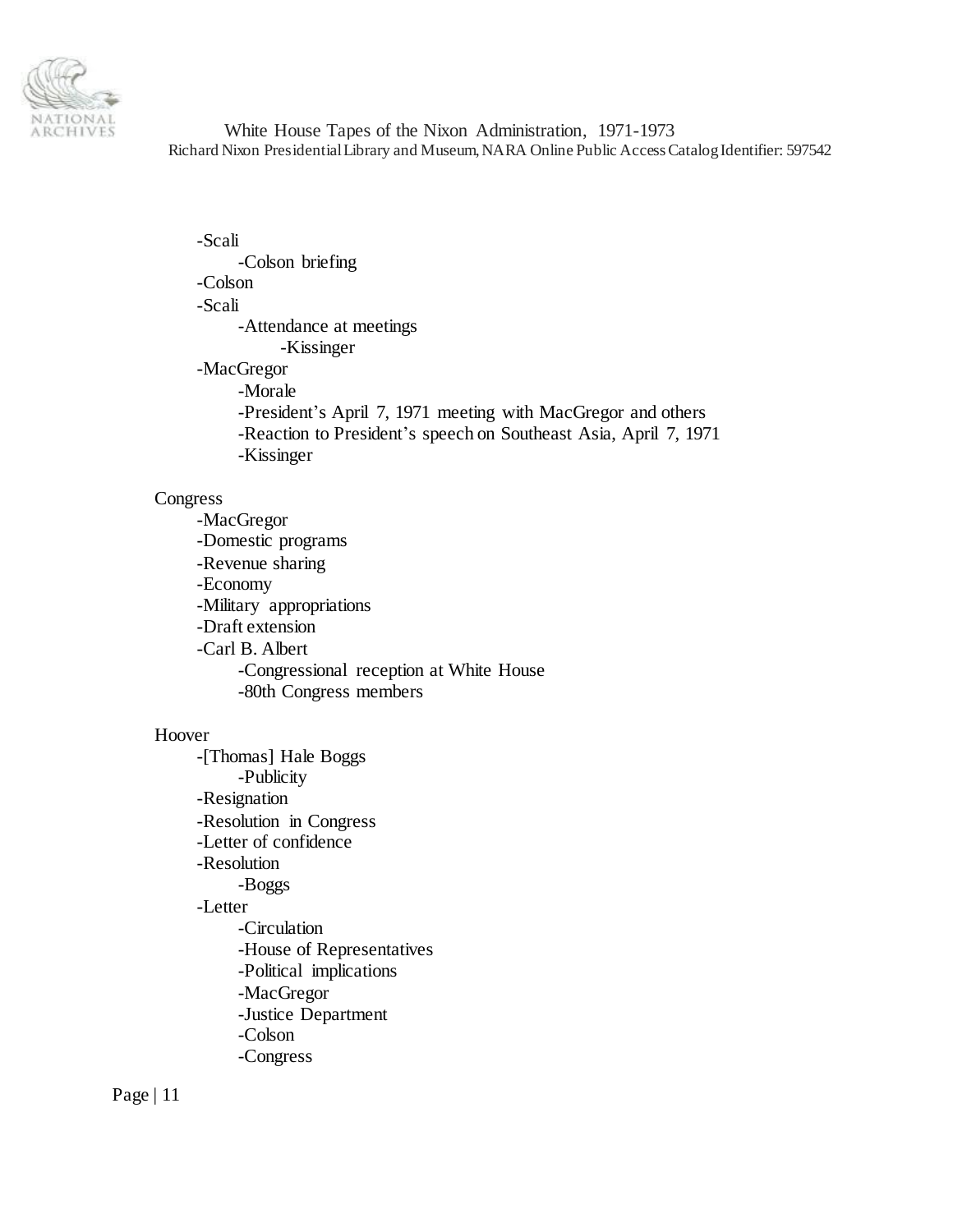- -Scali
    - -Colson briefing
- -Colson
- -Scali
    - -Attendance at meetings
        - -Kissinger
- -MacGregor
    - -Morale
    - -President's April 7, 1971 meeting with MacGregor and others
    - -Reaction to President's speech on Southeast Asia, April 7, 1971
    - -Kissinger

Congress
- -MacGregor
- -Domestic programs
- -Revenue sharing
- -Economy
- -Military appropriations
- -Draft extension
- -Carl B. Albert
    - -Congressional reception at White House
    - -80th Congress members

Hoover
- -[Thomas] Hale Boggs
    - -Publicity
- -Resignation
- -Resolution in Congress
- -Letter of confidence
- -Resolution
    - -Boggs
- -Letter
    - -Circulation
    - -House of Representatives
    - -Political implications
    - -MacGregor
    - -Justice Department
    - -Colson
    - -Congress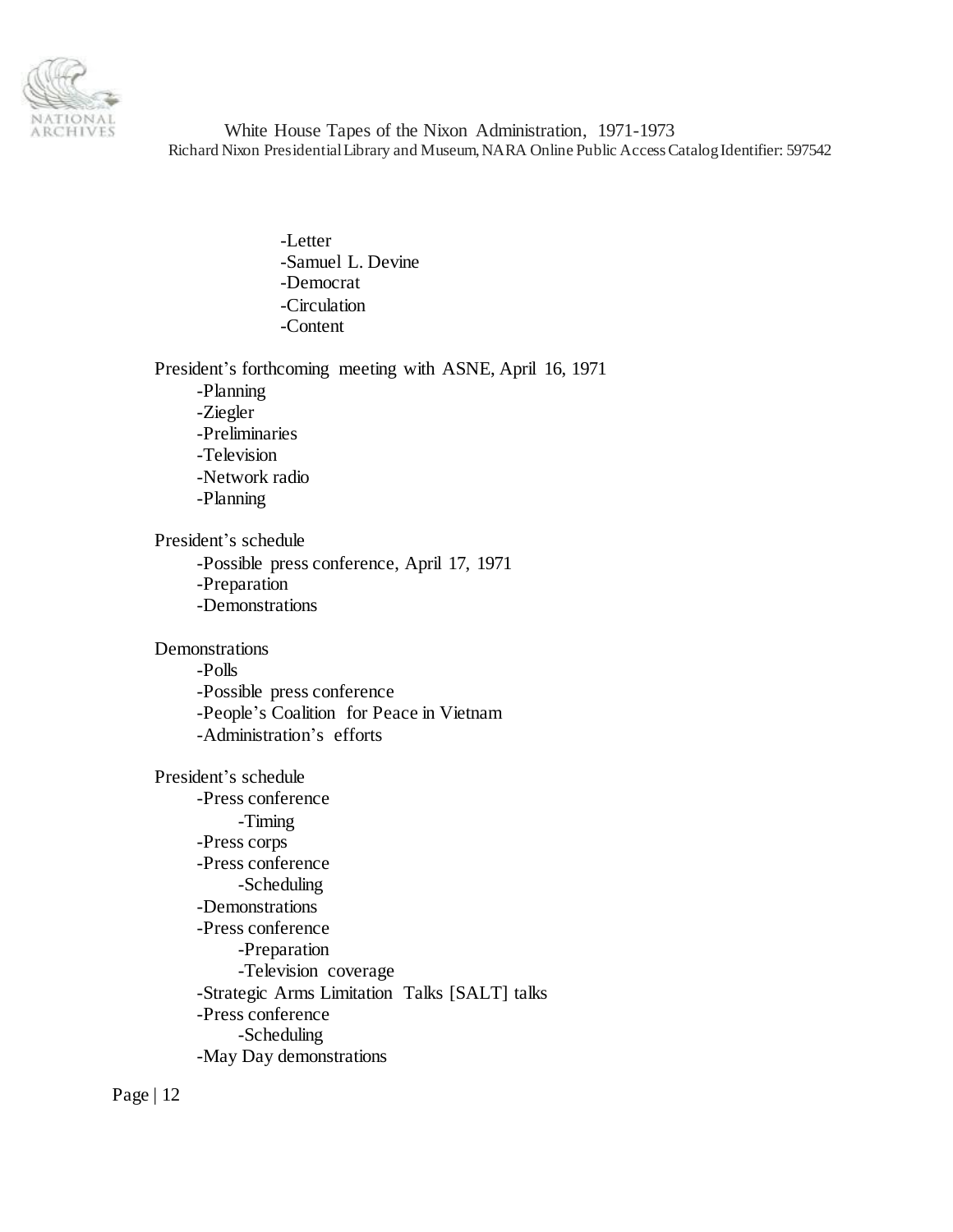- Letter
- Samuel L. Devine
- Democrat
- Circulation
- Content

President's forthcoming meeting with ASNE, April 16, 1971

- Planning
- Ziegler
- Preliminaries
- Television
- Network radio
- Planning

President's schedule

- Possible press conference, April 17, 1971
- Preparation
- Demonstrations

Demonstrations

- Polls
- Possible press conference
- People's Coalition for Peace in Vietnam
- Administration's efforts

President's schedule

- Press conference
  - Timing
- Press corps
- Press conference
  - Scheduling
- Demonstrations
- Press conference
  - Preparation
  - Television coverage
- Strategic Arms Limitation Talks [SALT] talks
- Press conference
  - Scheduling
- May Day demonstrations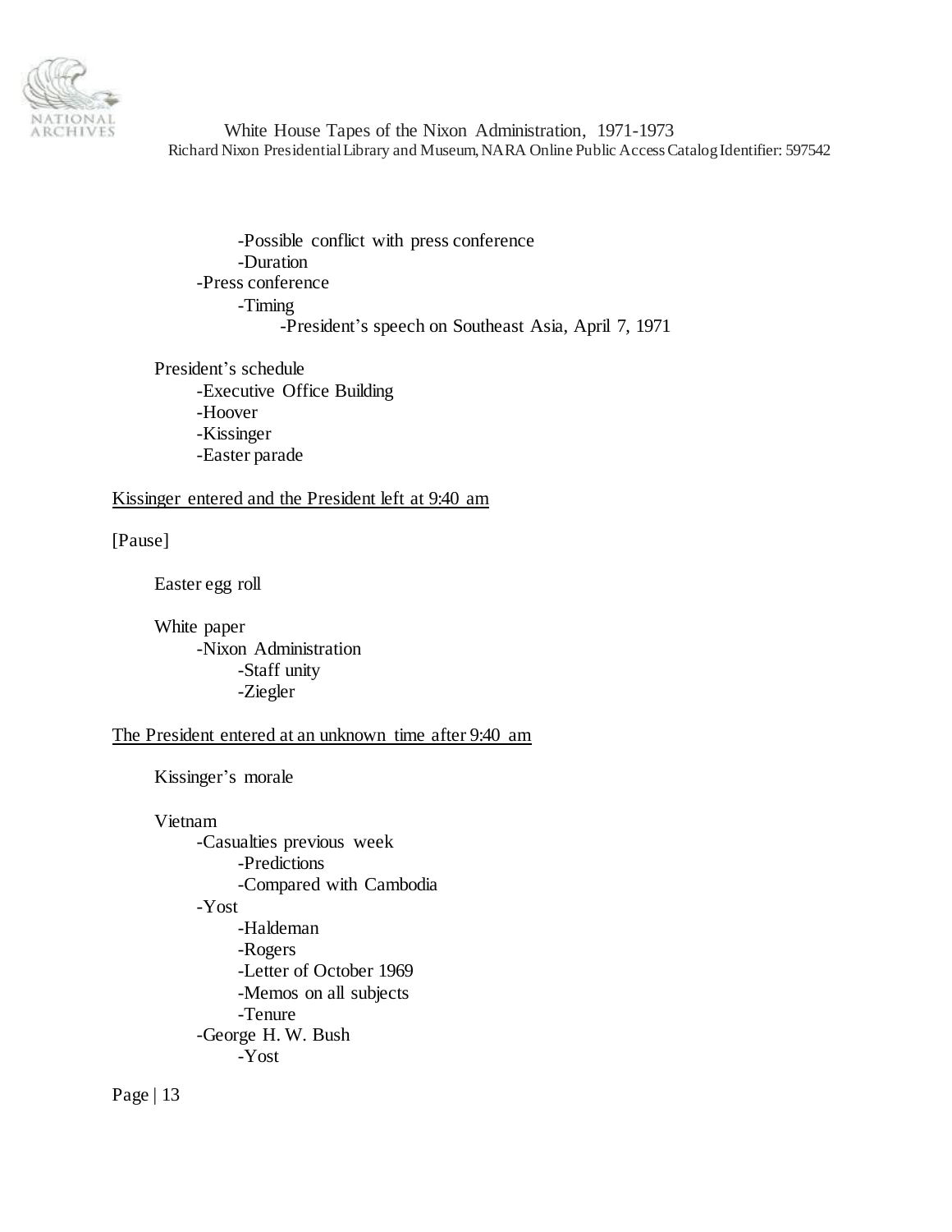- Possible conflict with press conference
- Duration
- Press conference
  - Timing
    - President's speech on Southeast Asia, April 7, 1971

President's schedule
- Executive Office Building
- Hoover
- Kissinger
- Easter parade

<u>Kissinger entered and the President left at 9:40 am</u>

[Pause]

Easter egg roll

White paper
- Nixon Administration
  - Staff unity
  - Ziegler

<u>The President entered at an unknown time after 9:40 am</u>

Kissinger's morale

Vietnam
- Casualties previous week
  - Predictions
  - Compared with Cambodia
- Yost
  - Haldeman
  - Rogers
  - Letter of October 1969
  - Memos on all subjects
  - Tenure
- George H. W. Bush
  - Yost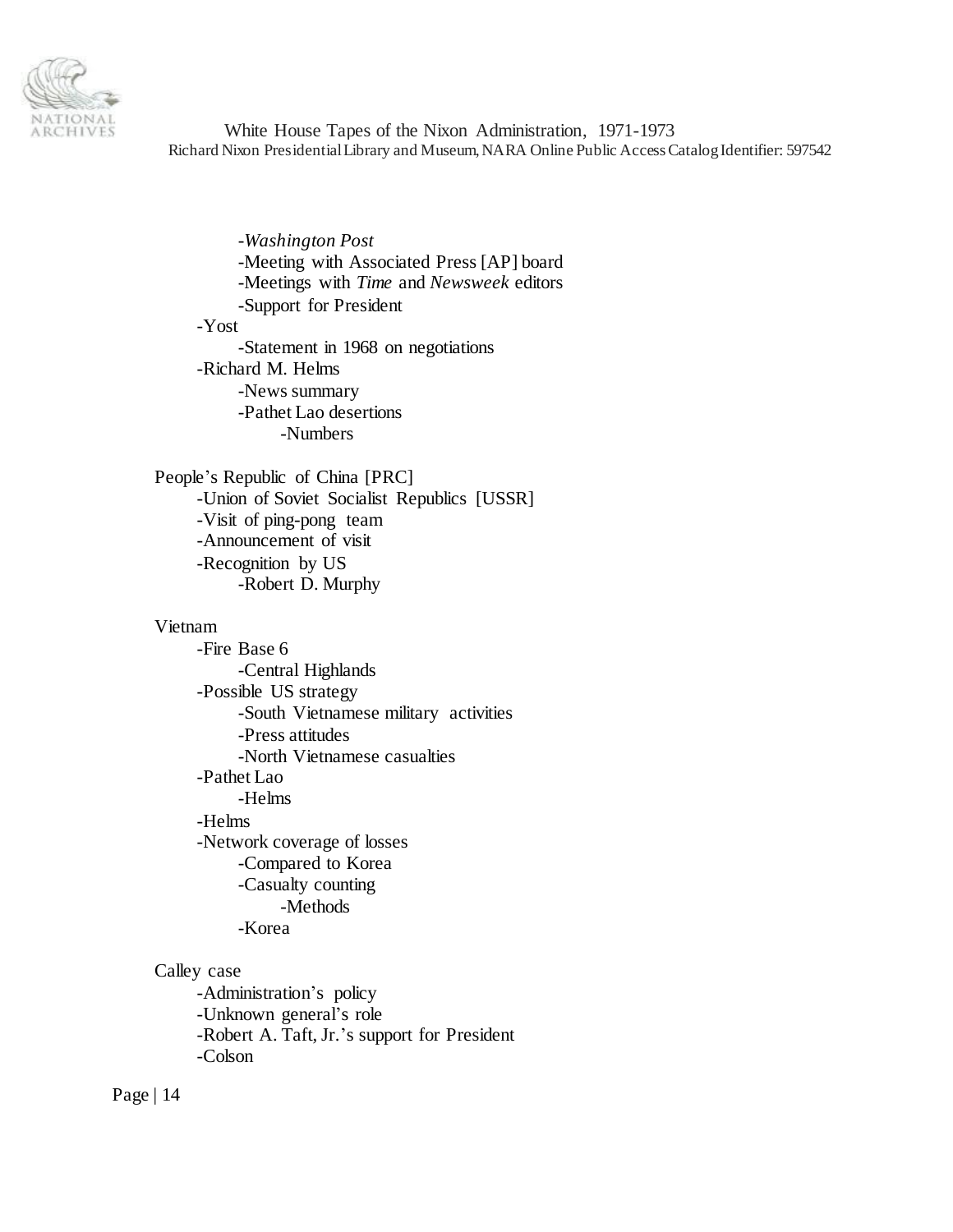- *Washington Post*
- Meeting with Associated Press [AP] board
- Meetings with *Time* and *Newsweek* editors
- Support for President

-Yost
- Statement in 1968 on negotiations

-Richard M. Helms
- News summary
- Pathet Lao desertions
  - Numbers

People's Republic of China [PRC]
- Union of Soviet Socialist Republics [USSR]
- Visit of ping-pong team
- Announcement of visit
- Recognition by US
  - Robert D. Murphy

Vietnam
- Fire Base 6
  - Central Highlands
- Possible US strategy
  - South Vietnamese military activities
  - Press attitudes
  - North Vietnamese casualties
- Pathet Lao
  - Helms
- Helms
- Network coverage of losses
  - Compared to Korea
  - Casualty counting
    - Methods
  - Korea

Calley case
- Administration's policy
- Unknown general's role
- Robert A. Taft, Jr.'s support for President
- Colson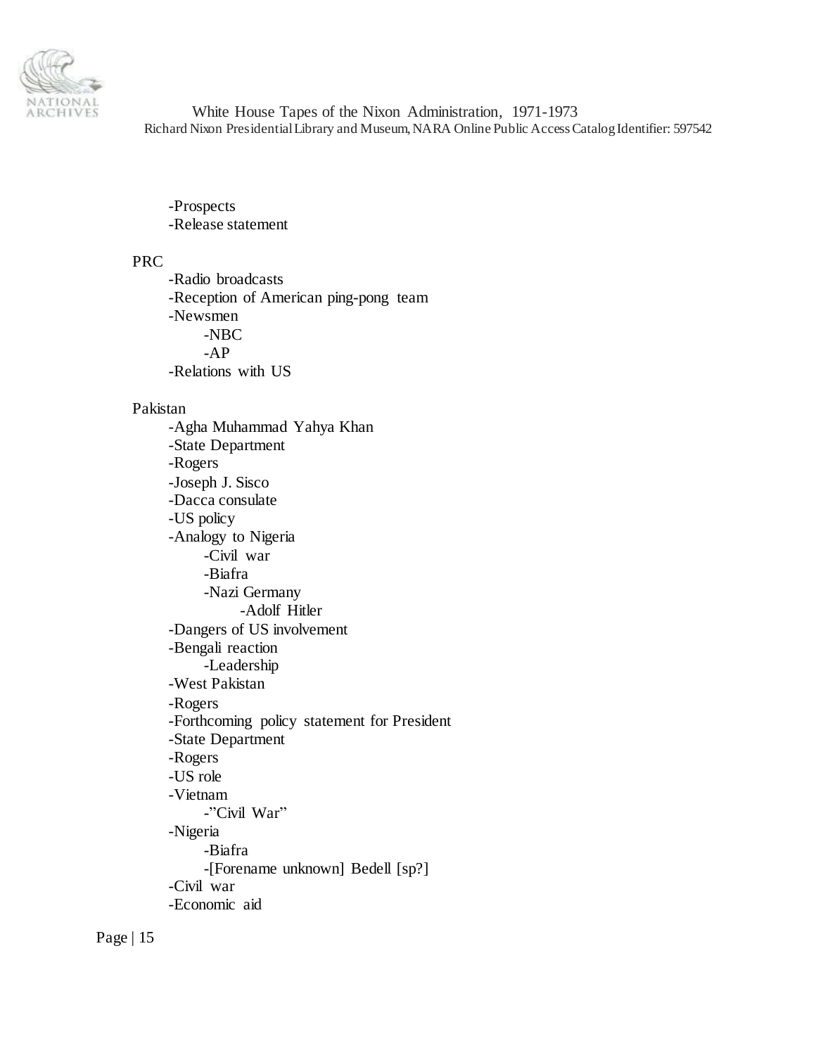- Prospects
- Release statement

PRC

- Radio broadcasts
- Reception of American ping-pong team
- Newsmen
  - NBC
  - AP
- Relations with US

Pakistan

- Agha Muhammad Yahya Khan
- State Department
- Rogers
- Joseph J. Sisco
- Dacca consulate
- US policy
- Analogy to Nigeria
  - Civil war
  - Biafra
  - Nazi Germany
    - Adolf Hitler
- Dangers of US involvement
- Bengali reaction
  - Leadership
- West Pakistan
- Rogers
- Forthcoming policy statement for President
- State Department
- Rogers
- US role
- Vietnam
  - "Civil War"
- Nigeria
  - Biafra
  - [Forename unknown] Bedell [sp?]
- Civil war
- Economic aid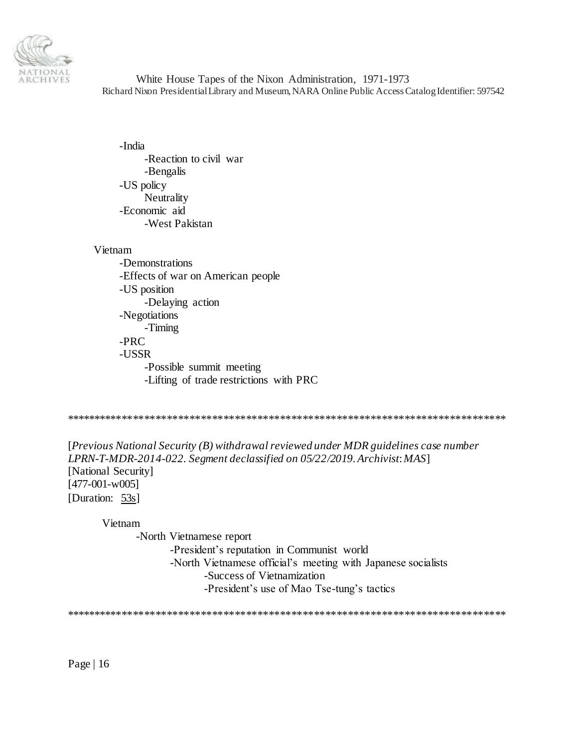- India
  - Reaction to civil war
  - Bengalis
- US policy
  - Neutrality
- Economic aid
  - West Pakistan

Vietnam
- Demonstrations
- Effects of war on American people
- US position
  - Delaying action
- Negotiations
  - Timing
- PRC
- USSR
  - Possible summit meeting
  - Lifting of trade restrictions with PRC

******************************************************************************

[*Previous National Security (B) withdrawal reviewed under MDR guidelines case number LPRN-T-MDR-2014-022. Segment declassified on 05/22/2019. Archivist: MAS*]
[National Security]
[477-001-w005]
[Duration: 53s]

Vietnam
- North Vietnamese report
  - President's reputation in Communist world
  - North Vietnamese official's meeting with Japanese socialists
    - Success of Vietnamization
    - President's use of Mao Tse-tung's tactics

******************************************************************************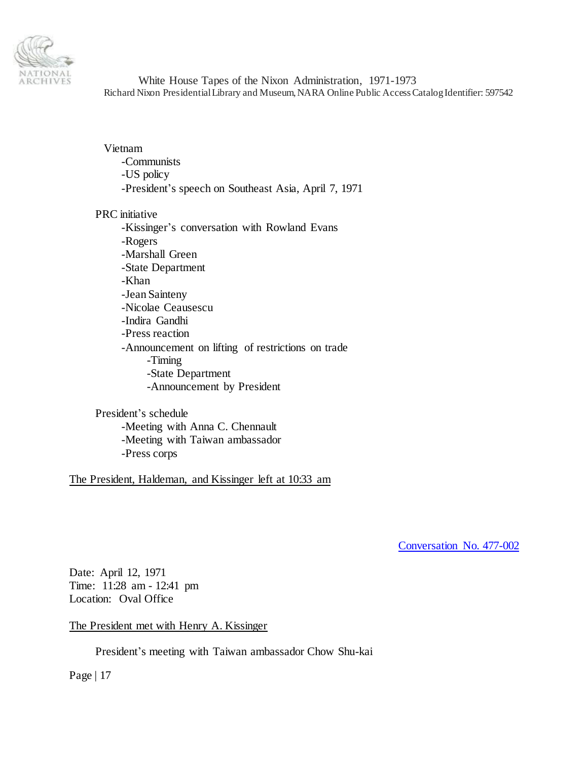Vietnam
- Communists
- US policy
- President's speech on Southeast Asia, April 7, 1971

PRC initiative
- Kissinger's conversation with Rowland Evans
- Rogers
- Marshall Green
- State Department
- Khan
- Jean Sainteny
- Nicolae Ceausescu
- Indira Gandhi
- Press reaction
- Announcement on lifting of restrictions on trade
    - Timing
    - State Department
    - Announcement by President

President's schedule
- Meeting with Anna C. Chennault
- Meeting with Taiwan ambassador
- Press corps

The President, Haldeman, and Kissinger left at 10:33 am

Conversation No. 477-002

Date: April 12, 1971
Time: 11:28 am - 12:41 pm
Location: Oval Office

The President met with Henry A. Kissinger

President's meeting with Taiwan ambassador Chow Shu-kai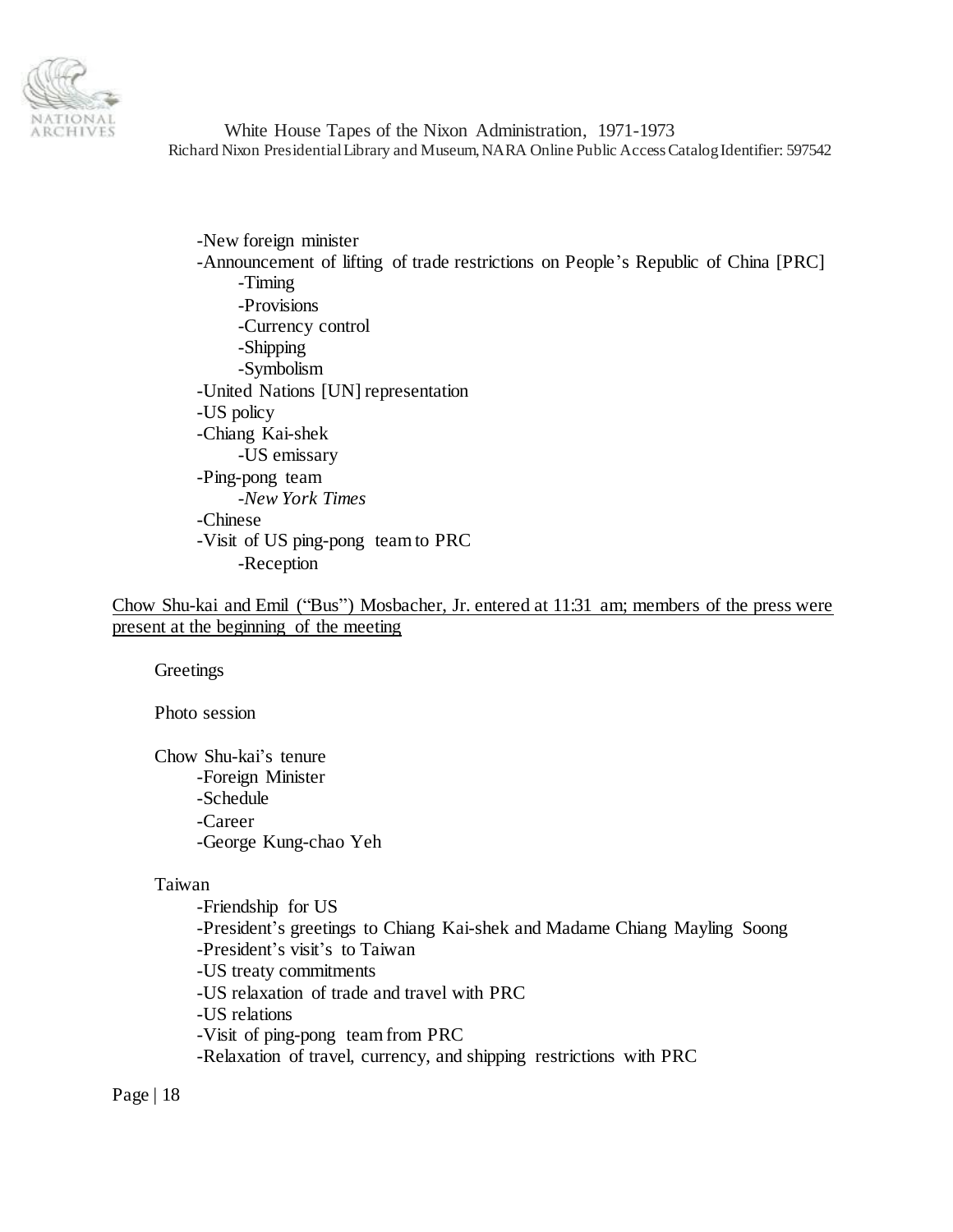- -New foreign minister
- -Announcement of lifting of trade restrictions on People's Republic of China [PRC]
    - -Timing
    - -Provisions
    - -Currency control
    - -Shipping
    - -Symbolism
- -United Nations [UN] representation
- -US policy
- -Chiang Kai-shek
    - -US emissary
- -Ping-pong team
    - -*New York Times*
- -Chinese
- -Visit of US ping-pong team to PRC
    - -Reception

<u>Chow Shu-kai and Emil ("Bus") Mosbacher, Jr. entered at 11:31 am; members of the press were present at the beginning of the meeting</u>

Greetings

Photo session

Chow Shu-kai's tenure
- -Foreign Minister
- -Schedule
- -Career
- -George Kung-chao Yeh

Taiwan
- -Friendship for US
- -President's greetings to Chiang Kai-shek and Madame Chiang Mayling Soong
- -President's visit's to Taiwan
- -US treaty commitments
- -US relaxation of trade and travel with PRC
- -US relations
- -Visit of ping-pong team from PRC
- -Relaxation of travel, currency, and shipping restrictions with PRC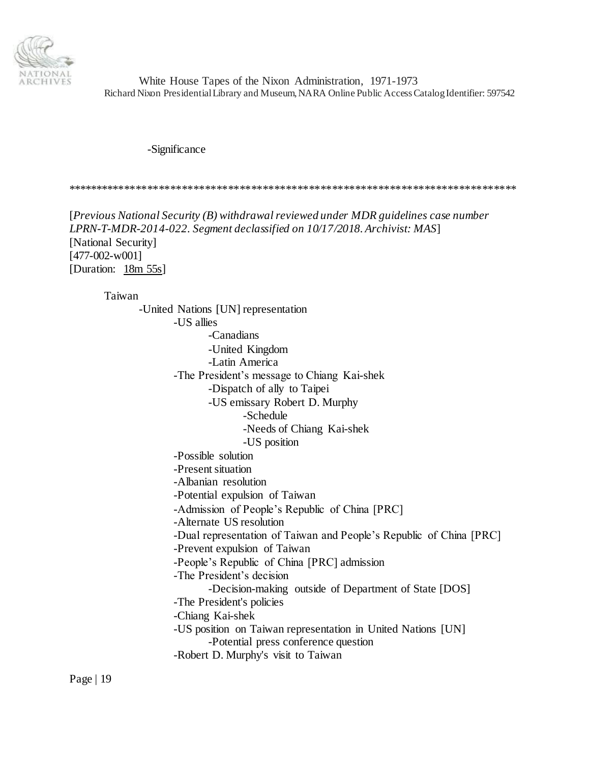-Significance

******************************************************************************

[*Previous National Security (B) withdrawal reviewed under MDR guidelines case number LPRN-T-MDR-2014-022. Segment declassified on 10/17/2018. Archivist: MAS*]
[National Security]
[477-002-w001]
[Duration: 18m 55s]

Taiwan
- -United Nations [UN] representation
    - -US allies
        - -Canadians
        - -United Kingdom
        - -Latin America
    - -The President's message to Chiang Kai-shek
        - -Dispatch of ally to Taipei
        - -US emissary Robert D. Murphy
            - -Schedule
            - -Needs of Chiang Kai-shek
            - -US position
    - -Possible solution
    - -Present situation
    - -Albanian resolution
    - -Potential expulsion of Taiwan
    - -Admission of People's Republic of China [PRC]
    - -Alternate US resolution
    - -Dual representation of Taiwan and People's Republic of China [PRC]
    - -Prevent expulsion of Taiwan
    - -People's Republic of China [PRC] admission
    - -The President's decision
        - -Decision-making outside of Department of State [DOS]
    - -The President's policies
    - -Chiang Kai-shek
    - -US position on Taiwan representation in United Nations [UN]
        - -Potential press conference question
    - -Robert D. Murphy's visit to Taiwan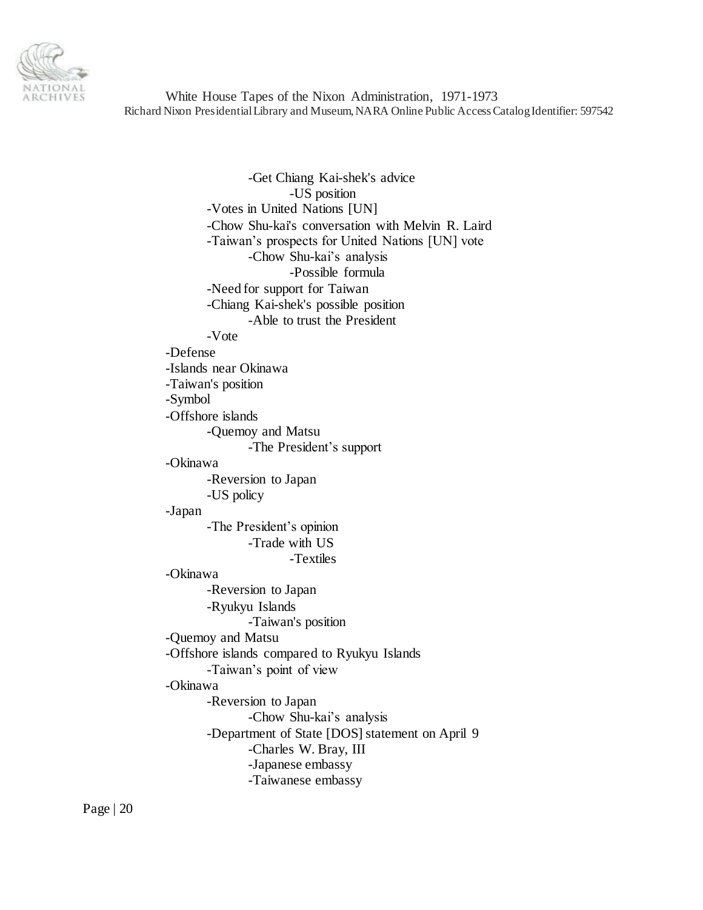- -Get Chiang Kai-shek's advice
  - -US position
- -Votes in United Nations [UN]
- -Chow Shu-kai's conversation with Melvin R. Laird
- -Taiwan's prospects for United Nations [UN] vote
  - -Chow Shu-kai's analysis
    - -Possible formula
- -Need for support for Taiwan
- -Chiang Kai-shek's possible position
  - -Able to trust the President
- -Vote

- -Defense
- -Islands near Okinawa
- -Taiwan's position
- -Symbol
- -Offshore islands
  - -Quemoy and Matsu
    - -The President's support
- -Okinawa
  - -Reversion to Japan
  - -US policy
- -Japan
  - -The President's opinion
    - -Trade with US
      - -Textiles
- -Okinawa
  - -Reversion to Japan
  - -Ryukyu Islands
    - -Taiwan's position
- -Quemoy and Matsu
- -Offshore islands compared to Ryukyu Islands
  - -Taiwan's point of view
- -Okinawa
  - -Reversion to Japan
    - -Chow Shu-kai's analysis
  - -Department of State [DOS] statement on April 9
    - -Charles W. Bray, III
    - -Japanese embassy
    - -Taiwanese embassy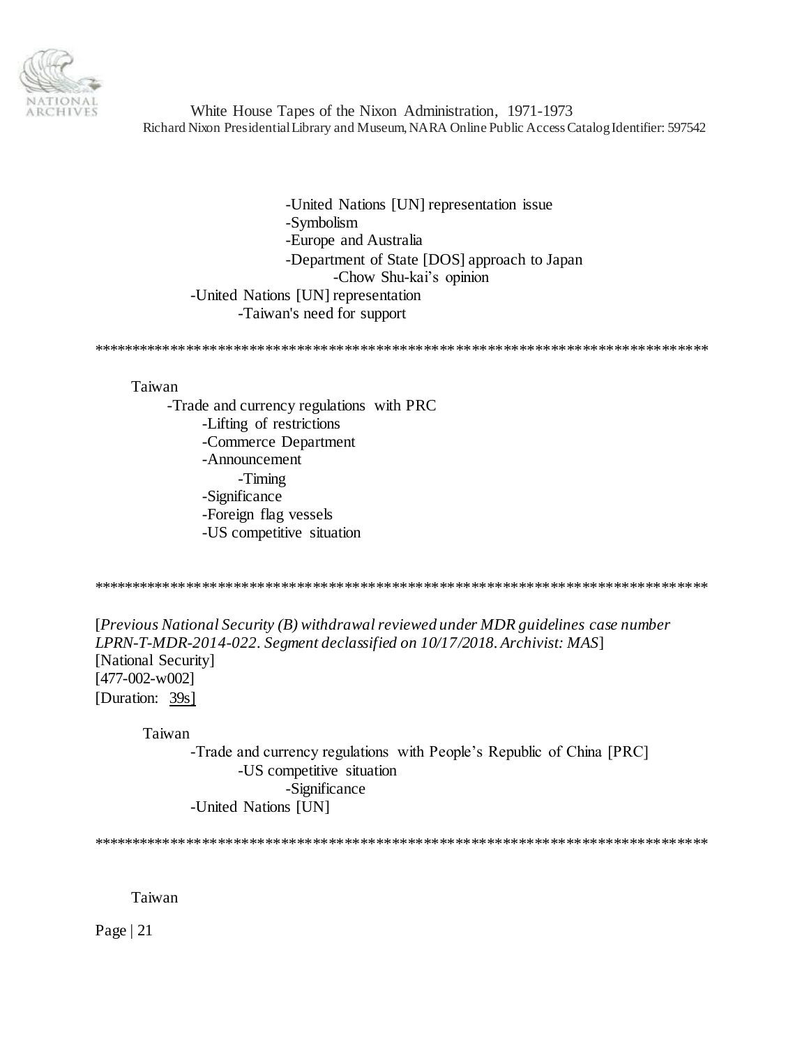- United Nations [UN] representation issue
  - Symbolism
  - Europe and Australia
  - Department of State [DOS] approach to Japan
    - Chow Shu-kai's opinion
- United Nations [UN] representation
  - Taiwan's need for support

*****************************************************************************

Taiwan

- Trade and currency regulations with PRC
  - Lifting of restrictions
  - Commerce Department
  - Announcement
    - Timing
  - Significance
  - Foreign flag vessels
  - US competitive situation

*****************************************************************************

[*Previous National Security (B) withdrawal reviewed under MDR guidelines case number LPRN-T-MDR-2014-022. Segment declassified on 10/17/2018. Archivist: MAS*]
[National Security]
[477-002-w002]
[Duration: 39s]

Taiwan

- Trade and currency regulations with People's Republic of China [PRC]
  - US competitive situation
    - Significance
- United Nations [UN]

*****************************************************************************

Taiwan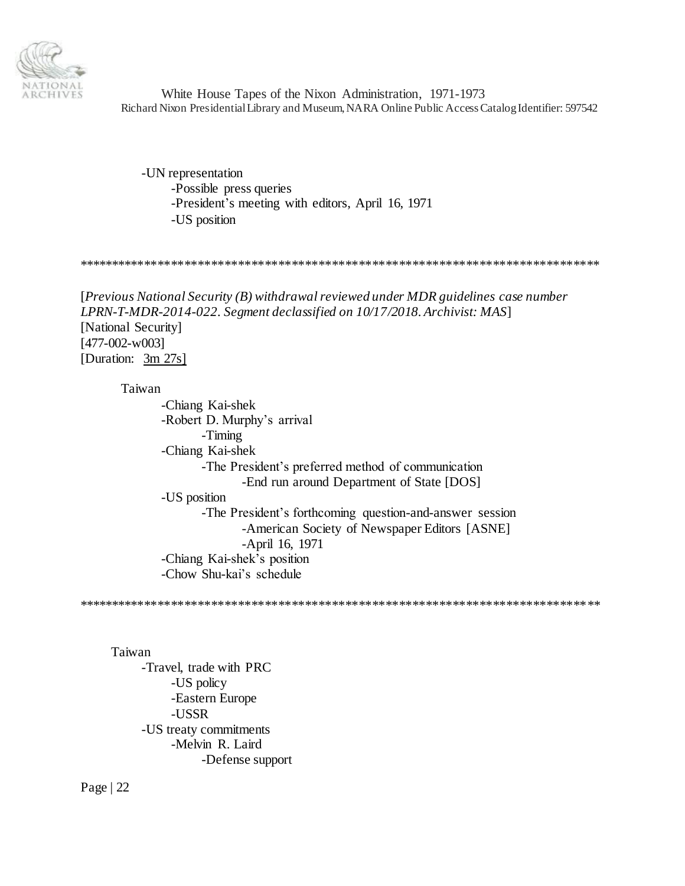- UN representation
  - Possible press queries
  - President's meeting with editors, April 16, 1971
  - US position

******************************************************************************

[*Previous National Security (B) withdrawal reviewed under MDR guidelines case number LPRN-T-MDR-2014-022. Segment declassified on 10/17/2018. Archivist: MAS*]
[National Security]
[477-002-w003]
[Duration: 3m 27s]

Taiwan
- Chiang Kai-shek
- Robert D. Murphy's arrival
  - Timing
- Chiang Kai-shek
  - The President's preferred method of communication
    - End run around Department of State [DOS]
- US position
  - The President's forthcoming question-and-answer session
    - American Society of Newspaper Editors [ASNE]
    - April 16, 1971
- Chiang Kai-shek's position
- Chow Shu-kai's schedule

******************************************************************************

Taiwan
- Travel, trade with PRC
  - US policy
  - Eastern Europe
  - USSR
- US treaty commitments
  - Melvin R. Laird
    - Defense support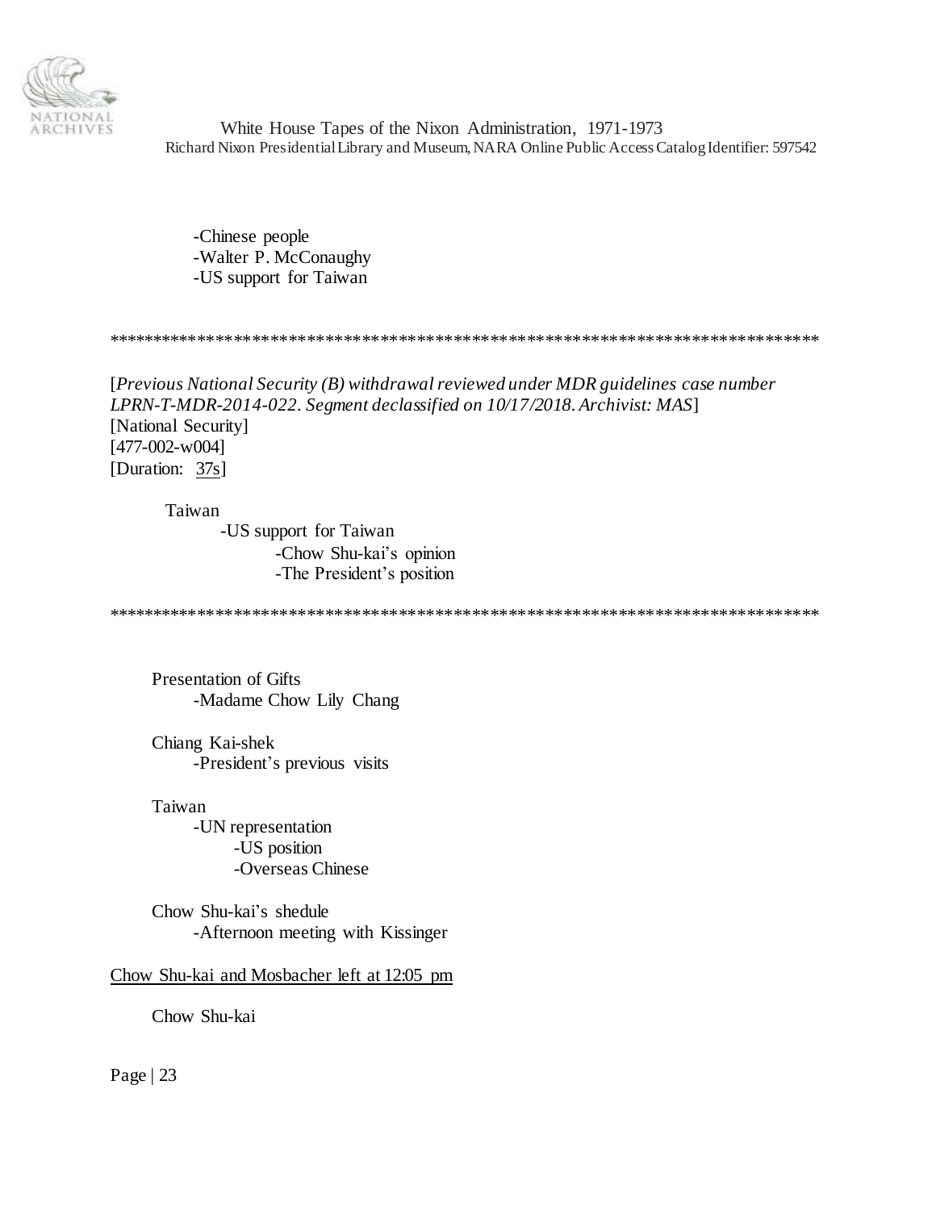- Chinese people
- Walter P. McConaughy
- US support for Taiwan

******************************************************************************

[*Previous National Security (B) withdrawal reviewed under MDR guidelines case number LPRN-T-MDR-2014-022. Segment declassified on 10/17/2018. Archivist: MAS*]
[National Security]
[477-002-w004]
[Duration: 37s]

Taiwan
- US support for Taiwan
  - Chow Shu-kai's opinion
  - The President's position

******************************************************************************

Presentation of Gifts
- Madame Chow Lily Chang

Chiang Kai-shek
- President's previous visits

Taiwan
- UN representation
  - US position
  - Overseas Chinese

Chow Shu-kai's shedule
- Afternoon meeting with Kissinger

<u>Chow Shu-kai and Mosbacher left at 12:05 pm</u>

Chow Shu-kai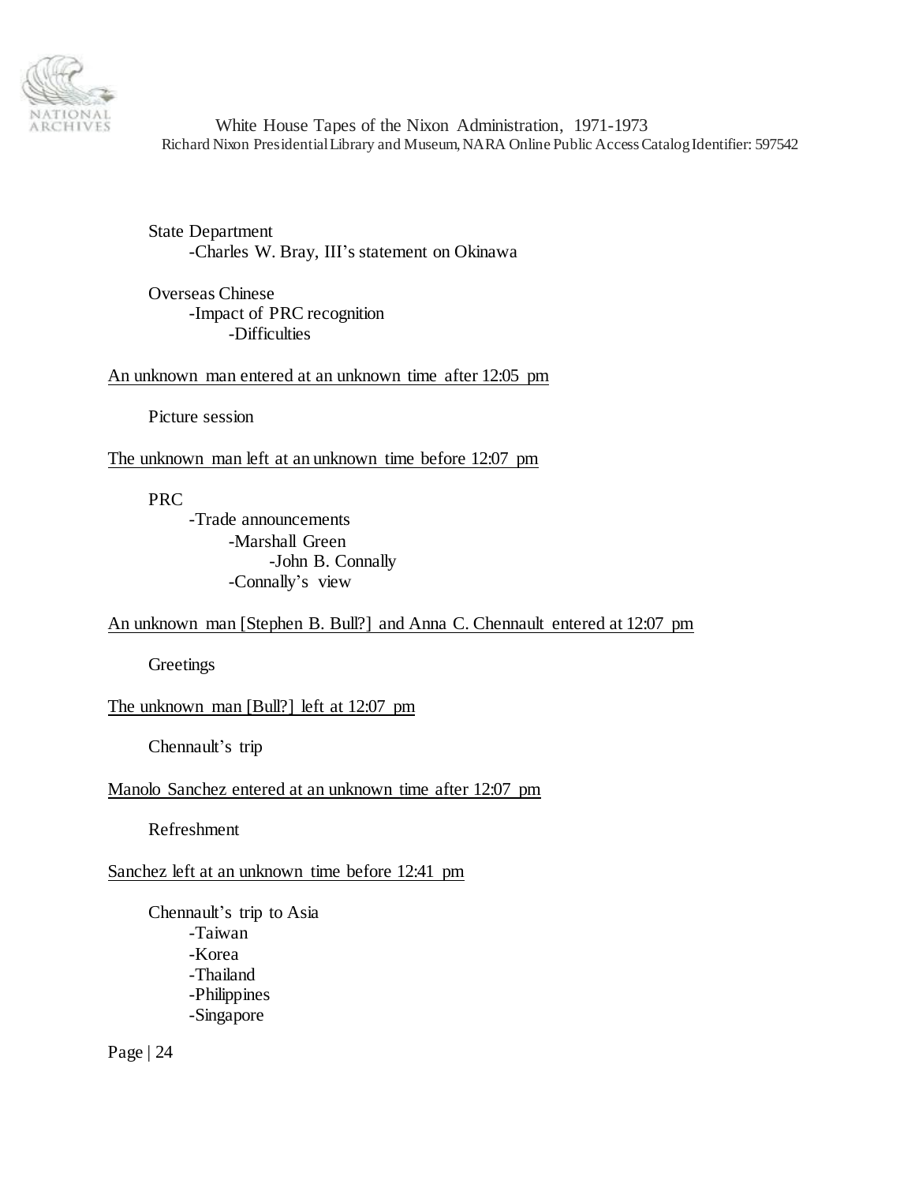State Department
- Charles W. Bray, III's statement on Okinawa

Overseas Chinese
- Impact of PRC recognition
  - Difficulties

<u>An unknown man entered at an unknown time after 12:05 pm</u>

Picture session

<u>The unknown man left at an unknown time before 12:07 pm</u>

PRC
- Trade announcements
  - Marshall Green
    - John B. Connally
  - Connally's view

<u>An unknown man [Stephen B. Bull?] and Anna C. Chennault entered at 12:07 pm</u>

Greetings

<u>The unknown man [Bull?] left at 12:07 pm</u>

Chennault's trip

<u>Manolo Sanchez entered at an unknown time after 12:07 pm</u>

Refreshment

<u>Sanchez left at an unknown time before 12:41 pm</u>

Chennault's trip to Asia
- Taiwan
- Korea
- Thailand
- Philippines
- Singapore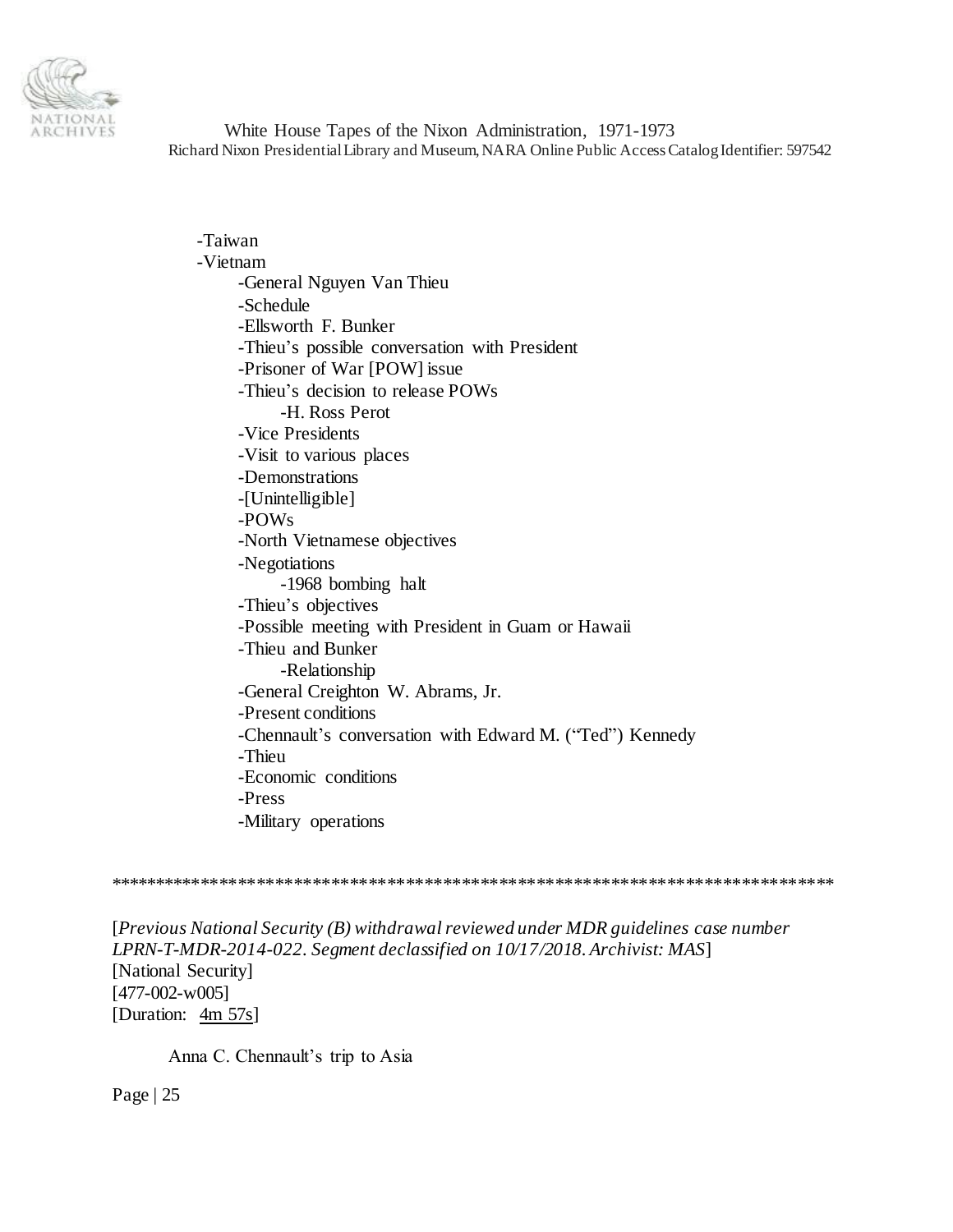- -Taiwan
- -Vietnam
    - -General Nguyen Van Thieu
    - -Schedule
    - -Ellsworth F. Bunker
    - -Thieu's possible conversation with President
    - -Prisoner of War [POW] issue
    - -Thieu's decision to release POWs
        - -H. Ross Perot
    - -Vice Presidents
    - -Visit to various places
    - -Demonstrations
    - -[Unintelligible]
    - -POWs
    - -North Vietnamese objectives
    - -Negotiations
        - -1968 bombing halt
    - -Thieu's objectives
    - -Possible meeting with President in Guam or Hawaii
    - -Thieu and Bunker
        - -Relationship
    - -General Creighton W. Abrams, Jr.
    - -Present conditions
    - -Chennault's conversation with Edward M. ("Ted") Kennedy
    - -Thieu
    - -Economic conditions
    - -Press
    - -Military operations

******************************************************************************

[*Previous National Security (B) withdrawal reviewed under MDR guidelines case number LPRN-T-MDR-2014-022. Segment declassified on 10/17/2018. Archivist: MAS*]
[National Security]
[477-002-w005]
[Duration: 4m 57s]

Anna C. Chennault's trip to Asia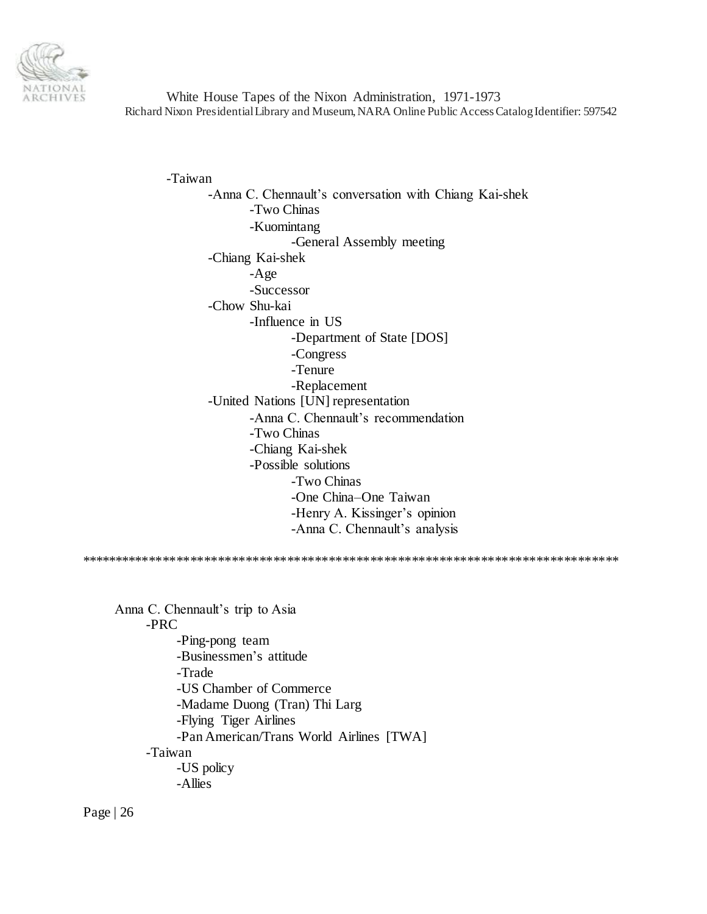- -Taiwan
    - -Anna C. Chennault's conversation with Chiang Kai-shek
        - -Two Chinas
        - -Kuomintang
            - -General Assembly meeting
    - -Chiang Kai-shek
        - -Age
        - -Successor
    - -Chow Shu-kai
        - -Influence in US
            - -Department of State [DOS]
            - -Congress
            - -Tenure
            - -Replacement
    - -United Nations [UN] representation
        - -Anna C. Chennault's recommendation
        - -Two Chinas
        - -Chiang Kai-shek
        - -Possible solutions
            - -Two Chinas
            - -One China–One Taiwan
            - -Henry A. Kissinger's opinion
            - -Anna C. Chennault's analysis

******************************************************************************

Anna C. Chennault's trip to Asia

- -PRC
    - -Ping-pong team
    - -Businessmen's attitude
    - -Trade
    - -US Chamber of Commerce
    - -Madame Duong (Tran) Thi Larg
    - -Flying Tiger Airlines
    - -Pan American/Trans World Airlines [TWA]
- -Taiwan
    - -US policy
    - -Allies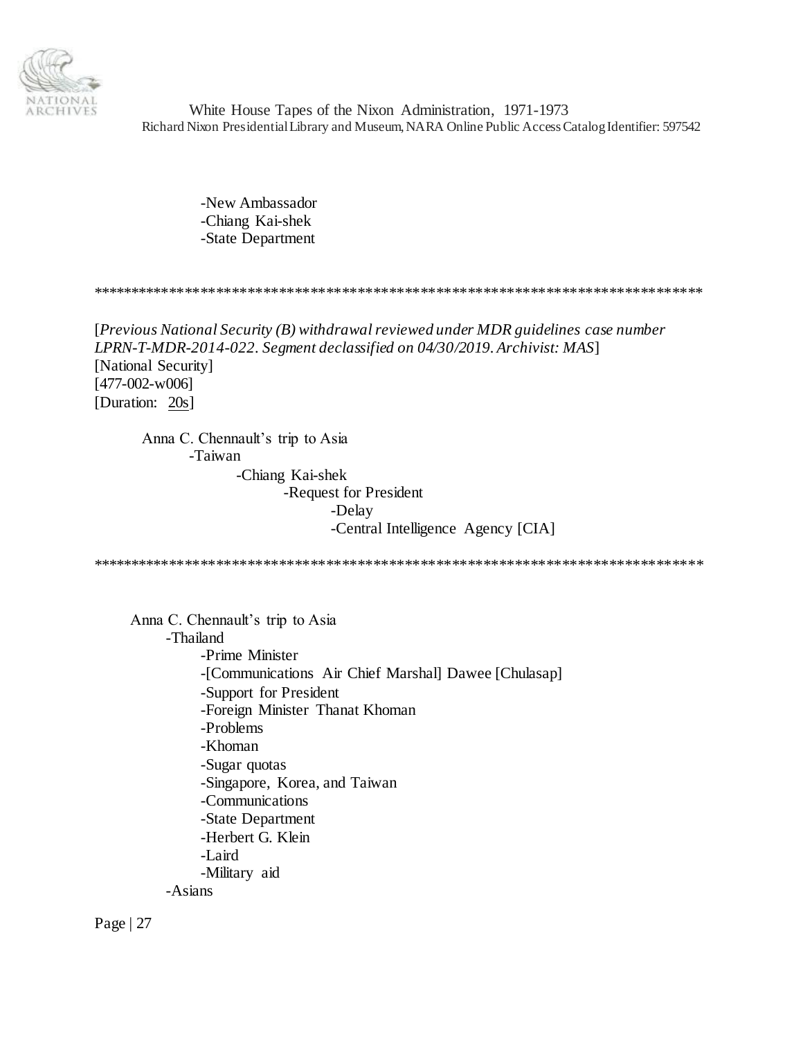-New Ambassador
-Chiang Kai-shek
-State Department

******************************************************************************

[*Previous National Security (B) withdrawal reviewed under MDR guidelines case number LPRN-T-MDR-2014-022. Segment declassified on 04/30/2019. Archivist: MAS*]
[National Security]
[477-002-w006]
[Duration: 20s]

Anna C. Chennault's trip to Asia
- Taiwan
  - Chiang Kai-shek
    - Request for President
      - Delay
      - Central Intelligence Agency [CIA]

******************************************************************************

Anna C. Chennault's trip to Asia
- Thailand
  - Prime Minister
  - [Communications Air Chief Marshal] Dawee [Chulasap]
  - Support for President
  - Foreign Minister Thanat Khoman
  - Problems
  - Khoman
  - Sugar quotas
  - Singapore, Korea, and Taiwan
  - Communications
  - State Department
  - Herbert G. Klein
  - Laird
  - Military aid
- Asians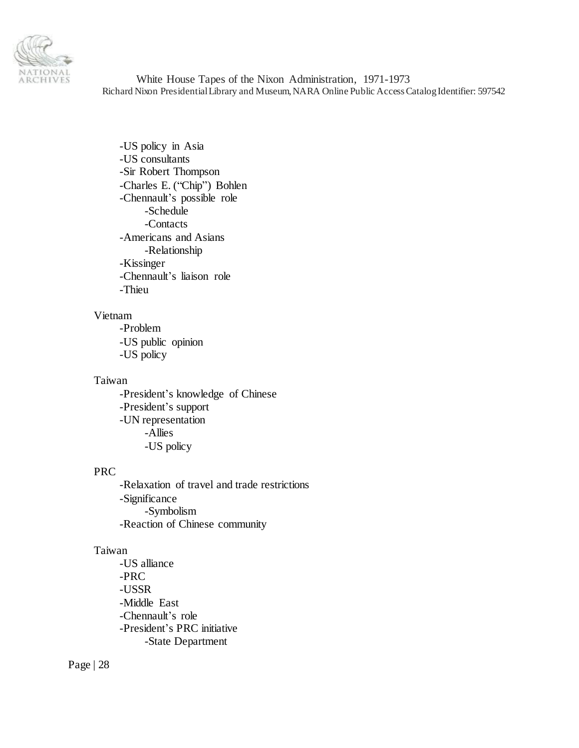- US policy in Asia
- US consultants
- Sir Robert Thompson
- Charles E. ("Chip") Bohlen
- Chennault's possible role
  - Schedule
  - Contacts
- Americans and Asians
  - Relationship
- Kissinger
- Chennault's liaison role
- Thieu

Vietnam

- Problem
- US public opinion
- US policy

Taiwan

- President's knowledge of Chinese
- President's support
- UN representation
  - Allies
  - US policy

PRC

- Relaxation of travel and trade restrictions
- Significance
  - Symbolism
- Reaction of Chinese community

Taiwan

- US alliance
- PRC
- USSR
- Middle East
- Chennault's role
- President's PRC initiative
  - State Department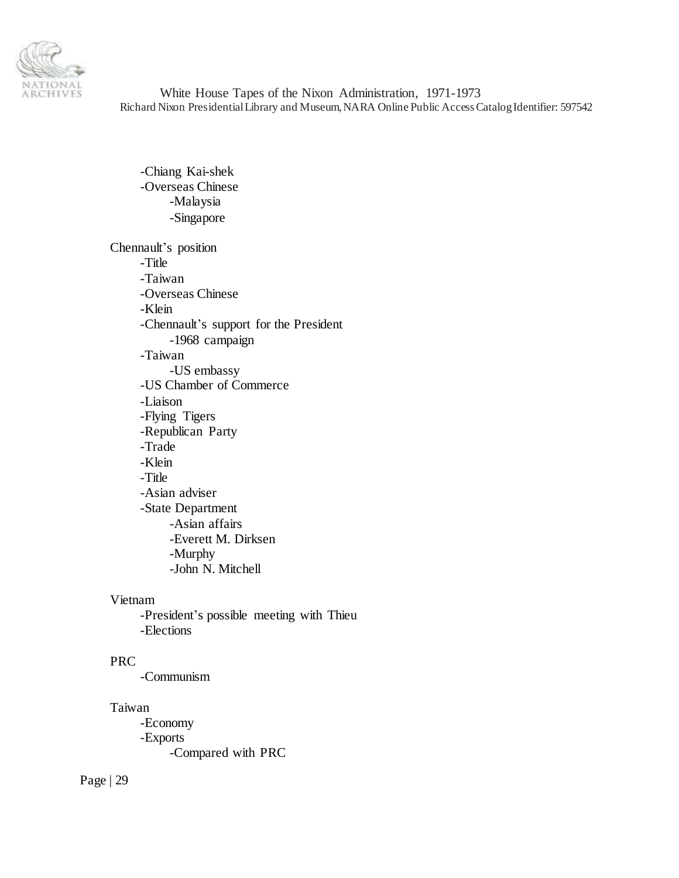- -Chiang Kai-shek
- -Overseas Chinese
  - -Malaysia
  - -Singapore

Chennault's position
- -Title
- -Taiwan
- -Overseas Chinese
- -Klein
- -Chennault's support for the President
  - -1968 campaign
- -Taiwan
  - -US embassy
- -US Chamber of Commerce
- -Liaison
- -Flying Tigers
- -Republican Party
- -Trade
- -Klein
- -Title
- -Asian adviser
- -State Department
  - -Asian affairs
  - -Everett M. Dirksen
  - -Murphy
  - -John N. Mitchell

Vietnam
- -President's possible meeting with Thieu
- -Elections

PRC
- -Communism

Taiwan
- -Economy
- -Exports
  - -Compared with PRC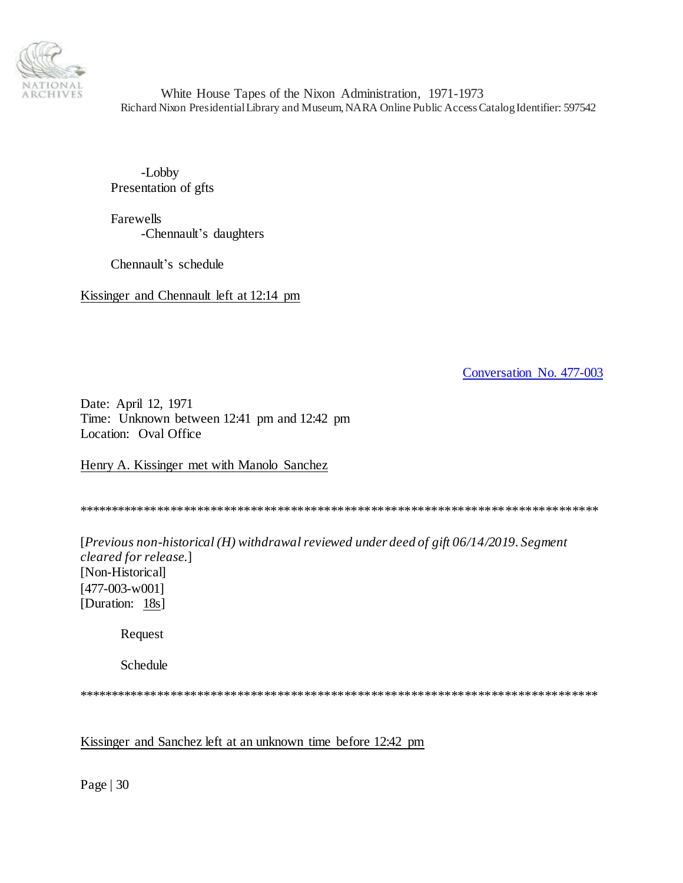-Lobby
Presentation of gfts

Farewells
-Chennault's daughters

Chennault's schedule

Kissinger and Chennault left at 12:14 pm

Conversation No. 477-003

Date: April 12, 1971
Time: Unknown between 12:41 pm and 12:42 pm
Location: Oval Office

Henry A. Kissinger met with Manolo Sanchez

*******************************************************************************

[*Previous non-historical (H) withdrawal reviewed under deed of gift 06/14/2019. Segment cleared for release.*]
[Non-Historical]
[477-003-w001]
[Duration: 18s]

Request

Schedule

*******************************************************************************

Kissinger and Sanchez left at an unknown time before 12:42 pm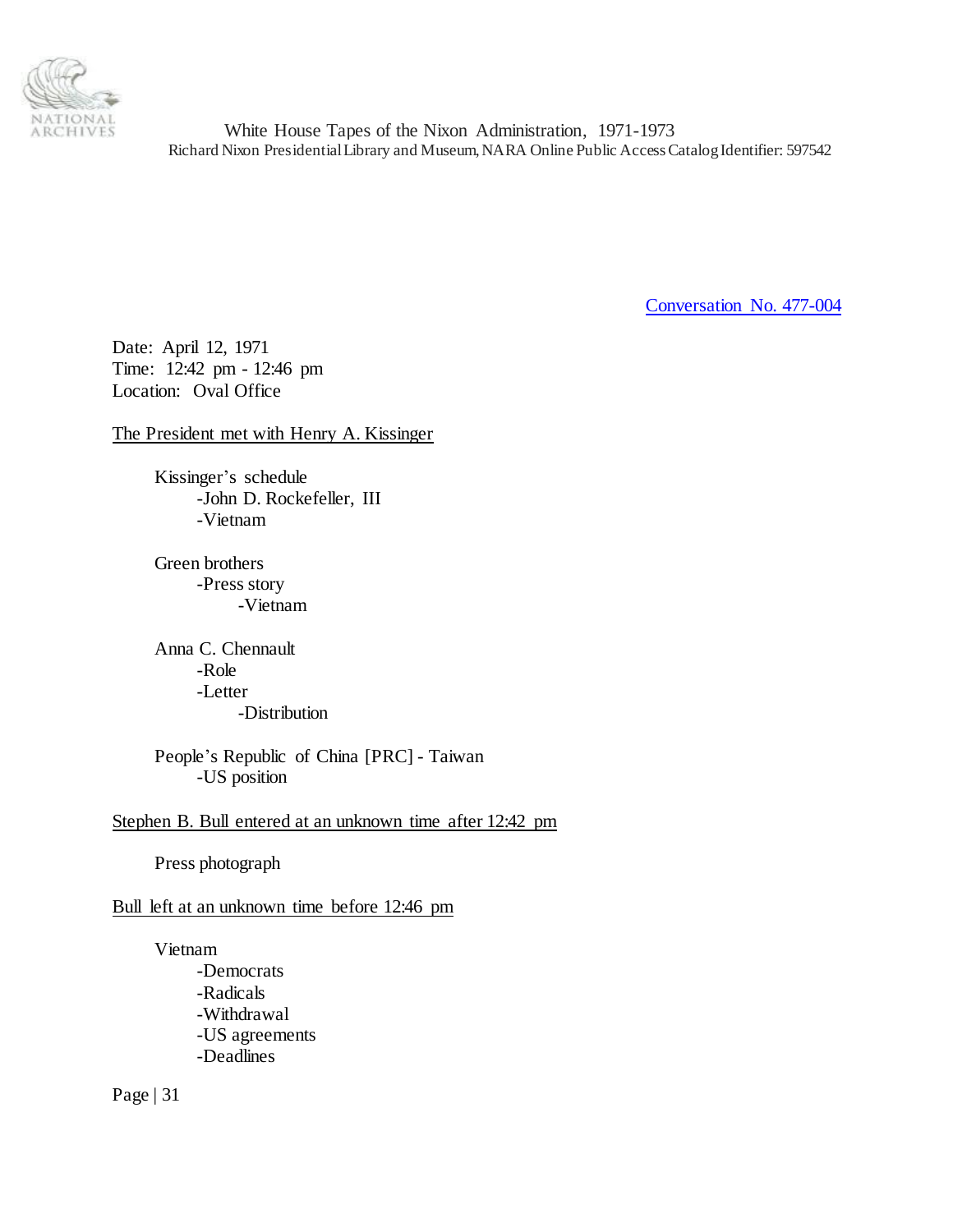Conversation No. 477-004

Date: April 12, 1971
Time: 12:42 pm - 12:46 pm
Location: Oval Office

The President met with Henry A. Kissinger

- Kissinger's schedule
    - John D. Rockefeller, III
    - Vietnam

- Green brothers
    - Press story
        - Vietnam

- Anna C. Chennault
    - Role
    - Letter
        - Distribution

- People's Republic of China [PRC] - Taiwan
    - US position

Stephen B. Bull entered at an unknown time after 12:42 pm

- Press photograph

Bull left at an unknown time before 12:46 pm

- Vietnam
    - Democrats
    - Radicals
    - Withdrawal
    - US agreements
    - Deadlines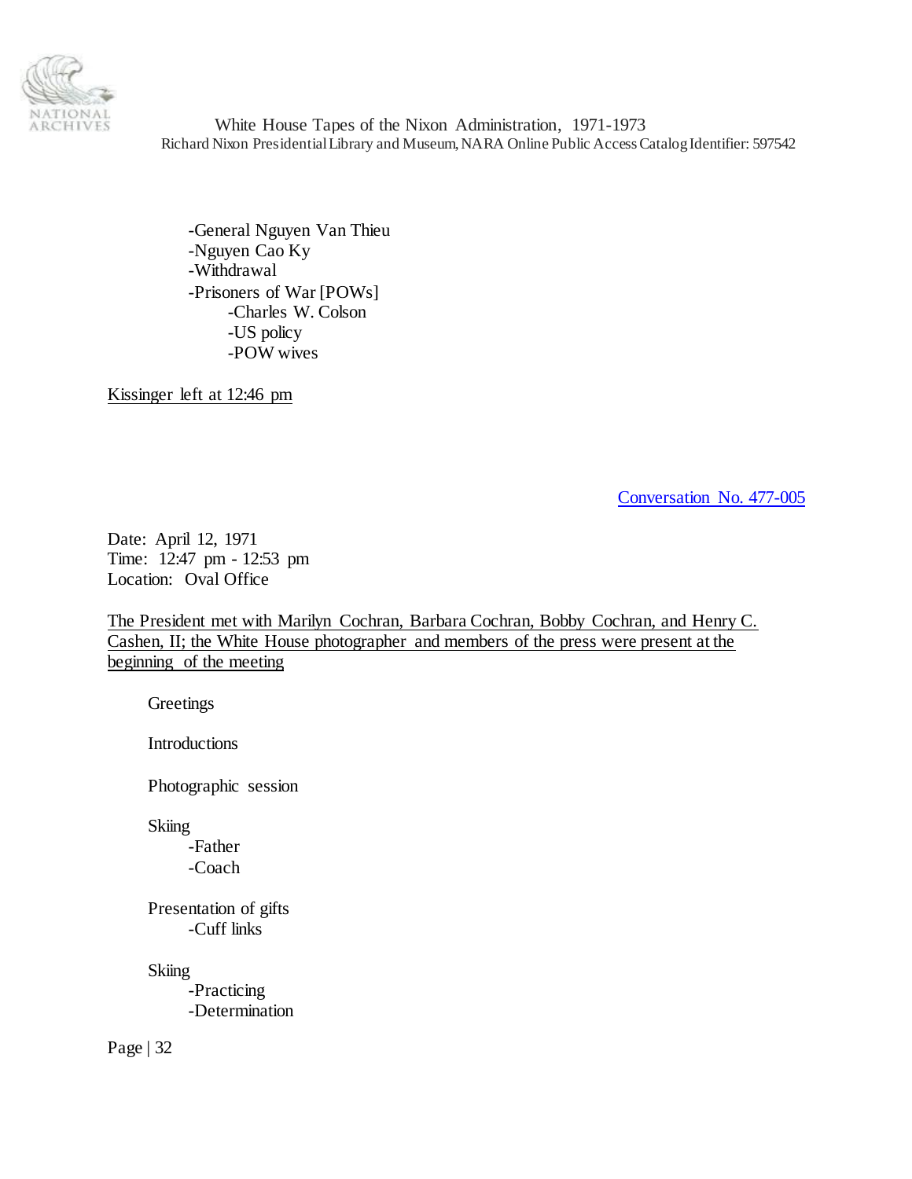- General Nguyen Van Thieu
- Nguyen Cao Ky
- Withdrawal
- Prisoners of War [POWs]
    - Charles W. Colson
    - US policy
    - POW wives

Kissinger left at 12:46 pm

Conversation No. 477-005

Date: April 12, 1971
Time: 12:47 pm - 12:53 pm
Location: Oval Office

The President met with Marilyn Cochran, Barbara Cochran, Bobby Cochran, and Henry C. Cashen, II; the White House photographer and members of the press were present at the beginning of the meeting

Greetings

Introductions

Photographic session

Skiing
- Father
- Coach

Presentation of gifts
- Cuff links

Skiing
- Practicing
- Determination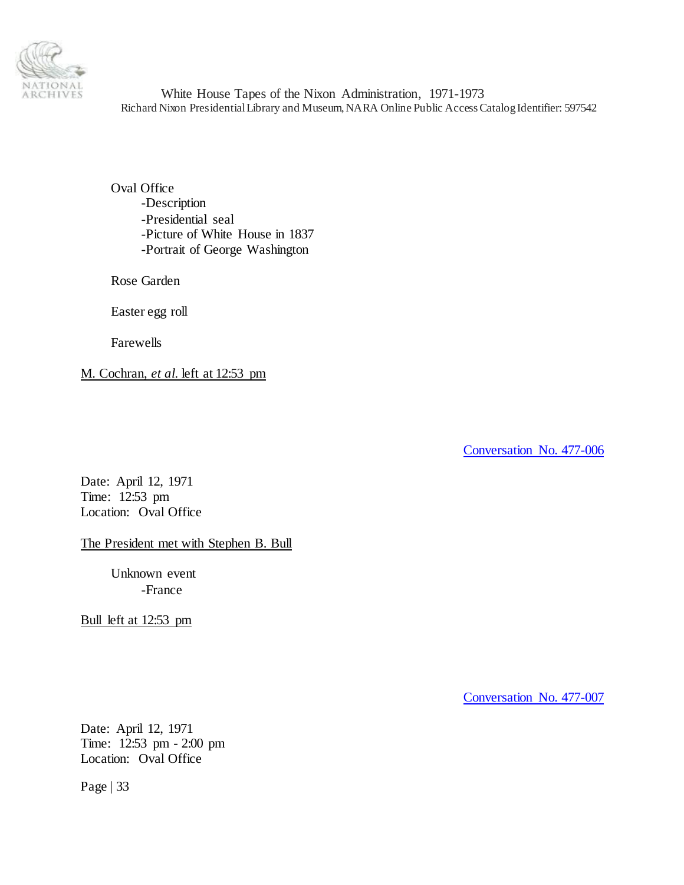Oval Office
- Description
- Presidential seal
- Picture of White House in 1837
- Portrait of George Washington

Rose Garden

Easter egg roll

Farewells

M. Cochran, *et al.* left at 12:53 pm

Conversation No. 477-006

Date: April 12, 1971
Time: 12:53 pm
Location: Oval Office

The President met with Stephen B. Bull

Unknown event
- France

Bull left at 12:53 pm

Conversation No. 477-007

Date: April 12, 1971
Time: 12:53 pm - 2:00 pm
Location: Oval Office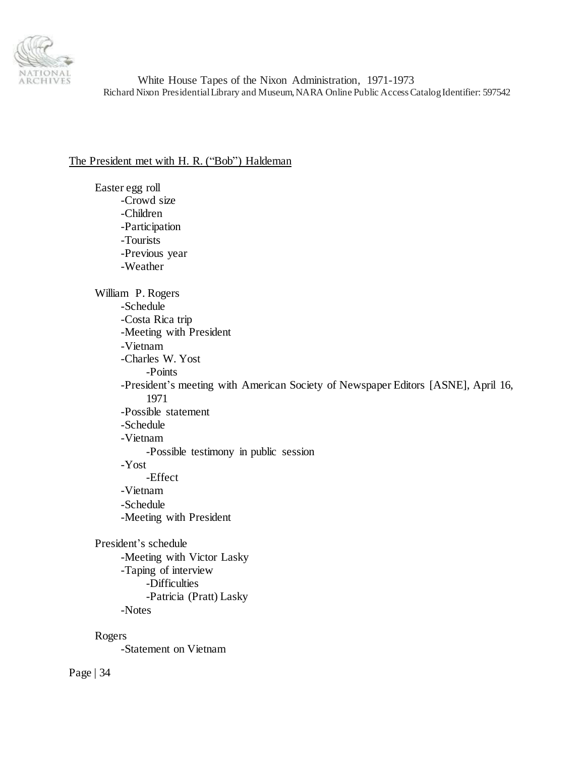<u>The President met with H. R. (“Bob”) Haldeman</u>

Easter egg roll
- Crowd size
- Children
- Participation
- Tourists
- Previous year
- Weather

William P. Rogers
- Schedule
- Costa Rica trip
- Meeting with President
- Vietnam
- Charles W. Yost
    - Points
- President’s meeting with American Society of Newspaper Editors [ASNE], April 16, 1971
- Possible statement
- Schedule
- Vietnam
    - Possible testimony in public session
- Yost
    - Effect
- Vietnam
- Schedule
- Meeting with President

President’s schedule
- Meeting with Victor Lasky
- Taping of interview
    - Difficulties
    - Patricia (Pratt) Lasky
- Notes

Rogers
- Statement on Vietnam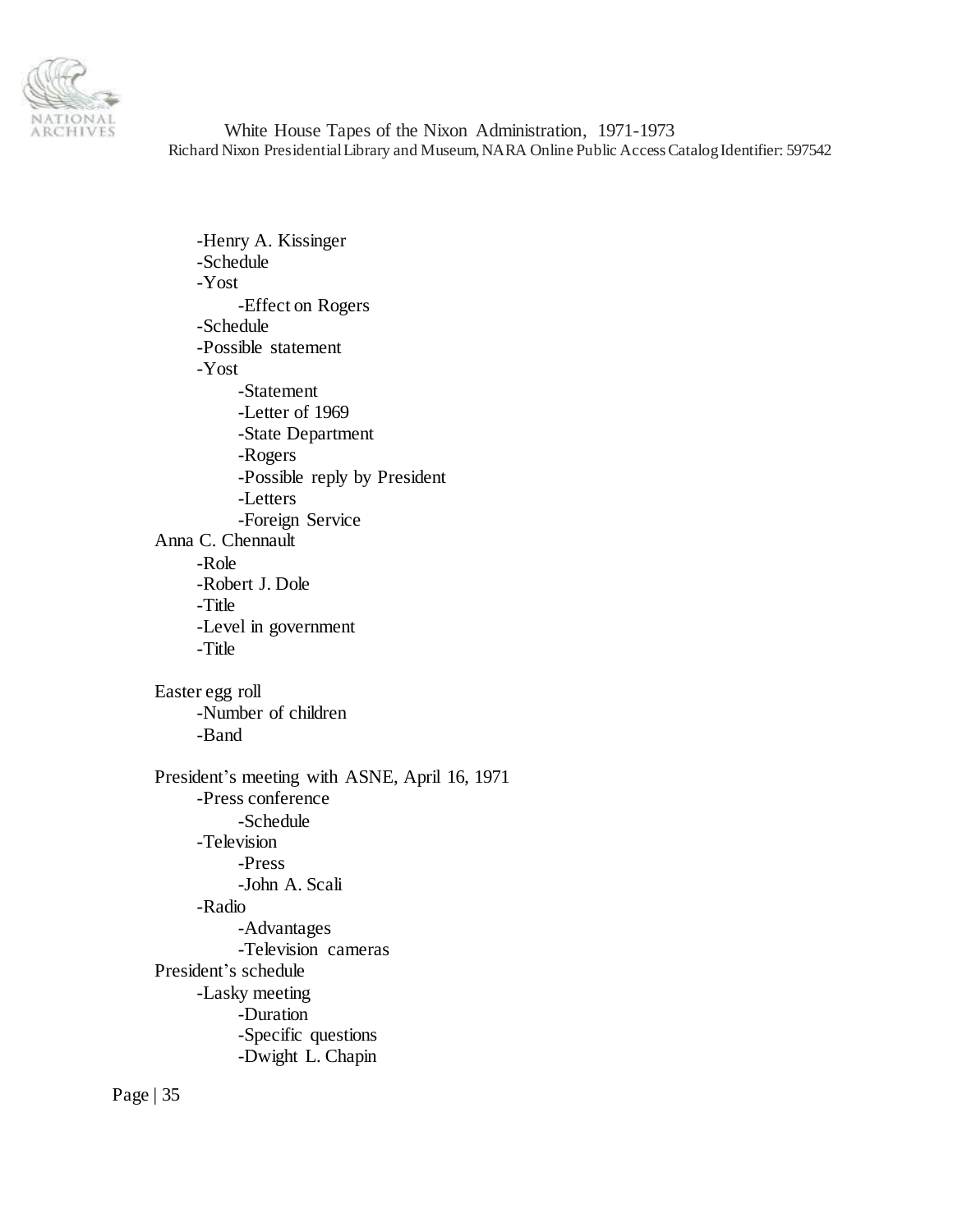- Henry A. Kissinger
- Schedule
- Yost
    - Effect on Rogers
- Schedule
- Possible statement
- Yost
    - Statement
    - Letter of 1969
    - State Department
    - Rogers
    - Possible reply by President
    - Letters
    - Foreign Service

Anna C. Chennault
- Role
- Robert J. Dole
- Title
- Level in government
- Title

Easter egg roll
- Number of children
- Band

President's meeting with ASNE, April 16, 1971
- Press conference
    - Schedule
- Television
    - Press
    - John A. Scali
- Radio
    - Advantages
    - Television cameras

President's schedule
- Lasky meeting
    - Duration
    - Specific questions
    - Dwight L. Chapin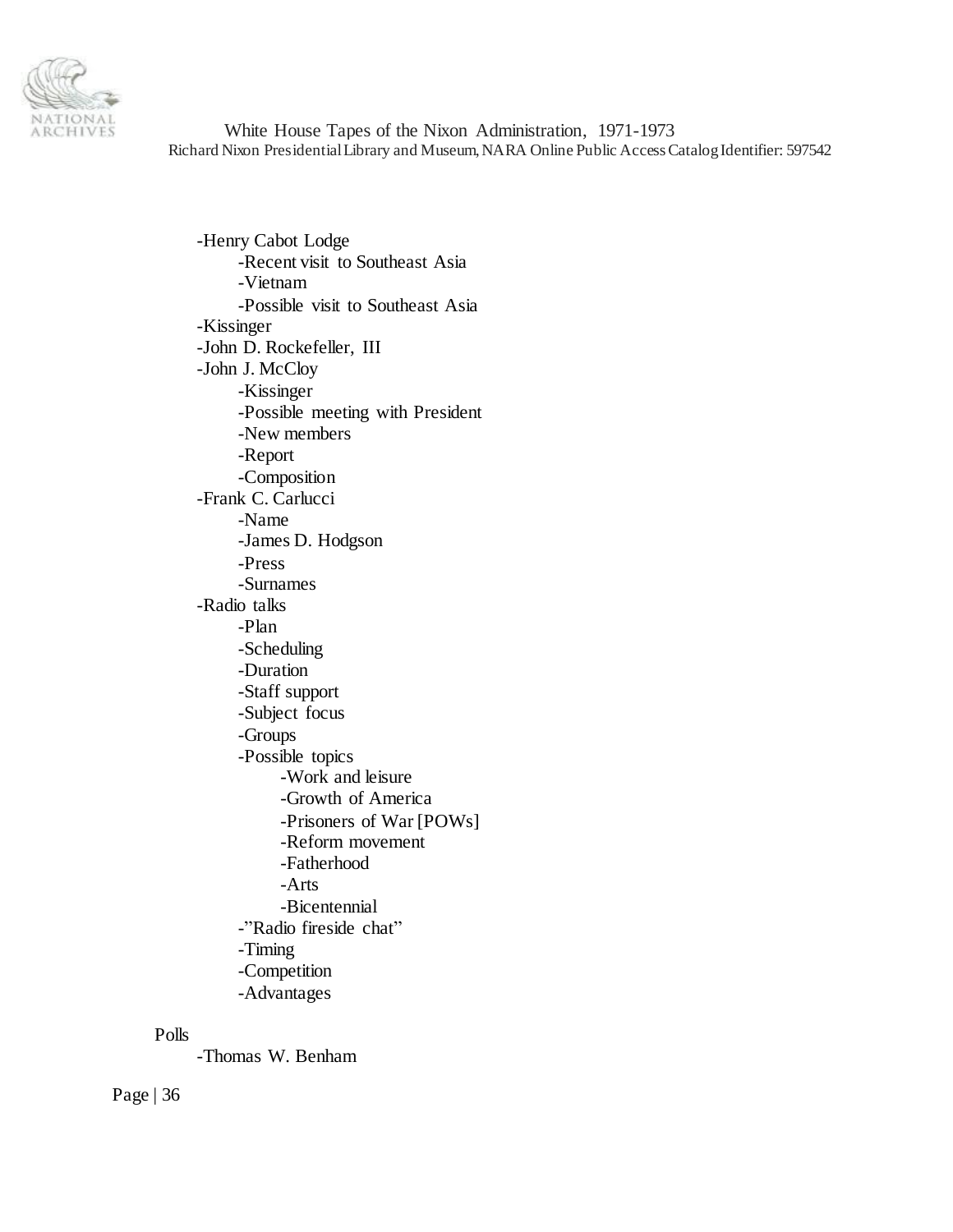- -Henry Cabot Lodge
    - -Recent visit to Southeast Asia
    - -Vietnam
    - -Possible visit to Southeast Asia
- -Kissinger
- -John D. Rockefeller, III
- -John J. McCloy
    - -Kissinger
    - -Possible meeting with President
    - -New members
    - -Report
    - -Composition
- -Frank C. Carlucci
    - -Name
    - -James D. Hodgson
    - -Press
    - -Surnames
- -Radio talks
    - -Plan
    - -Scheduling
    - -Duration
    - -Staff support
    - -Subject focus
    - -Groups
    - -Possible topics
        - -Work and leisure
        - -Growth of America
        - -Prisoners of War [POWs]
        - -Reform movement
        - -Fatherhood
        - -Arts
        - -Bicentennial
    - -"Radio fireside chat"
    - -Timing
    - -Competition
    - -Advantages

Polls

- -Thomas W. Benham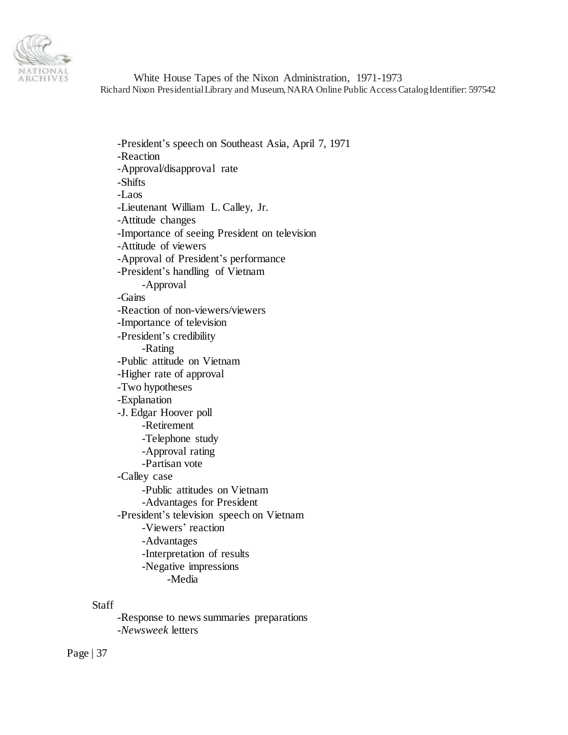- -President's speech on Southeast Asia, April 7, 1971
- -Reaction
- -Approval/disapproval rate
- -Shifts
- -Laos
- -Lieutenant William L. Calley, Jr.
- -Attitude changes
- -Importance of seeing President on television
- -Attitude of viewers
- -Approval of President's performance
- -President's handling of Vietnam
    - -Approval
- -Gains
- -Reaction of non-viewers/viewers
- -Importance of television
- -President's credibility
    - -Rating
- -Public attitude on Vietnam
- -Higher rate of approval
- -Two hypotheses
- -Explanation
- -J. Edgar Hoover poll
    - -Retirement
    - -Telephone study
    - -Approval rating
    - -Partisan vote
- -Calley case
    - -Public attitudes on Vietnam
    - -Advantages for President
- -President's television speech on Vietnam
    - -Viewers' reaction
    - -Advantages
    - -Interpretation of results
    - -Negative impressions
        - -Media

Staff

- -Response to news summaries preparations
- -*Newsweek* letters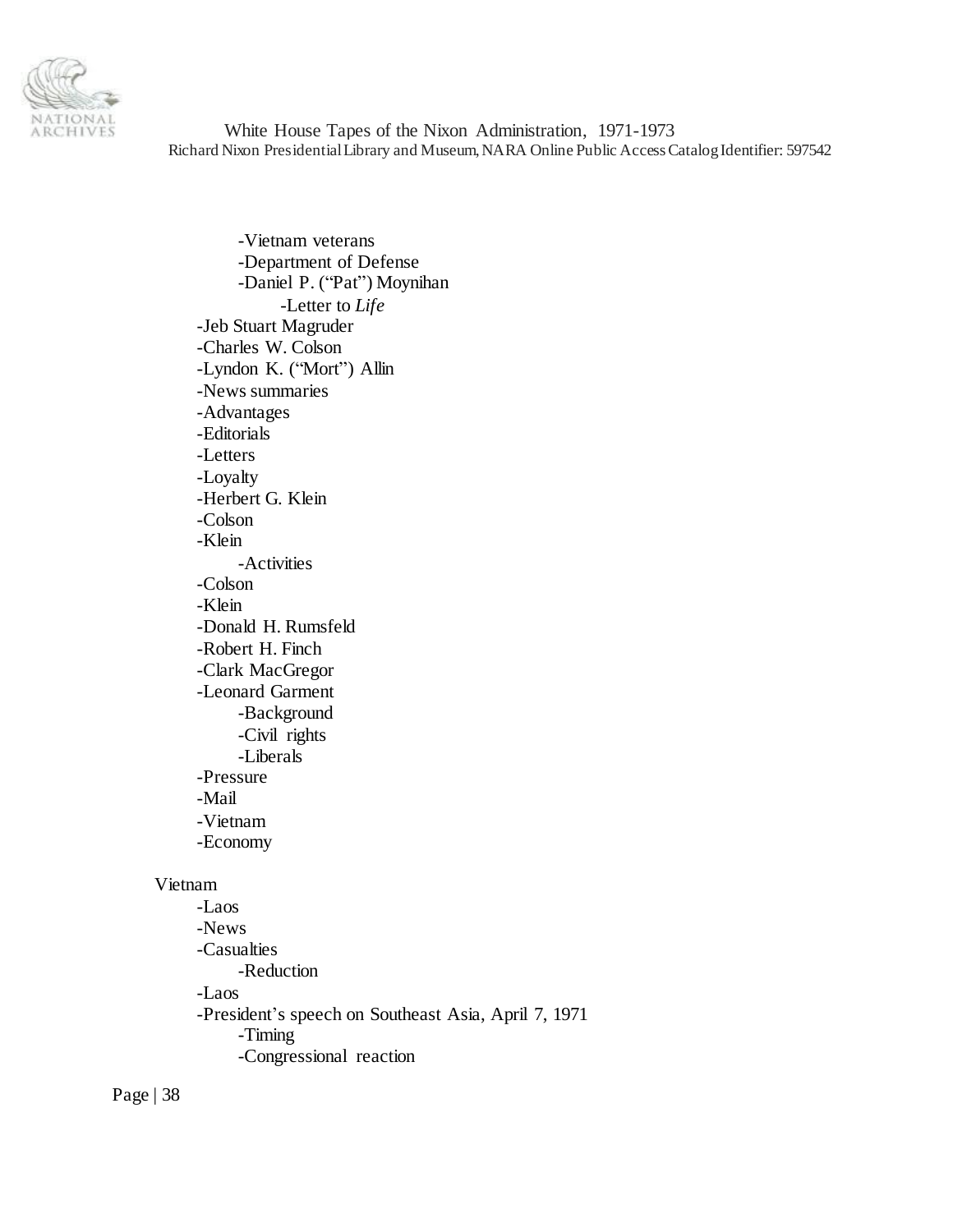- -Vietnam veterans
- -Department of Defense
- -Daniel P. ("Pat") Moynihan
    - -Letter to *Life*

- -Jeb Stuart Magruder
- -Charles W. Colson
- -Lyndon K. ("Mort") Allin
- -News summaries
- -Advantages
- -Editorials
- -Letters
- -Loyalty
- -Herbert G. Klein
- -Colson
- -Klein
    - -Activities
- -Colson
- -Klein
- -Donald H. Rumsfeld
- -Robert H. Finch
- -Clark MacGregor
- -Leonard Garment
    - -Background
    - -Civil rights
    - -Liberals
- -Pressure
- -Mail
- -Vietnam
- -Economy

Vietnam

- -Laos
- -News
- -Casualties
    - -Reduction
- -Laos
- -President's speech on Southeast Asia, April 7, 1971
    - -Timing
    - -Congressional reaction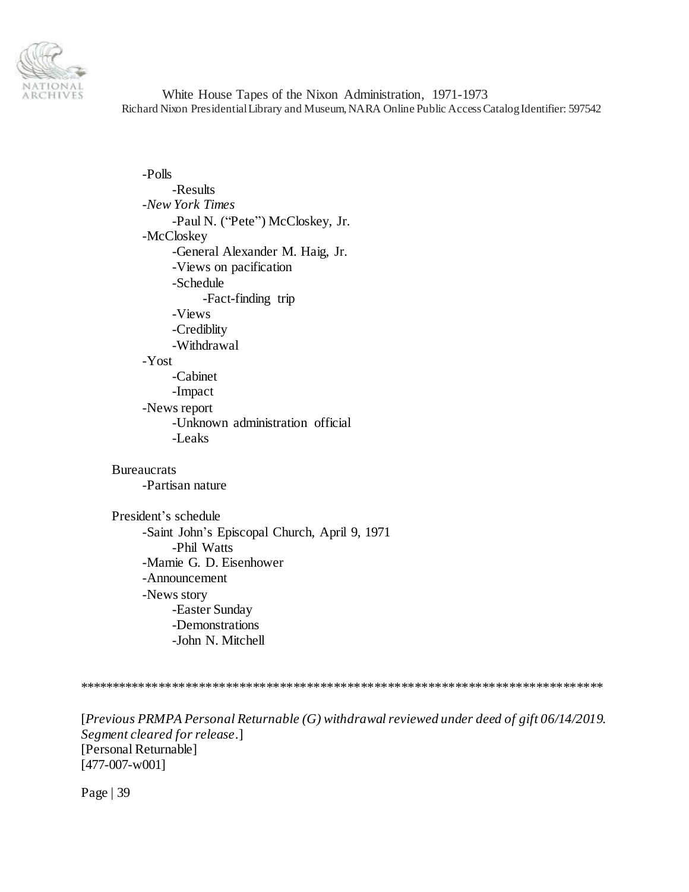- -Polls
    - -Results
- -*New York Times*
    - -Paul N. ("Pete") McCloskey, Jr.
- -McCloskey
    - -General Alexander M. Haig, Jr.
    - -Views on pacification
    - -Schedule
        - -Fact-finding trip
    - -Views
    - -Crediblity
    - -Withdrawal
- -Yost
    - -Cabinet
    - -Impact
- -News report
    - -Unknown administration official
    - -Leaks

Bureaucrats

- -Partisan nature

President's schedule

- -Saint John's Episcopal Church, April 9, 1971
    - -Phil Watts
- -Mamie G. D. Eisenhower
- -Announcement
- -News story
    - -Easter Sunday
    - -Demonstrations
    - -John N. Mitchell

*****************************************************************************

[*Previous PRMPA Personal Returnable (G) withdrawal reviewed under deed of gift 06/14/2019. Segment cleared for release*.]
[Personal Returnable]
[477-007-w001]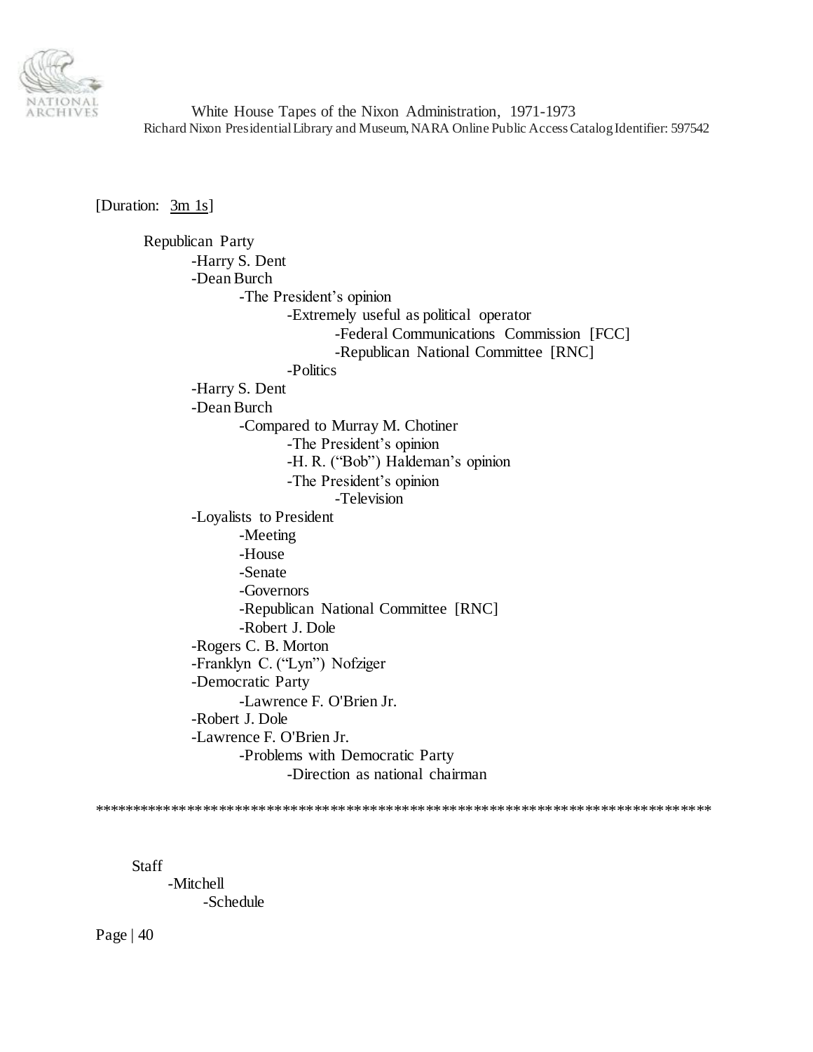[Duration: 3m 1s]

- Republican Party
    - -Harry S. Dent
    - -Dean Burch
        - -The President's opinion
            - -Extremely useful as political operator
                - -Federal Communications Commission [FCC]
                - -Republican National Committee [RNC]
            - -Politics
    - -Harry S. Dent
    - -Dean Burch
        - -Compared to Murray M. Chotiner
            - -The President's opinion
            - -H. R. ("Bob") Haldeman's opinion
            - -The President's opinion
                - -Television
    - -Loyalists to President
        - -Meeting
        - -House
        - -Senate
        - -Governors
        - -Republican National Committee [RNC]
        - -Robert J. Dole
    - -Rogers C. B. Morton
    - -Franklyn C. ("Lyn") Nofziger
    - -Democratic Party
        - -Lawrence F. O'Brien Jr.
    - -Robert J. Dole
    - -Lawrence F. O'Brien Jr.
        - -Problems with Democratic Party
            - -Direction as national chairman

*****************************************************************************

- Staff
    - -Mitchell
        - -Schedule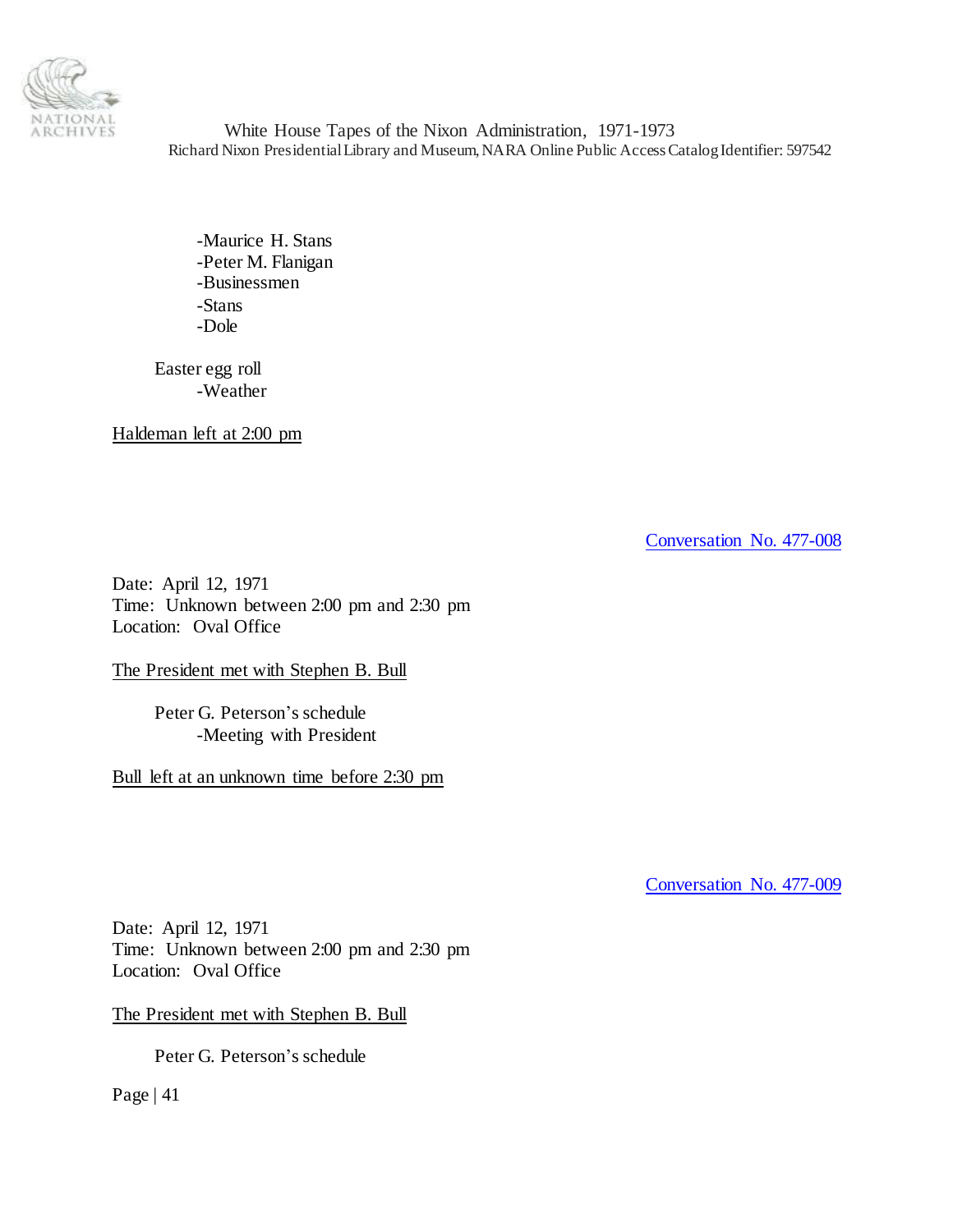-Maurice H. Stans
-Peter M. Flanigan
-Businessmen
-Stans
-Dole

Easter egg roll
-Weather

Haldeman left at 2:00 pm

Conversation No. 477-008

Date: April 12, 1971
Time: Unknown between 2:00 pm and 2:30 pm
Location: Oval Office

The President met with Stephen B. Bull

Peter G. Peterson's schedule
-Meeting with President

Bull left at an unknown time before 2:30 pm

Conversation No. 477-009

Date: April 12, 1971
Time: Unknown between 2:00 pm and 2:30 pm
Location: Oval Office

The President met with Stephen B. Bull

Peter G. Peterson's schedule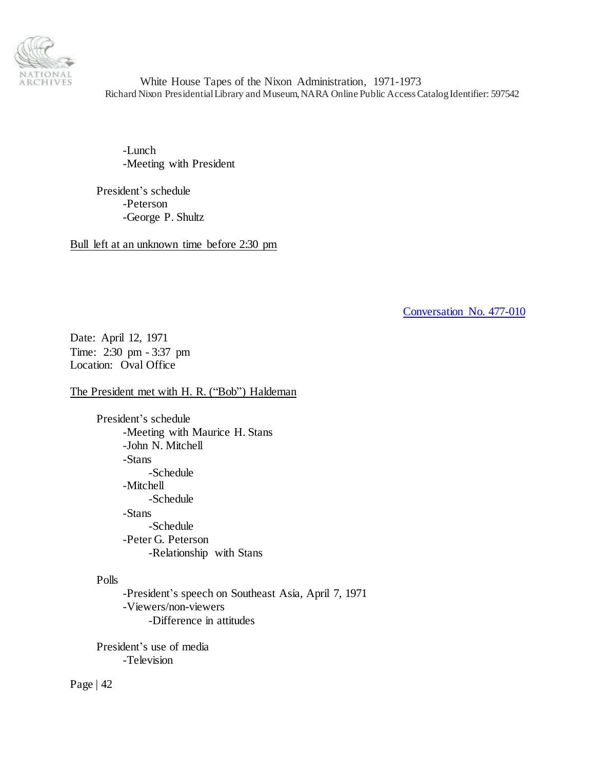- Lunch
- Meeting with President

President's schedule
- Peterson
- George P. Shultz

Bull left at an unknown time before 2:30 pm

Conversation No. 477-010

Date: April 12, 1971
Time: 2:30 pm - 3:37 pm
Location: Oval Office

The President met with H. R. ("Bob") Haldeman

President's schedule
- Meeting with Maurice H. Stans
- John N. Mitchell
- Stans
    - Schedule
- Mitchell
    - Schedule
- Stans
    - Schedule
- Peter G. Peterson
    - Relationship with Stans

Polls
- President's speech on Southeast Asia, April 7, 1971
- Viewers/non-viewers
    - Difference in attitudes

President's use of media
- Television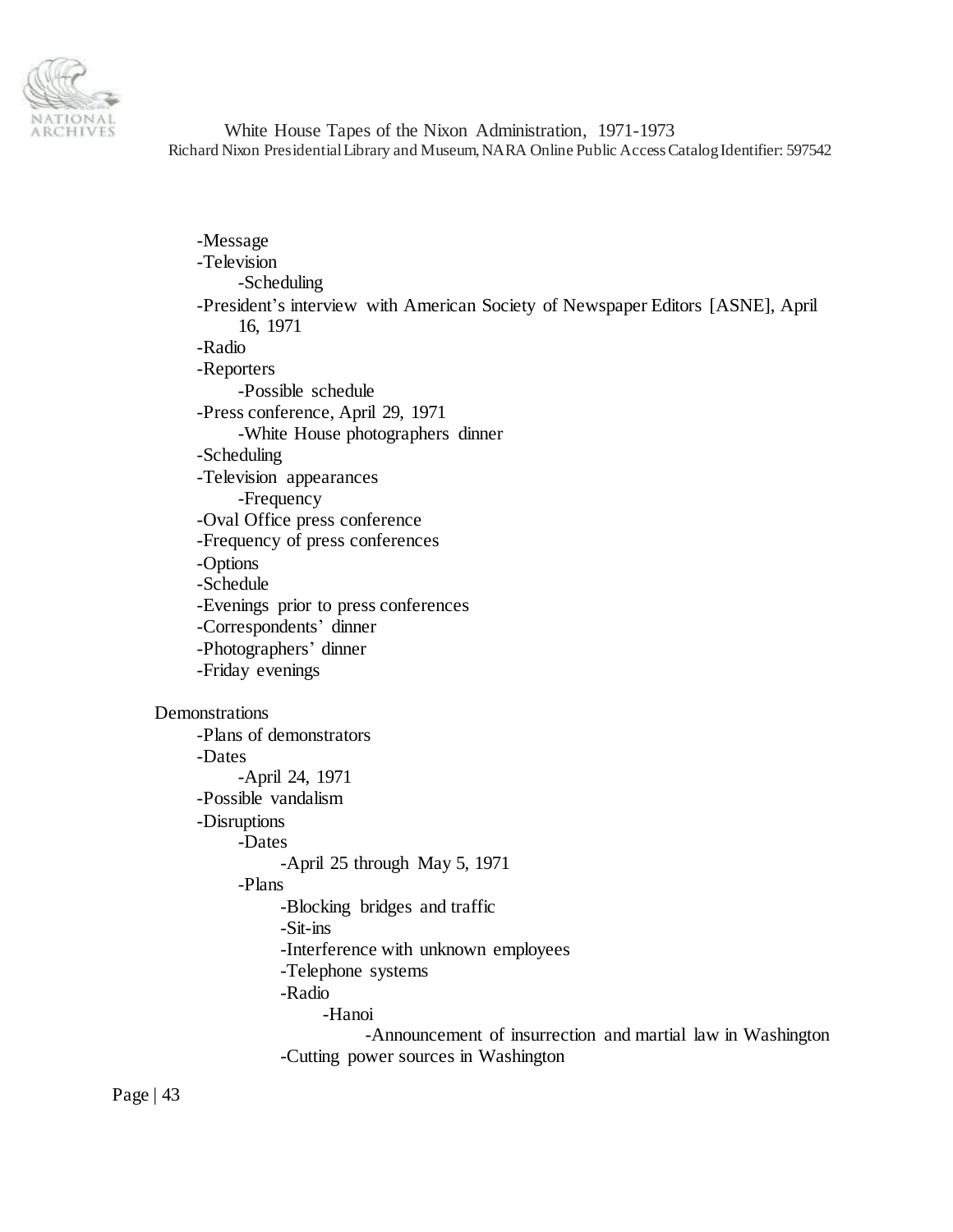- Message
- Television
    - Scheduling
- President's interview with American Society of Newspaper Editors [ASNE], April 16, 1971
- Radio
- Reporters
    - Possible schedule
- Press conference, April 29, 1971
    - White House photographers dinner
- Scheduling
- Television appearances
    - Frequency
- Oval Office press conference
- Frequency of press conferences
- Options
- Schedule
- Evenings prior to press conferences
- Correspondents' dinner
- Photographers' dinner
- Friday evenings

Demonstrations

- Plans of demonstrators
- Dates
    - April 24, 1971
- Possible vandalism
- Disruptions
    - Dates
        - April 25 through May 5, 1971
    - Plans
        - Blocking bridges and traffic
        - Sit-ins
        - Interference with unknown employees
        - Telephone systems
        - Radio
            - Hanoi
                - Announcement of insurrection and martial law in Washington
        - Cutting power sources in Washington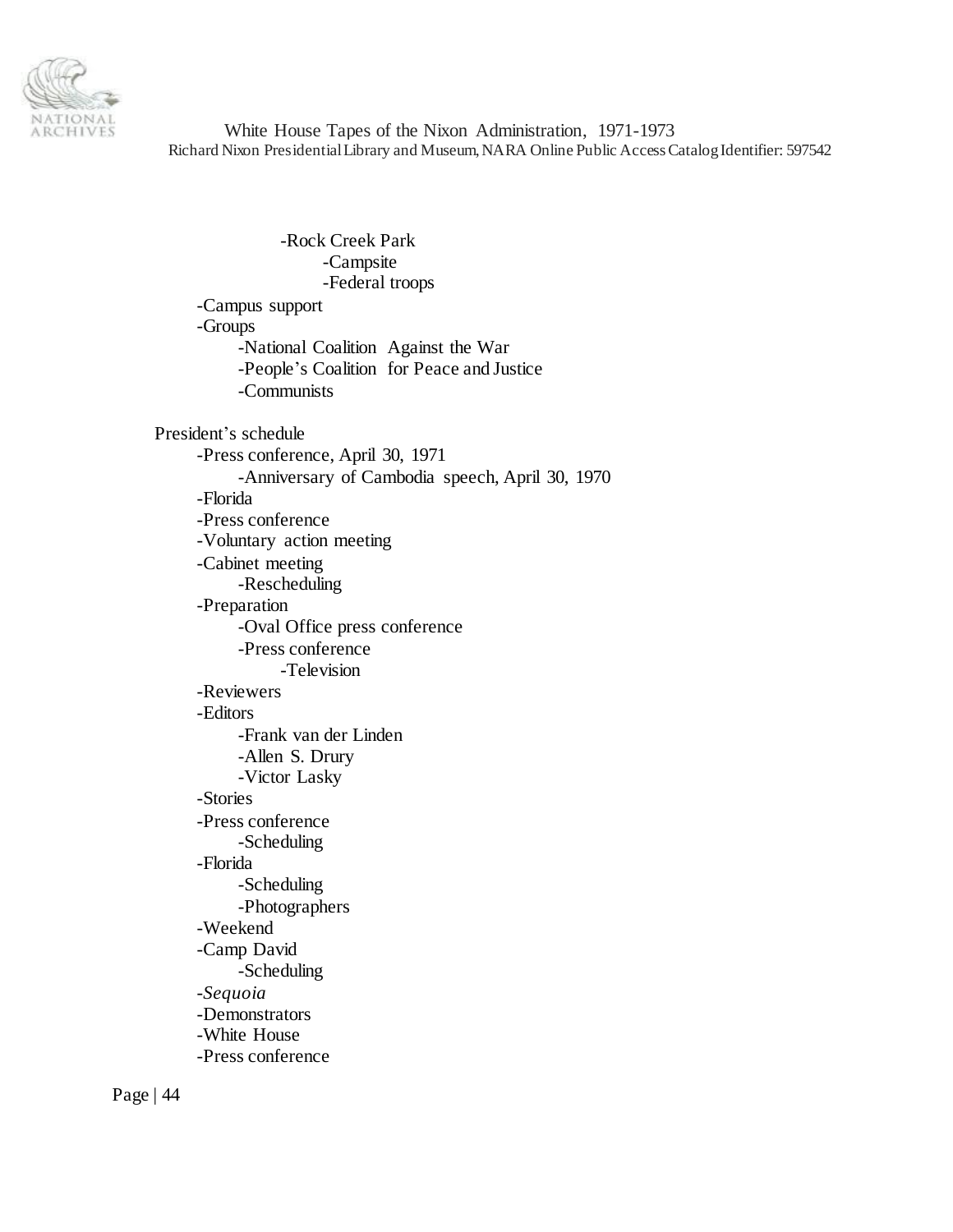- Rock Creek Park
    - Campsite
    - Federal troops
- Campus support
- Groups
    - National Coalition Against the War
    - People's Coalition for Peace and Justice
    - Communists

President's schedule

- Press conference, April 30, 1971
    - Anniversary of Cambodia speech, April 30, 1970
- Florida
- Press conference
- Voluntary action meeting
- Cabinet meeting
    - Rescheduling
- Preparation
    - Oval Office press conference
    - Press conference
        - Television
- Reviewers
- Editors
    - Frank van der Linden
    - Allen S. Drury
    - Victor Lasky
- Stories
- Press conference
    - Scheduling
- Florida
    - Scheduling
    - Photographers
- Weekend
- Camp David
    - Scheduling
- *Sequoia*
- Demonstrators
- White House
- Press conference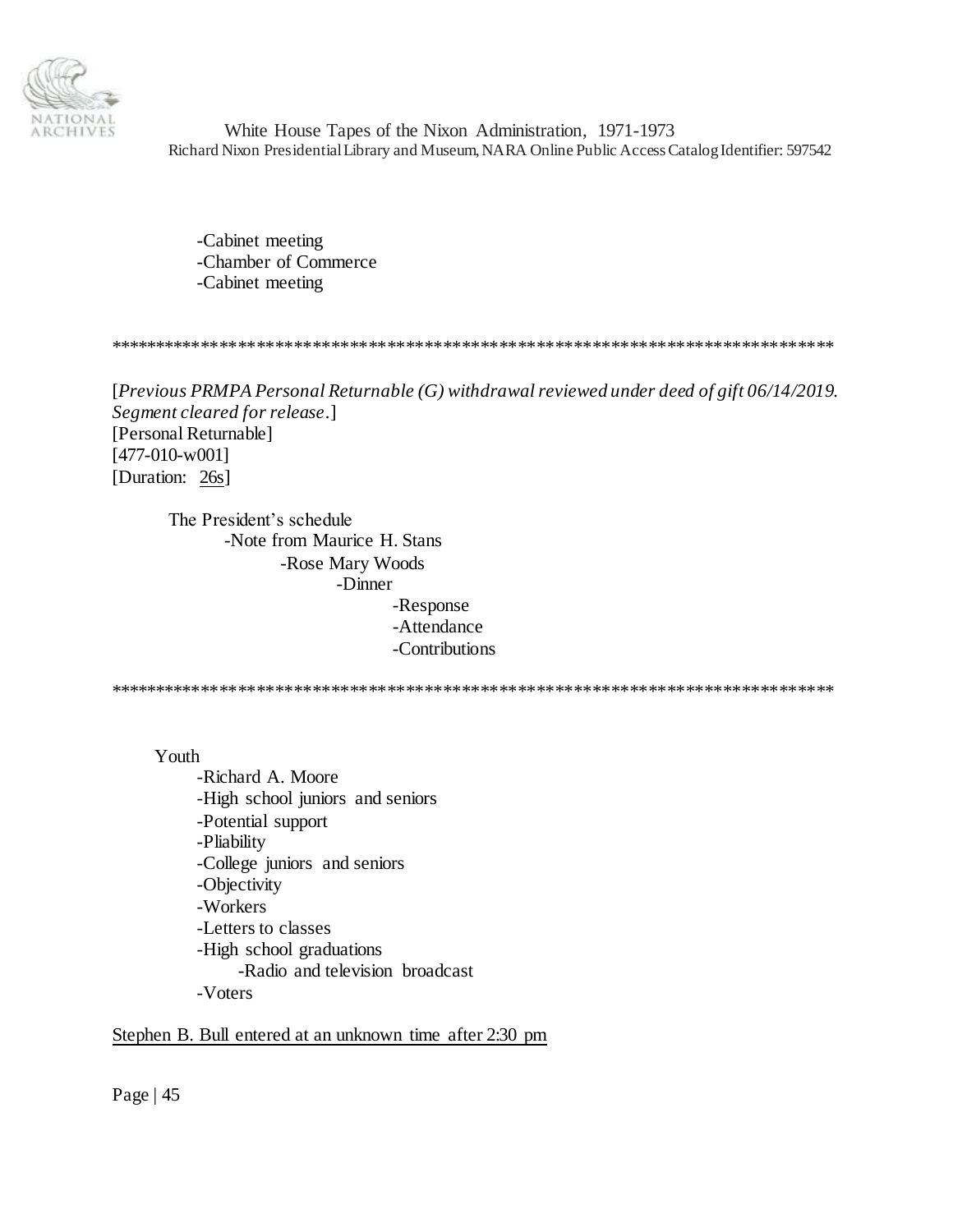-Cabinet meeting
-Chamber of Commerce
-Cabinet meeting

*****************************************************************************

[*Previous PRMPA Personal Returnable (G) withdrawal reviewed under deed of gift 06/14/2019. Segment cleared for release.*]
[Personal Returnable]
[477-010-w001]
[Duration: 26s]

The President's schedule
- Note from Maurice H. Stans
  - Rose Mary Woods
    - Dinner
      - Response
      - Attendance
      - Contributions

*****************************************************************************

Youth
- Richard A. Moore
- High school juniors and seniors
- Potential support
- Pliability
- College juniors and seniors
- Objectivity
- Workers
- Letters to classes
- High school graduations
  - Radio and television broadcast
- Voters

Stephen B. Bull entered at an unknown time after 2:30 pm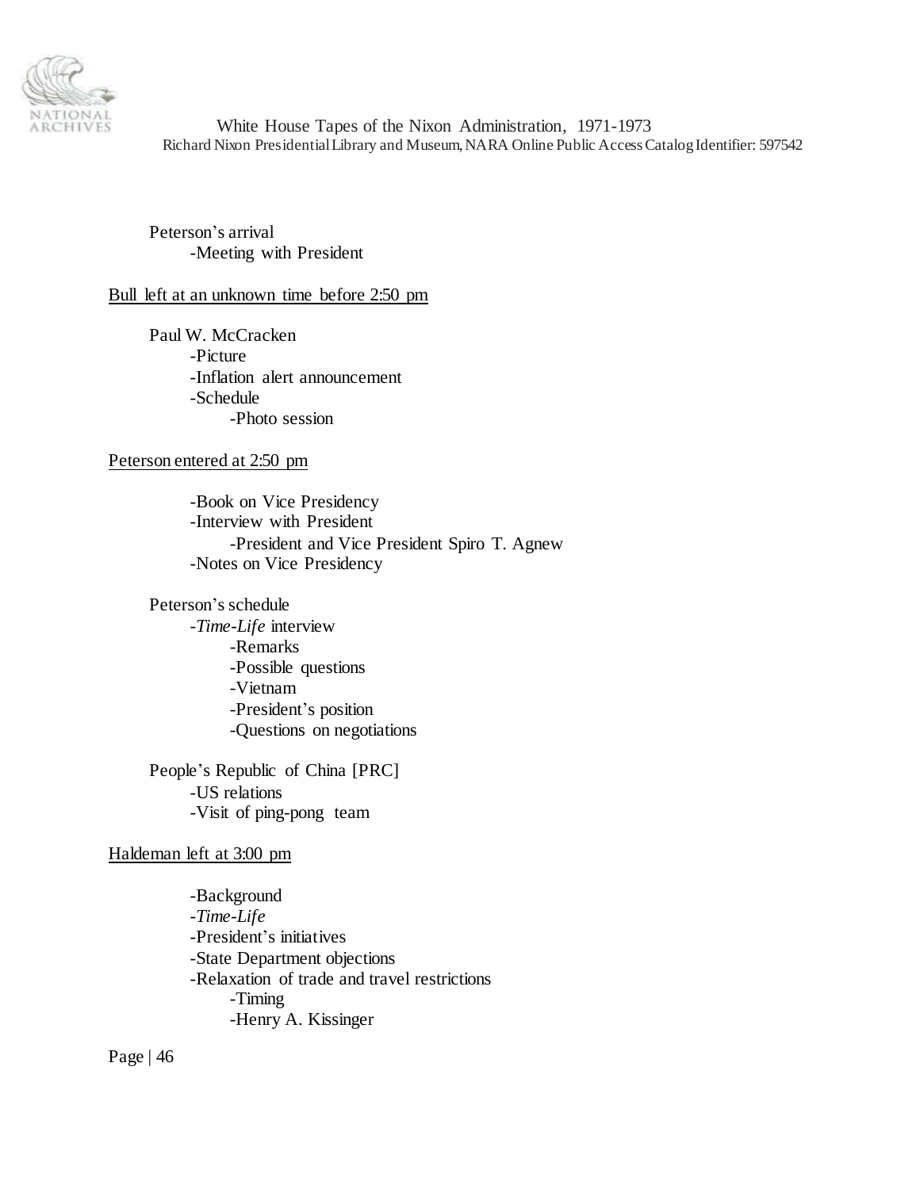Peterson's arrival
- -Meeting with President

Bull left at an unknown time before 2:50 pm

Paul W. McCracken
- -Picture
- -Inflation alert announcement
- -Schedule
    - -Photo session

Peterson entered at 2:50 pm

- -Book on Vice Presidency
- -Interview with President
    - -President and Vice President Spiro T. Agnew
- -Notes on Vice Presidency

Peterson's schedule
- -*Time-Life* interview
    - -Remarks
    - -Possible questions
    - -Vietnam
    - -President's position
    - -Questions on negotiations

People's Republic of China [PRC]
- -US relations
- -Visit of ping-pong team

Haldeman left at 3:00 pm

- -Background
- -*Time-Life*
- -President's initiatives
- -State Department objections
- -Relaxation of trade and travel restrictions
    - -Timing
    - -Henry A. Kissinger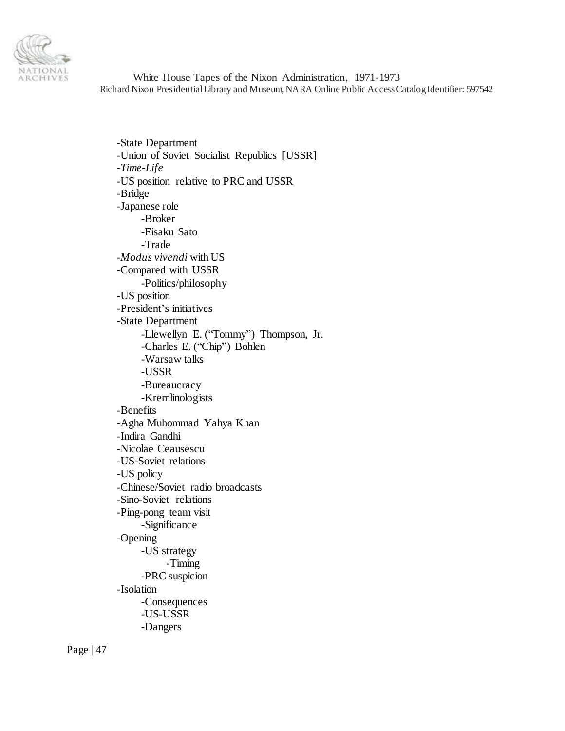- State Department
- Union of Soviet Socialist Republics [USSR]
- *Time-Life*
- US position relative to PRC and USSR
- Bridge
- Japanese role
    - Broker
    - Eisaku Sato
    - Trade
- *Modus vivendi* with US
- Compared with USSR
    - Politics/philosophy
- US position
- President's initiatives
- State Department
    - Llewellyn E. ("Tommy") Thompson, Jr.
    - Charles E. ("Chip") Bohlen
    - Warsaw talks
    - USSR
    - Bureaucracy
    - Kremlinologists
- Benefits
- Agha Muhommad Yahya Khan
- Indira Gandhi
- Nicolae Ceausescu
- US-Soviet relations
- US policy
- Chinese/Soviet radio broadcasts
- Sino-Soviet relations
- Ping-pong team visit
    - Significance
- Opening
    - US strategy
        - Timing
    - PRC suspicion
- Isolation
    - Consequences
    - US-USSR
    - Dangers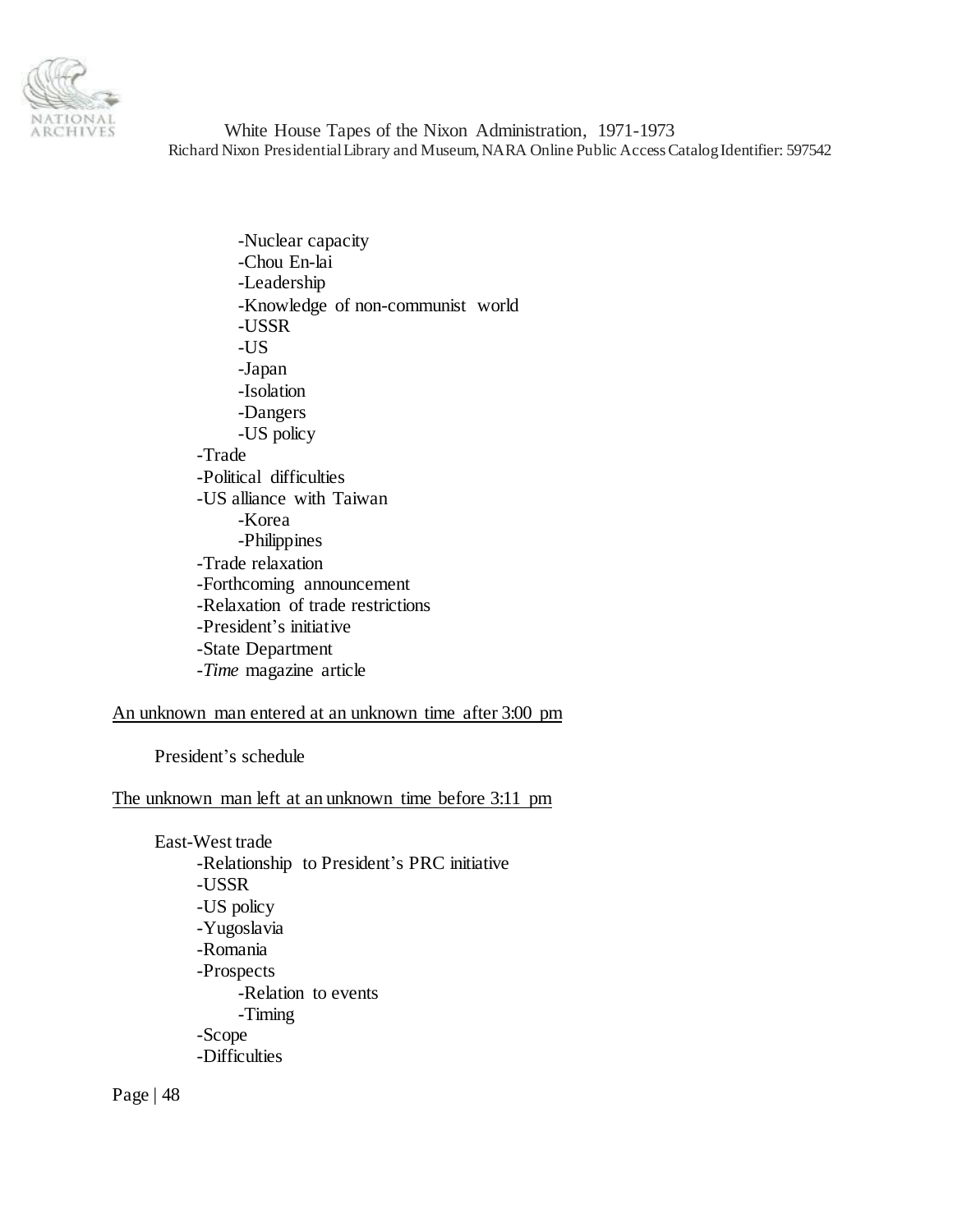- Nuclear capacity
    - Chou En-lai
    - Leadership
    - Knowledge of non-communist world
    - USSR
    - US
    - Japan
    - Isolation
    - Dangers
    - US policy
  - Trade
  - Political difficulties
  - US alliance with Taiwan
    - Korea
    - Philippines
  - Trade relaxation
  - Forthcoming announcement
  - Relaxation of trade restrictions
  - President's initiative
  - State Department
  - *Time* magazine article

<u>An unknown man entered at an unknown time after 3:00 pm</u>

President's schedule

<u>The unknown man left at an unknown time before 3:11 pm</u>

East-West trade
- Relationship to President's PRC initiative
- USSR
- US policy
- Yugoslavia
- Romania
- Prospects
  - Relation to events
  - Timing
- Scope
- Difficulties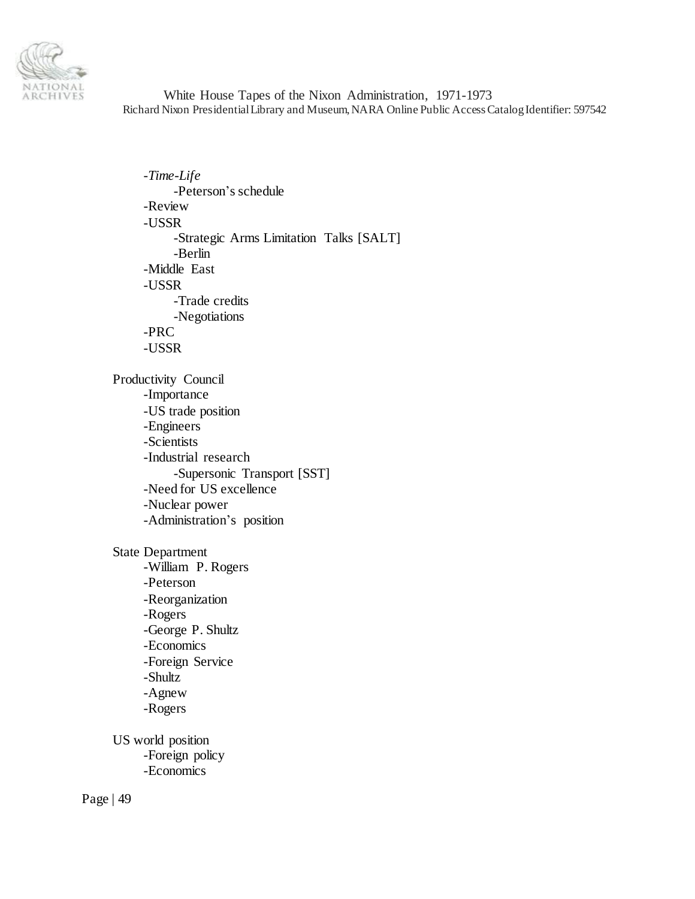- *Time-Life*
    - Peterson's schedule
- Review
- USSR
    - Strategic Arms Limitation Talks [SALT]
    - Berlin
- Middle East
- USSR
    - Trade credits
    - Negotiations
- PRC
- USSR

Productivity Council
- Importance
- US trade position
- Engineers
- Scientists
- Industrial research
    - Supersonic Transport [SST]
- Need for US excellence
- Nuclear power
- Administration's position

State Department
- William P. Rogers
- Peterson
- Reorganization
- Rogers
- George P. Shultz
- Economics
- Foreign Service
- Shultz
- Agnew
- Rogers

US world position
- Foreign policy
- Economics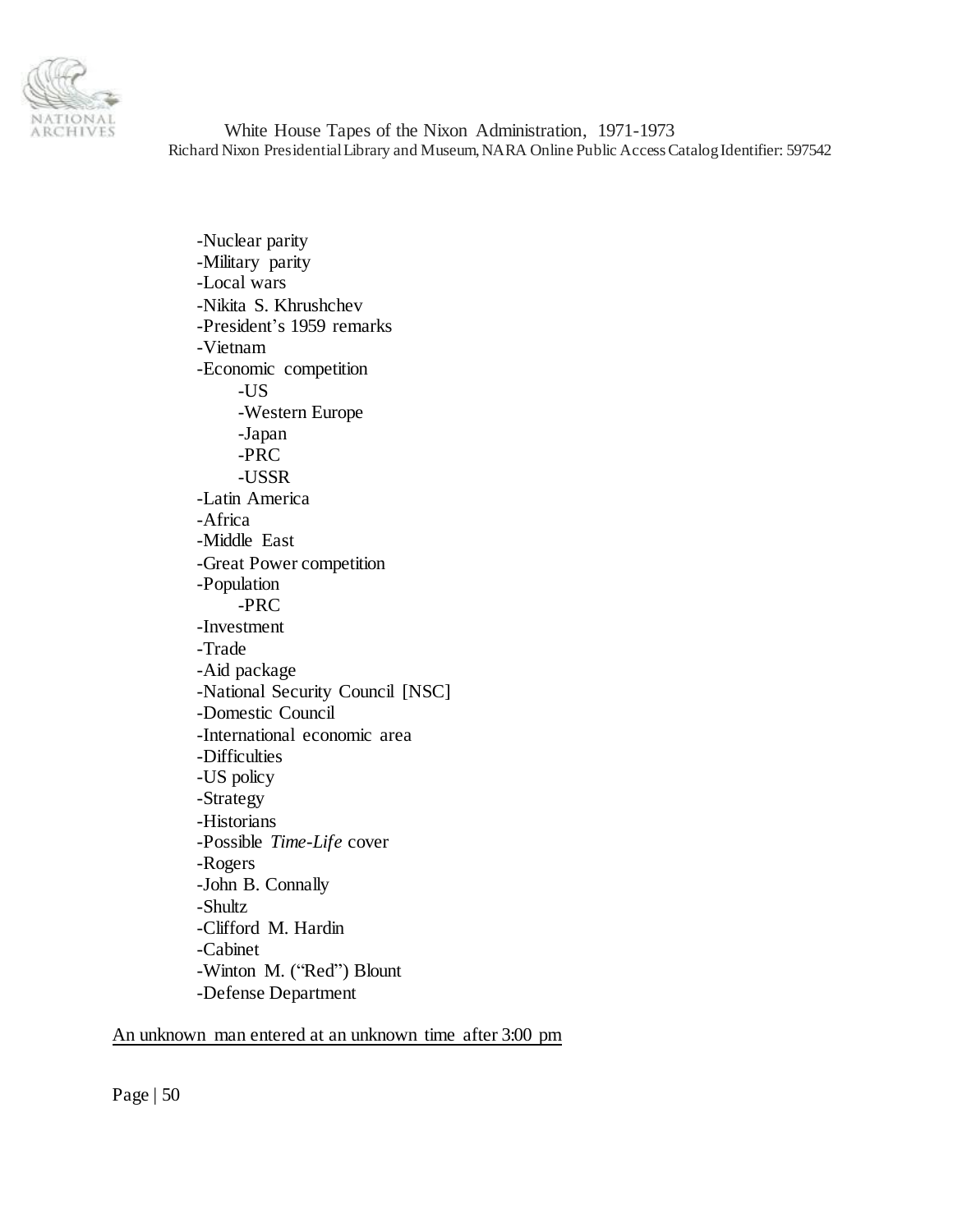- -Nuclear parity
- -Military parity
- -Local wars
- -Nikita S. Khrushchev
- -President's 1959 remarks
- -Vietnam
- -Economic competition
    - -US
    - -Western Europe
    - -Japan
    - -PRC
    - -USSR
- -Latin America
- -Africa
- -Middle East
- -Great Power competition
- -Population
    - -PRC
- -Investment
- -Trade
- -Aid package
- -National Security Council [NSC]
- -Domestic Council
- -International economic area
- -Difficulties
- -US policy
- -Strategy
- -Historians
- -Possible *Time-Life* cover
- -Rogers
- -John B. Connally
- -Shultz
- -Clifford M. Hardin
- -Cabinet
- -Winton M. ("Red") Blount
- -Defense Department

<u>An unknown man entered at an unknown time after 3:00 pm</u>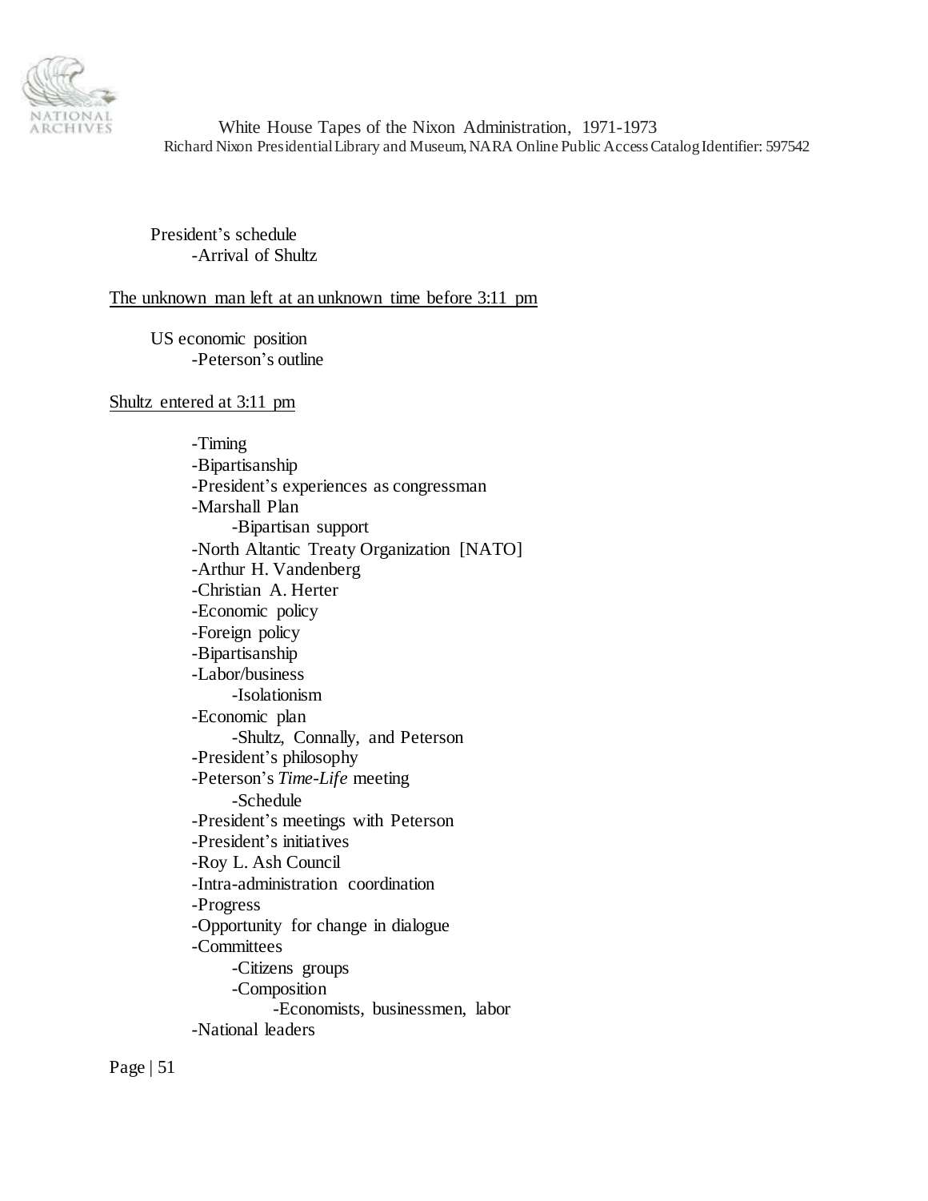President's schedule
  - Arrival of Shultz

<u>The unknown man left at an unknown time before 3:11 pm</u>

US economic position
  - Peterson's outline

<u>Shultz entered at 3:11 pm</u>

- Timing
- Bipartisanship
- President's experiences as congressman
- Marshall Plan
  - Bipartisan support
- North Altantic Treaty Organization [NATO]
- Arthur H. Vandenberg
- Christian A. Herter
- Economic policy
- Foreign policy
- Bipartisanship
- Labor/business
  - Isolationism
- Economic plan
  - Shultz, Connally, and Peterson
- President's philosophy
- Peterson's *Time-Life* meeting
  - Schedule
- President's meetings with Peterson
- President's initiatives
- Roy L. Ash Council
- Intra-administration coordination
- Progress
- Opportunity for change in dialogue
- Committees
  - Citizens groups
  - Composition
    - Economists, businessmen, labor
- National leaders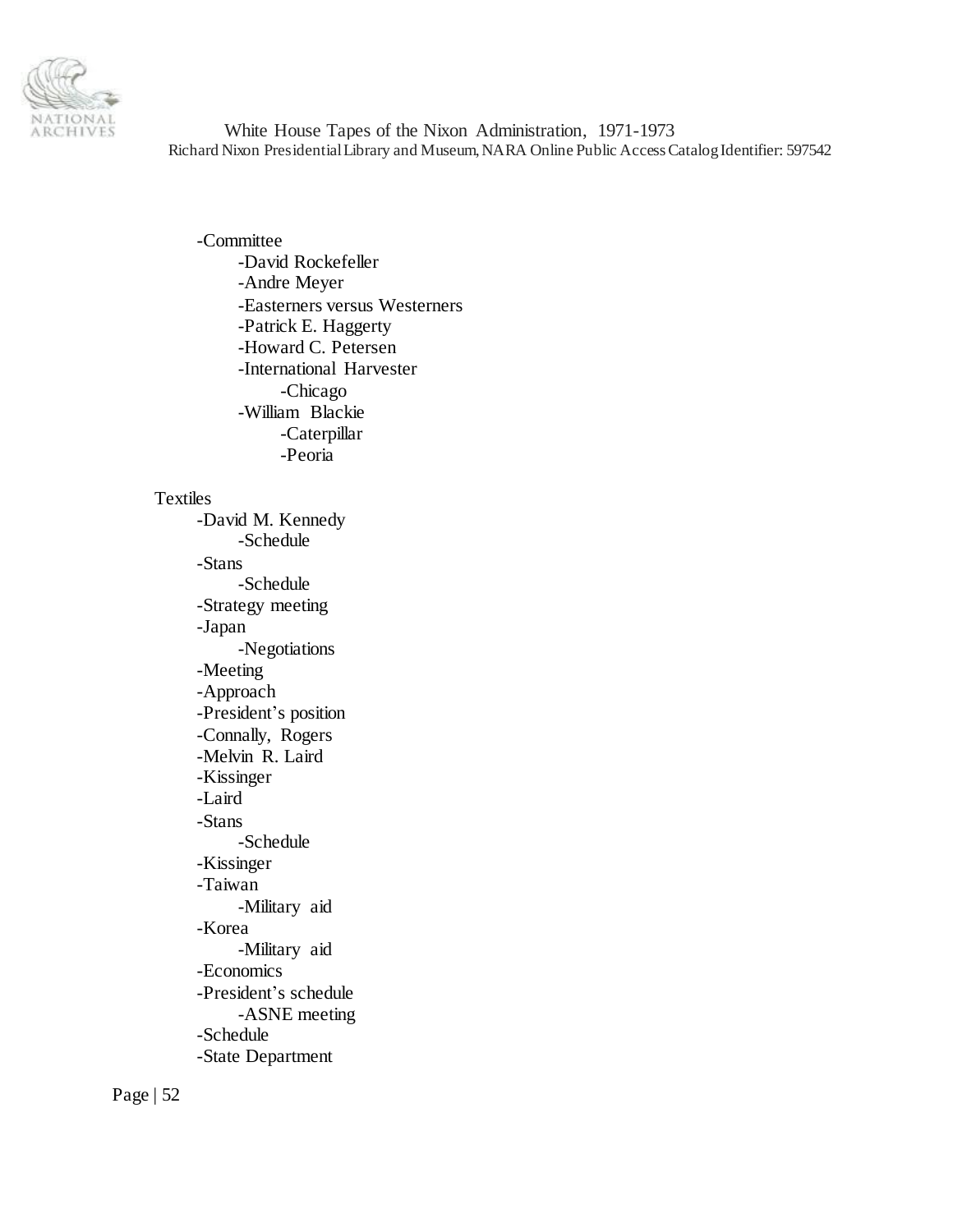- -Committee
    - -David Rockefeller
    - -Andre Meyer
    - -Easterners versus Westerners
    - -Patrick E. Haggerty
    - -Howard C. Petersen
    - -International Harvester
        - -Chicago
    - -William Blackie
        - -Caterpillar
        - -Peoria

Textiles
- -David M. Kennedy
    - -Schedule
- -Stans
    - -Schedule
- -Strategy meeting
- -Japan
    - -Negotiations
- -Meeting
- -Approach
- -President's position
- -Connally, Rogers
- -Melvin R. Laird
- -Kissinger
- -Laird
- -Stans
    - -Schedule
- -Kissinger
- -Taiwan
    - -Military aid
- -Korea
    - -Military aid
- -Economics
- -President's schedule
    - -ASNE meeting
- -Schedule
- -State Department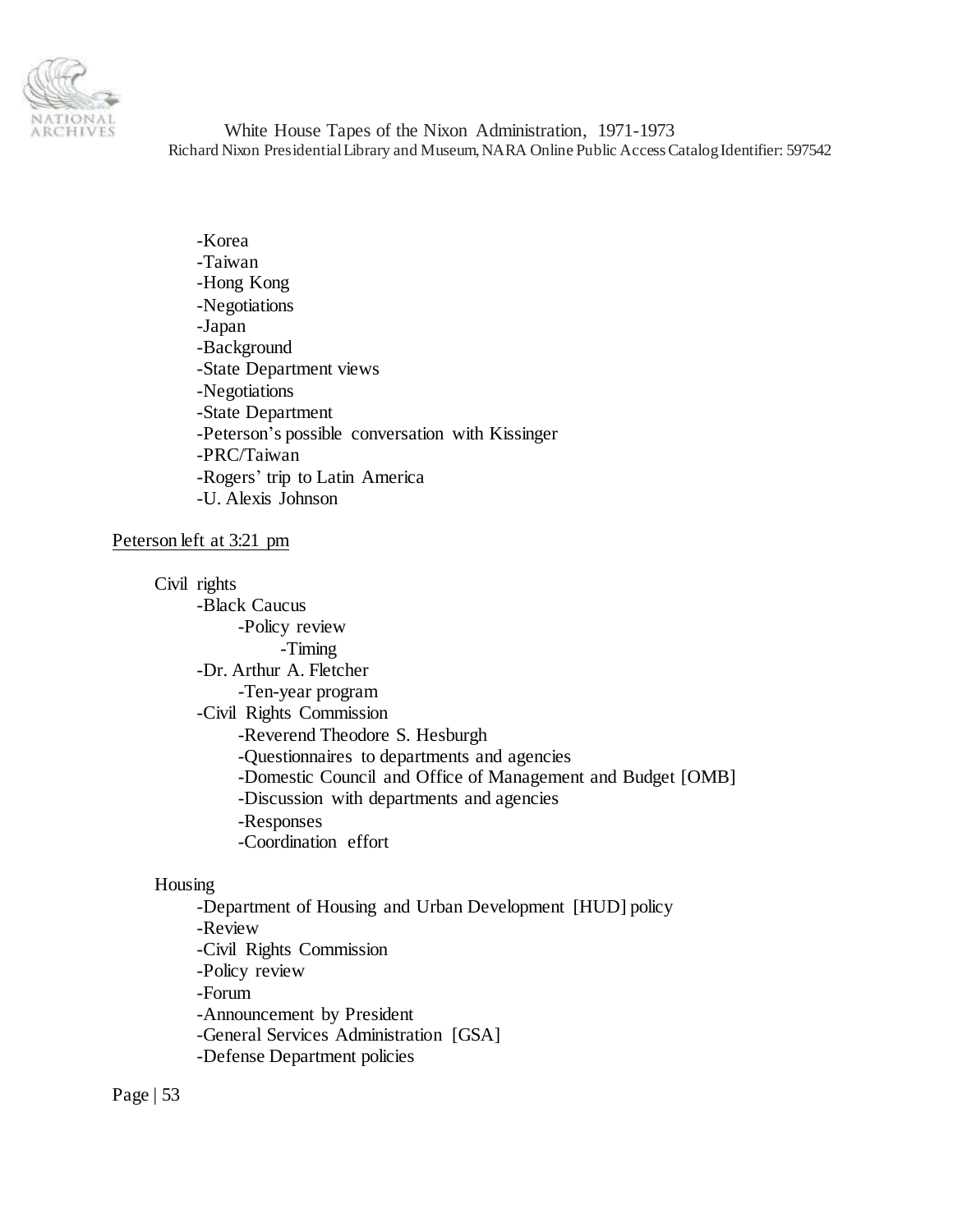- -Korea
- -Taiwan
- -Hong Kong
- -Negotiations
- -Japan
- -Background
- -State Department views
- -Negotiations
- -State Department
- -Peterson's possible conversation with Kissinger
- -PRC/Taiwan
- -Rogers' trip to Latin America
- -U. Alexis Johnson

<u>Peterson left at 3:21 pm</u>

Civil rights

- -Black Caucus
    - -Policy review
        - -Timing
- -Dr. Arthur A. Fletcher
    - -Ten-year program
- -Civil Rights Commission
    - -Reverend Theodore S. Hesburgh
    - -Questionnaires to departments and agencies
    - -Domestic Council and Office of Management and Budget [OMB]
    - -Discussion with departments and agencies
    - -Responses
    - -Coordination effort

Housing

- -Department of Housing and Urban Development [HUD] policy
- -Review
- -Civil Rights Commission
- -Policy review
- -Forum
- -Announcement by President
- -General Services Administration [GSA]
- -Defense Department policies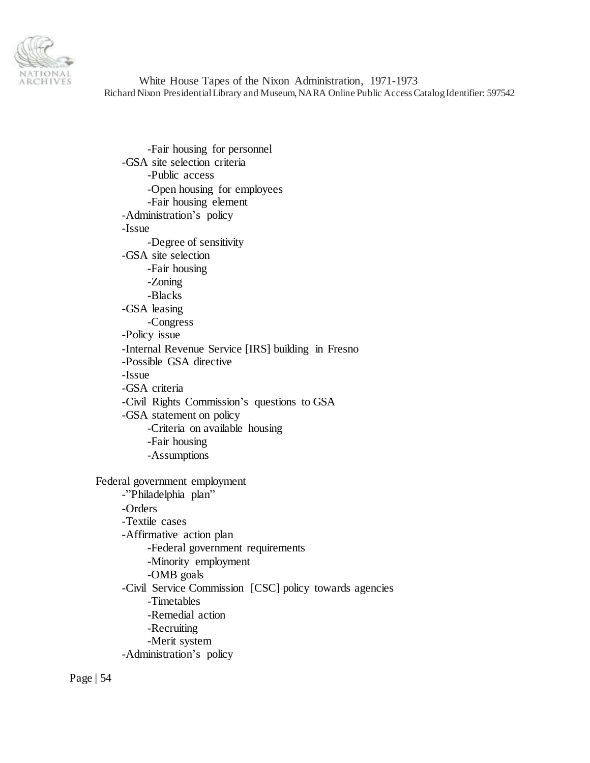-Fair housing for personnel
      -GSA site selection criteria
            -Public access
            -Open housing for employees
            -Fair housing element
      -Administration's policy
      -Issue
            -Degree of sensitivity
      -GSA site selection
            -Fair housing
            -Zoning
            -Blacks
      -GSA leasing
            -Congress
      -Policy issue
      -Internal Revenue Service [IRS] building in Fresno
      -Possible GSA directive
      -Issue
      -GSA criteria
      -Civil Rights Commission's questions to GSA
      -GSA statement on policy
            -Criteria on available housing
            -Fair housing
            -Assumptions

Federal government employment
      -"Philadelphia plan"
      -Orders
      -Textile cases
      -Affirmative action plan
            -Federal government requirements
            -Minority employment
            -OMB goals
      -Civil Service Commission [CSC] policy towards agencies
            -Timetables
            -Remedial action
            -Recruiting
            -Merit system
      -Administration's policy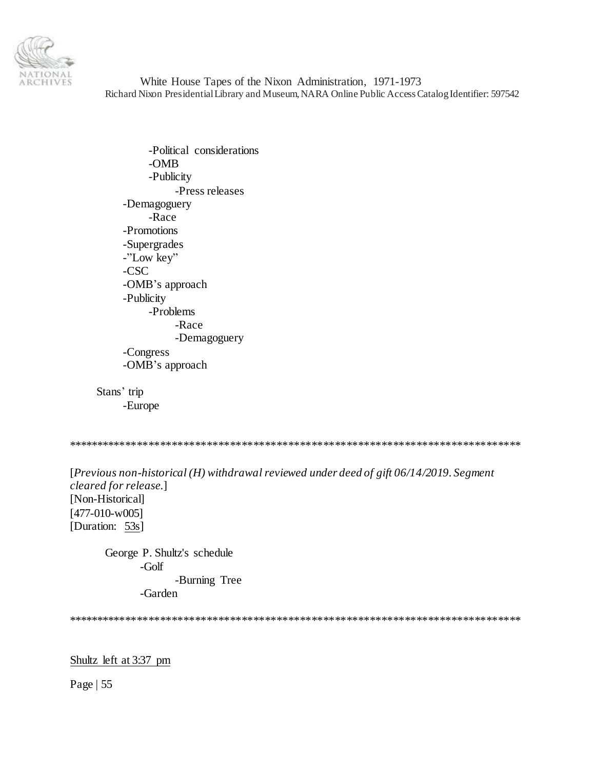- -Political considerations
- -OMB
- -Publicity
  - -Press releases
- -Demagoguery
  - -Race
- -Promotions
- -Supergrades
- -"Low key"
- -CSC
- -OMB's approach
- -Publicity
  - -Problems
    - -Race
    - -Demagoguery
- -Congress
- -OMB's approach

Stans' trip
- -Europe

******************************************************************************

[*Previous non-historical (H) withdrawal reviewed under deed of gift 06/14/2019. Segment cleared for release.*]
[Non-Historical]
[477-010-w005]
[Duration: 53s]

George P. Shultz's schedule
- -Golf
  - -Burning Tree
- -Garden

******************************************************************************

Shultz left at 3:37 pm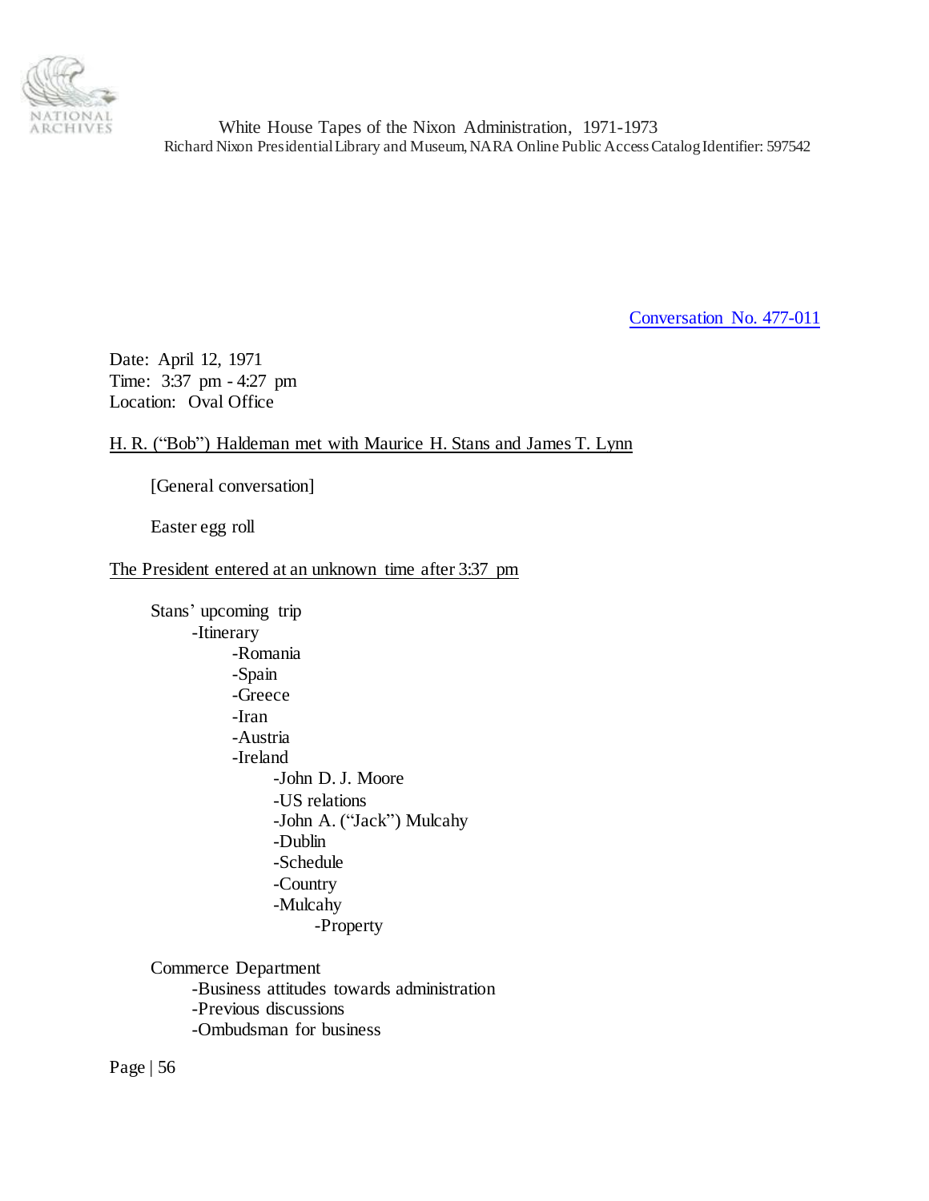Conversation No. 477-011

Date: April 12, 1971
Time: 3:37 pm - 4:27 pm
Location: Oval Office

H. R. ("Bob") Haldeman met with Maurice H. Stans and James T. Lynn

[General conversation]

Easter egg roll

The President entered at an unknown time after 3:37 pm

Stans' upcoming trip
- -Itinerary
    - -Romania
    - -Spain
    - -Greece
    - -Iran
    - -Austria
    - -Ireland
        - -John D. J. Moore
        - -US relations
        - -John A. ("Jack") Mulcahy
        - -Dublin
        - -Schedule
        - -Country
        - -Mulcahy
            - -Property

Commerce Department
- -Business attitudes towards administration
- -Previous discussions
- -Ombudsman for business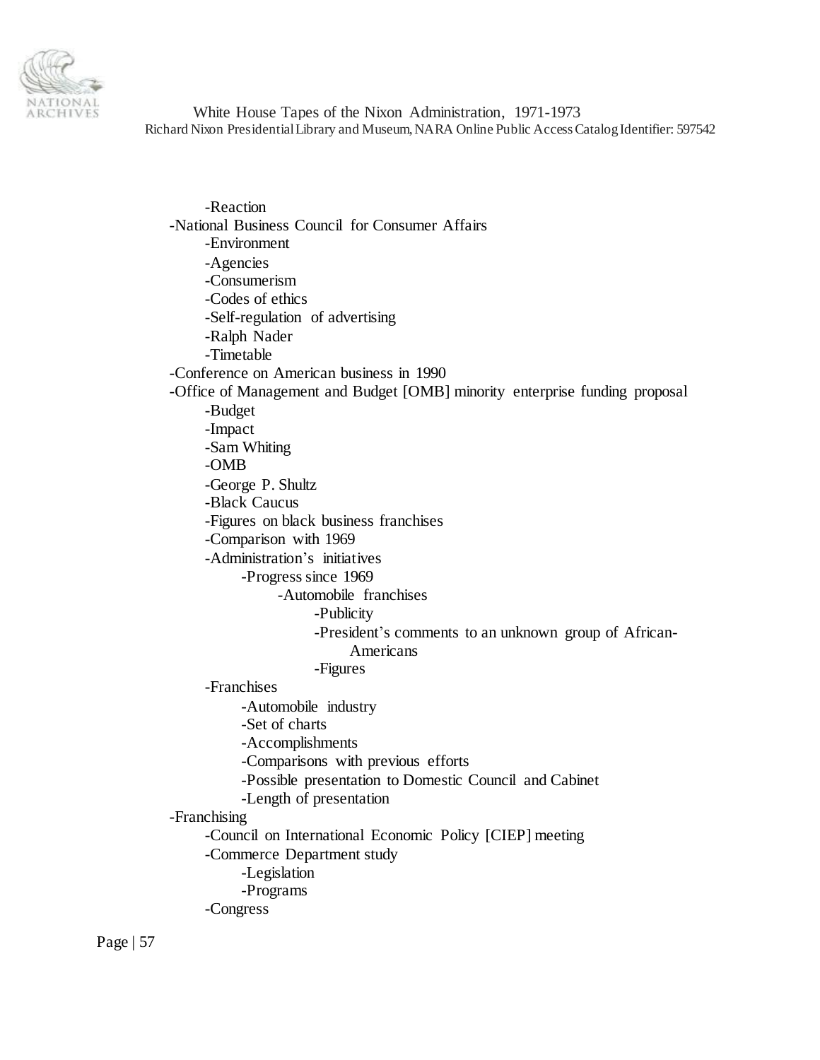- Reaction
- National Business Council for Consumer Affairs
    - Environment
    - Agencies
    - Consumerism
    - Codes of ethics
    - Self-regulation of advertising
    - Ralph Nader
    - Timetable
- Conference on American business in 1990
- Office of Management and Budget [OMB] minority enterprise funding proposal
    - Budget
    - Impact
    - Sam Whiting
    - OMB
    - George P. Shultz
    - Black Caucus
    - Figures on black business franchises
    - Comparison with 1969
    - Administration's initiatives
        - Progress since 1969
            - Automobile franchises
                - Publicity
                - President's comments to an unknown group of African-Americans
                - Figures
    - Franchises
        - Automobile industry
        - Set of charts
        - Accomplishments
        - Comparisons with previous efforts
        - Possible presentation to Domestic Council and Cabinet
        - Length of presentation
- Franchising
    - Council on International Economic Policy [CIEP] meeting
    - Commerce Department study
        - Legislation
        - Programs
    - Congress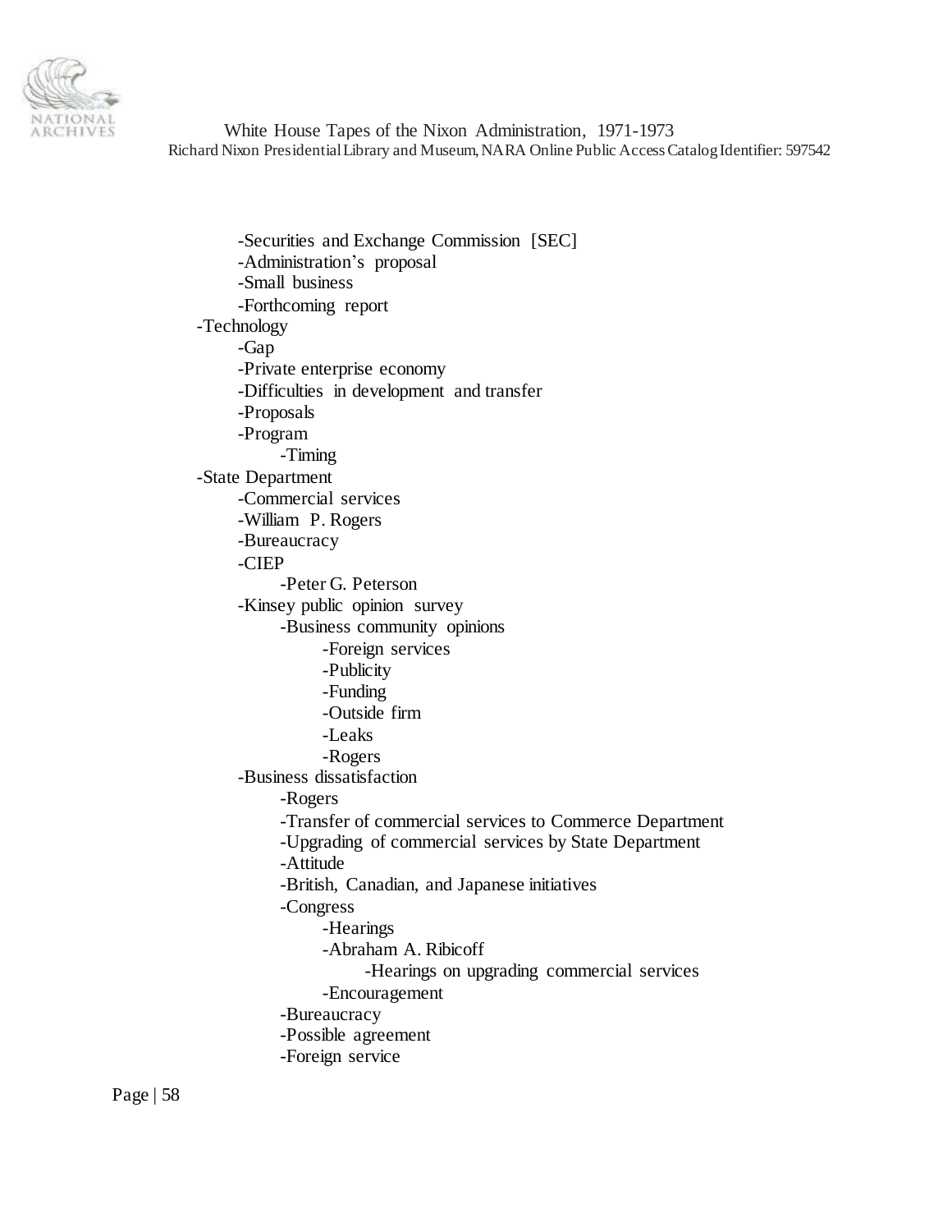- -Securities and Exchange Commission [SEC]
  - -Administration's proposal
  - -Small business
  - -Forthcoming report
- -Technology
  - -Gap
  - -Private enterprise economy
  - -Difficulties in development and transfer
  - -Proposals
  - -Program
    - -Timing
- -State Department
  - -Commercial services
  - -William P. Rogers
  - -Bureaucracy
  - -CIEP
    - -Peter G. Peterson
  - -Kinsey public opinion survey
    - -Business community opinions
      - -Foreign services
      - -Publicity
      - -Funding
      - -Outside firm
      - -Leaks
      - -Rogers
  - -Business dissatisfaction
    - -Rogers
    - -Transfer of commercial services to Commerce Department
    - -Upgrading of commercial services by State Department
    - -Attitude
    - -British, Canadian, and Japanese initiatives
    - -Congress
      - -Hearings
      - -Abraham A. Ribicoff
        - -Hearings on upgrading commercial services
      - -Encouragement
    - -Bureaucracy
    - -Possible agreement
    - -Foreign service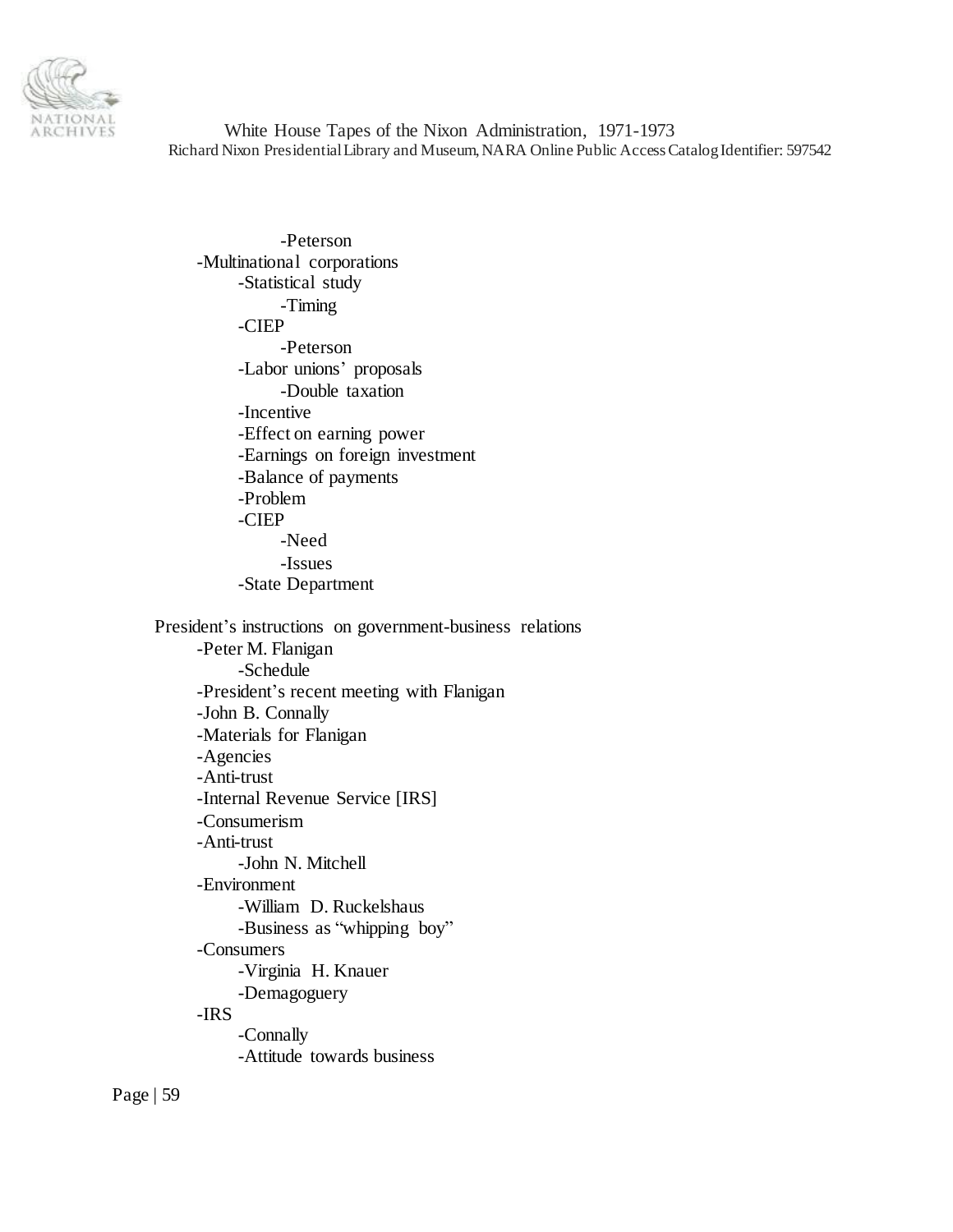-Peterson
    -Multinational corporations
        -Statistical study
            -Timing
        -CIEP
            -Peterson
        -Labor unions' proposals
            -Double taxation
        -Incentive
        -Effect on earning power
        -Earnings on foreign investment
        -Balance of payments
        -Problem
        -CIEP
            -Need
            -Issues
        -State Department

President's instructions on government-business relations
    -Peter M. Flanigan
        -Schedule
    -President's recent meeting with Flanigan
    -John B. Connally
    -Materials for Flanigan
    -Agencies
    -Anti-trust
    -Internal Revenue Service [IRS]
    -Consumerism
    -Anti-trust
        -John N. Mitchell
    -Environment
        -William D. Ruckelshaus
        -Business as "whipping boy"
    -Consumers
        -Virginia H. Knauer
        -Demagoguery
    -IRS
        -Connally
        -Attitude towards business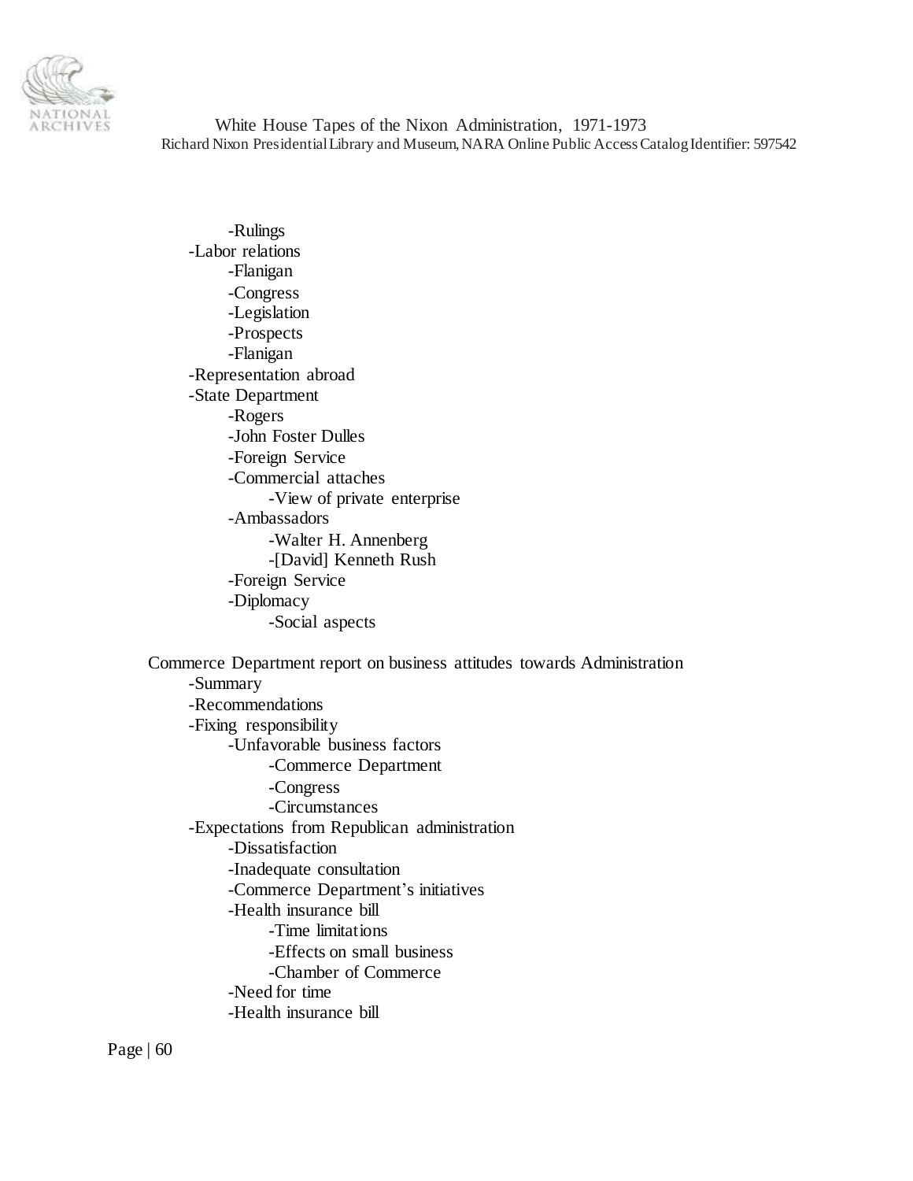-Rulings
- -Labor relations
    - -Flanigan
    - -Congress
    - -Legislation
    - -Prospects
    - -Flanigan
- -Representation abroad
- -State Department
    - -Rogers
    - -John Foster Dulles
    - -Foreign Service
    - -Commercial attaches
        - -View of private enterprise
    - -Ambassadors
        - -Walter H. Annenberg
        - -[David] Kenneth Rush
    - -Foreign Service
    - -Diplomacy
        - -Social aspects

Commerce Department report on business attitudes towards Administration
- -Summary
- -Recommendations
- -Fixing responsibility
    - -Unfavorable business factors
        - -Commerce Department
        - -Congress
        - -Circumstances
- -Expectations from Republican administration
    - -Dissatisfaction
    - -Inadequate consultation
    - -Commerce Department's initiatives
    - -Health insurance bill
        - -Time limitations
        - -Effects on small business
        - -Chamber of Commerce
    - -Need for time
    - -Health insurance bill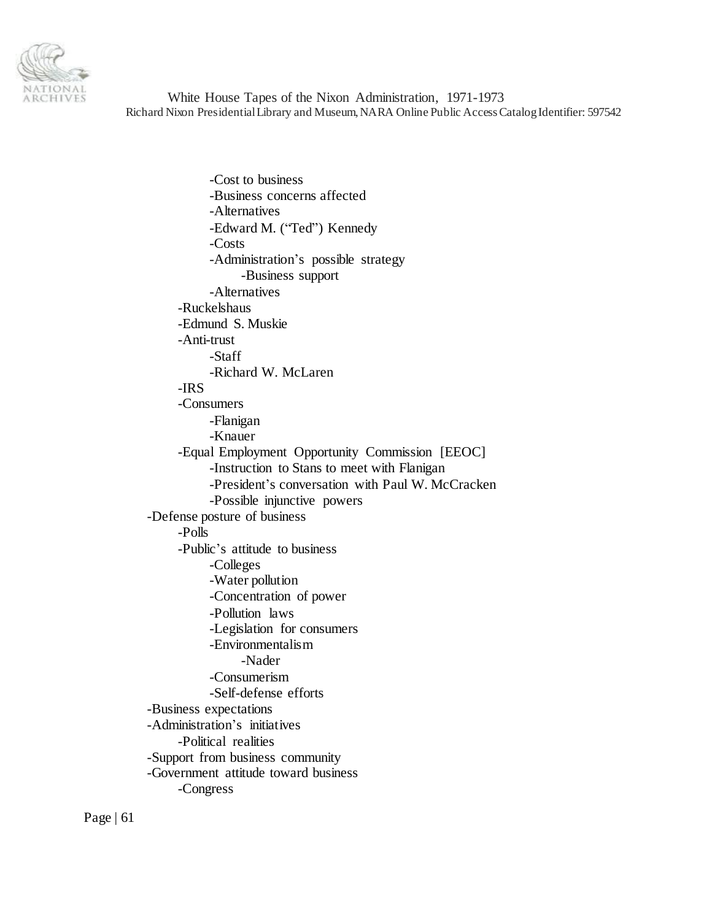- -Cost to business
- -Business concerns affected
- -Alternatives
- -Edward M. ("Ted") Kennedy
- -Costs
- -Administration's possible strategy
    - -Business support
- -Alternatives

- -Ruckelshaus
- -Edmund S. Muskie
- -Anti-trust
    - -Staff
    - -Richard W. McLaren
- -IRS
- -Consumers
    - -Flanigan
    - -Knauer
- -Equal Employment Opportunity Commission [EEOC]
    - -Instruction to Stans to meet with Flanigan
    - -President's conversation with Paul W. McCracken
    - -Possible injunctive powers

-Defense posture of business
- -Polls
- -Public's attitude to business
    - -Colleges
    - -Water pollution
    - -Concentration of power
    - -Pollution laws
    - -Legislation for consumers
    - -Environmentalism
        - -Nader
    - -Consumerism
    - -Self-defense efforts

-Business expectations

-Administration's initiatives
- -Political realities

-Support from business community

-Government attitude toward business
- -Congress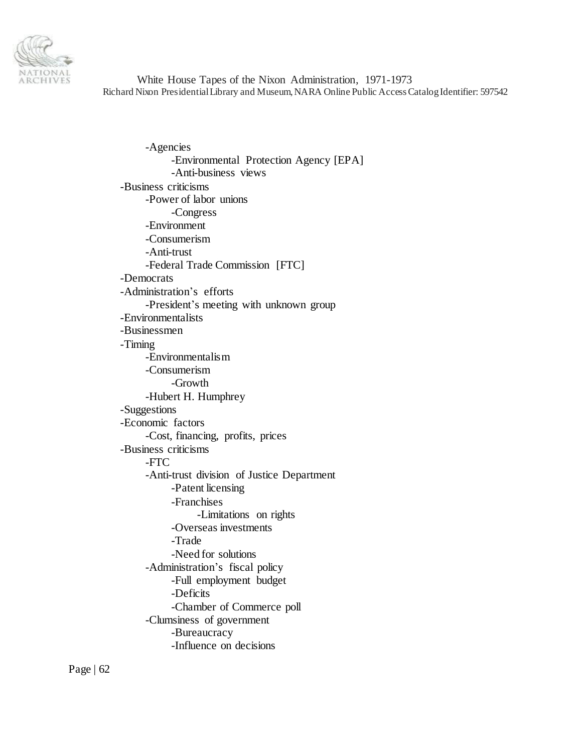- -Agencies
    - -Environmental Protection Agency [EPA]
    - -Anti-business views
- -Business criticisms
  - -Power of labor unions
    - -Congress
  - -Environment
  - -Consumerism
  - -Anti-trust
  - -Federal Trade Commission [FTC]
- -Democrats
- -Administration's efforts
  - -President's meeting with unknown group
- -Environmentalists
- -Businessmen
- -Timing
  - -Environmentalism
  - -Consumerism
    - -Growth
  - -Hubert H. Humphrey
- -Suggestions
- -Economic factors
  - -Cost, financing, profits, prices
- -Business criticisms
  - -FTC
  - -Anti-trust division of Justice Department
    - -Patent licensing
    - -Franchises
      - -Limitations on rights
    - -Overseas investments
    - -Trade
    - -Need for solutions
  - -Administration's fiscal policy
    - -Full employment budget
    - -Deficits
    - -Chamber of Commerce poll
  - -Clumsiness of government
    - -Bureaucracy
    - -Influence on decisions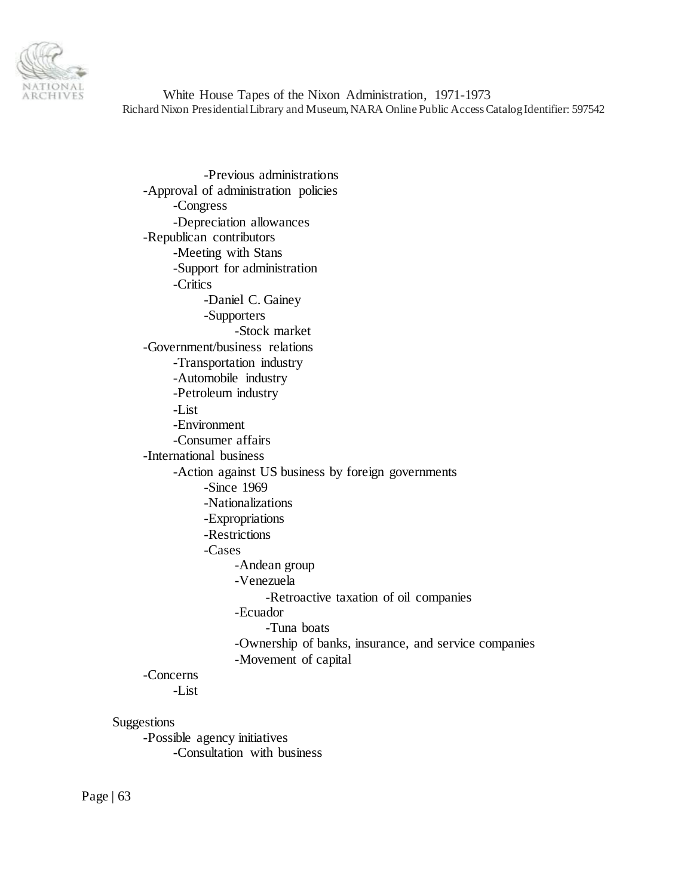- -Previous administrations
- -Approval of administration policies
  - -Congress
  - -Depreciation allowances
- -Republican contributors
  - -Meeting with Stans
  - -Support for administration
  - -Critics
    - -Daniel C. Gainey
    - -Supporters
      - -Stock market
- -Government/business relations
  - -Transportation industry
  - -Automobile industry
  - -Petroleum industry
  - -List
  - -Environment
  - -Consumer affairs
- -International business
  - -Action against US business by foreign governments
    - -Since 1969
    - -Nationalizations
    - -Expropriations
    - -Restrictions
    - -Cases
      - -Andean group
      - -Venezuela
        - -Retroactive taxation of oil companies
      - -Ecuador
        - -Tuna boats
      - -Ownership of banks, insurance, and service companies
      - -Movement of capital
- -Concerns
  - -List

Suggestions
- -Possible agency initiatives
  - -Consultation with business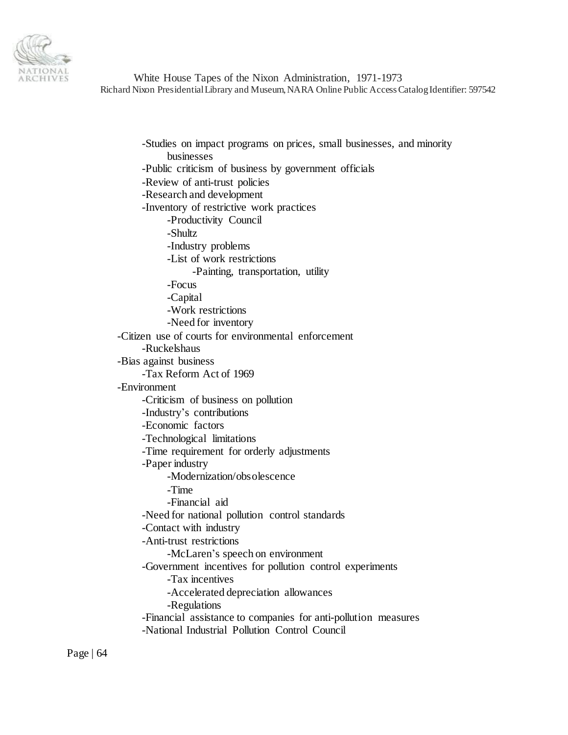- Studies on impact programs on prices, small businesses, and minority businesses
- Public criticism of business by government officials
- Review of anti-trust policies
- Research and development
- Inventory of restrictive work practices
    - Productivity Council
    - Shultz
    - Industry problems
    - List of work restrictions
        - Painting, transportation, utility
    - Focus
    - Capital
    - Work restrictions
    - Need for inventory

- Citizen use of courts for environmental enforcement
    - Ruckelshaus
- Bias against business
    - Tax Reform Act of 1969
- Environment
    - Criticism of business on pollution
    - Industry's contributions
    - Economic factors
    - Technological limitations
    - Time requirement for orderly adjustments
    - Paper industry
        - Modernization/obsolescence
        - Time
        - Financial aid
    - Need for national pollution control standards
    - Contact with industry
    - Anti-trust restrictions
        - McLaren's speech on environment
    - Government incentives for pollution control experiments
        - Tax incentives
        - Accelerated depreciation allowances
        - Regulations
    - Financial assistance to companies for anti-pollution measures
    - National Industrial Pollution Control Council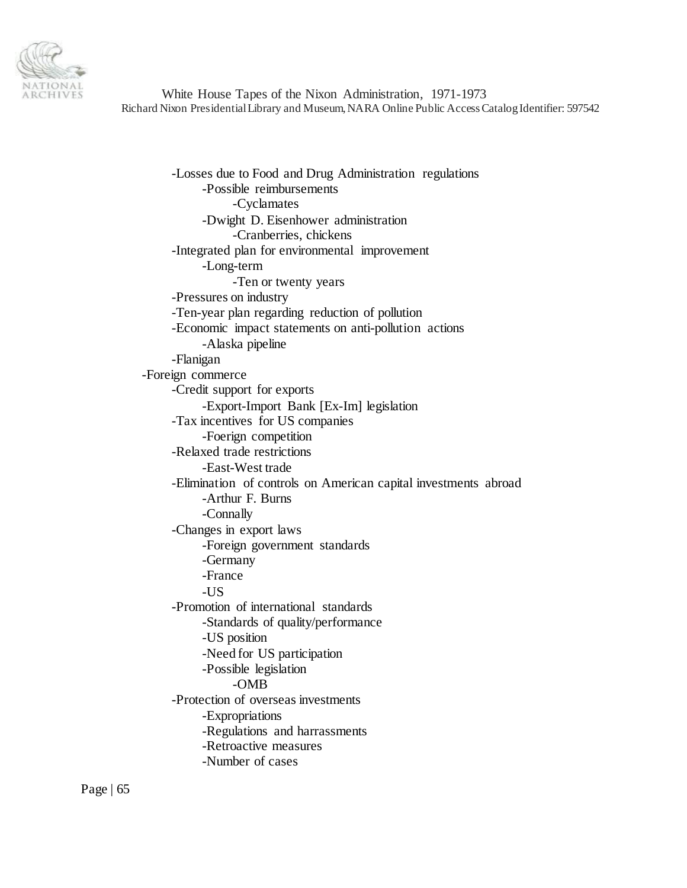- Losses due to Food and Drug Administration regulations
    - Possible reimbursements
        - Cyclamates
    - Dwight D. Eisenhower administration
        - Cranberries, chickens
- Integrated plan for environmental improvement
    - Long-term
        - Ten or twenty years
- Pressures on industry
- Ten-year plan regarding reduction of pollution
- Economic impact statements on anti-pollution actions
    - Alaska pipeline
- Flanigan

-Foreign commerce

- Credit support for exports
    - Export-Import Bank [Ex-Im] legislation
- Tax incentives for US companies
    - Foerign competition
- Relaxed trade restrictions
    - East-West trade
- Elimination of controls on American capital investments abroad
    - Arthur F. Burns
    - Connally
- Changes in export laws
    - Foreign government standards
    - Germany
    - France
    - US
- Promotion of international standards
    - Standards of quality/performance
    - US position
    - Need for US participation
    - Possible legislation
        - OMB
- Protection of overseas investments
    - Expropriations
    - Regulations and harrassments
    - Retroactive measures
    - Number of cases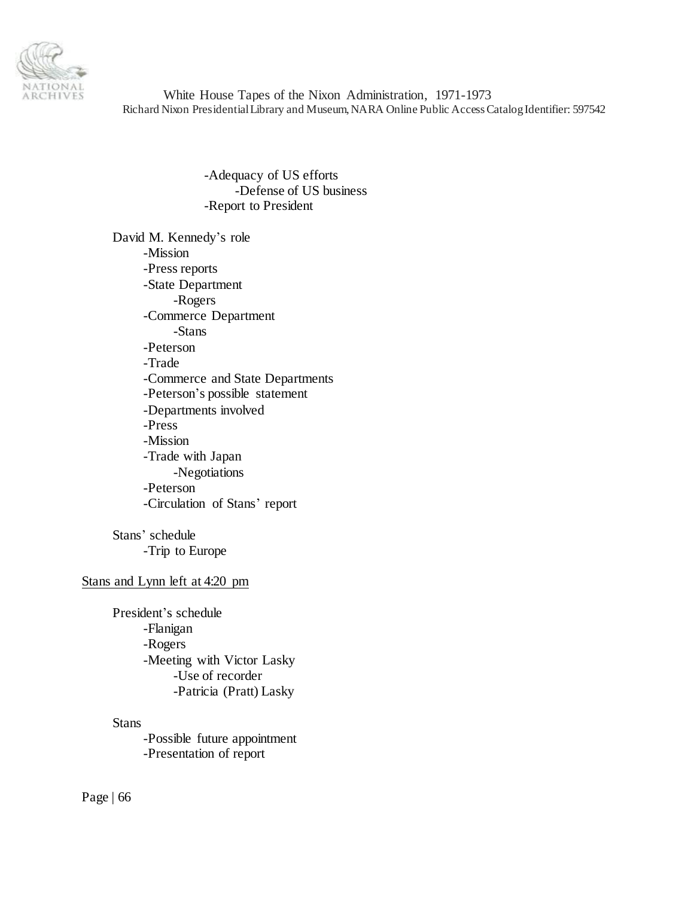- Adequacy of US efforts
  - Defense of US business
- Report to President

David M. Kennedy's role
- Mission
- Press reports
- State Department
  - Rogers
- Commerce Department
  - Stans
- Peterson
- Trade
- Commerce and State Departments
- Peterson's possible statement
- Departments involved
- Press
- Mission
- Trade with Japan
  - Negotiations
- Peterson
- Circulation of Stans' report

Stans' schedule
- Trip to Europe

<u>Stans and Lynn left at 4:20 pm</u>

President's schedule
- Flanigan
- Rogers
- Meeting with Victor Lasky
  - Use of recorder
  - Patricia (Pratt) Lasky

Stans
- Possible future appointment
- Presentation of report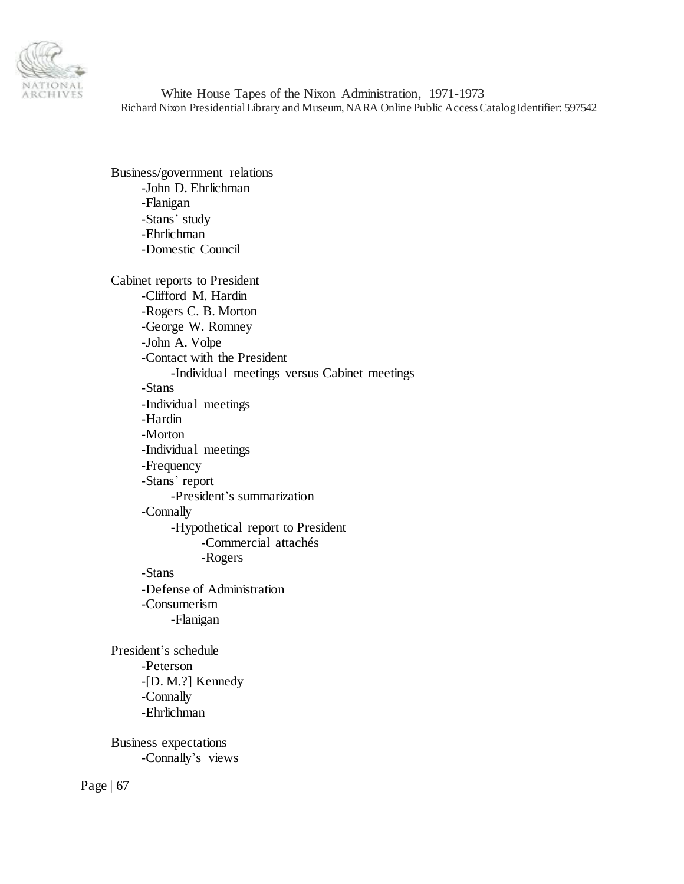Business/government relations
- -John D. Ehrlichman
- -Flanigan
- -Stans' study
- -Ehrlichman
- -Domestic Council

Cabinet reports to President
- -Clifford M. Hardin
- -Rogers C. B. Morton
- -George W. Romney
- -John A. Volpe
- -Contact with the President
  - -Individual meetings versus Cabinet meetings
- -Stans
- -Individual meetings
- -Hardin
- -Morton
- -Individual meetings
- -Frequency
- -Stans' report
  - -President's summarization
- -Connally
  - -Hypothetical report to President
    - -Commercial attachés
    - -Rogers
- -Stans
- -Defense of Administration
- -Consumerism
  - -Flanigan

President's schedule
- -Peterson
- -[D. M.?] Kennedy
- -Connally
- -Ehrlichman

Business expectations
- -Connally's views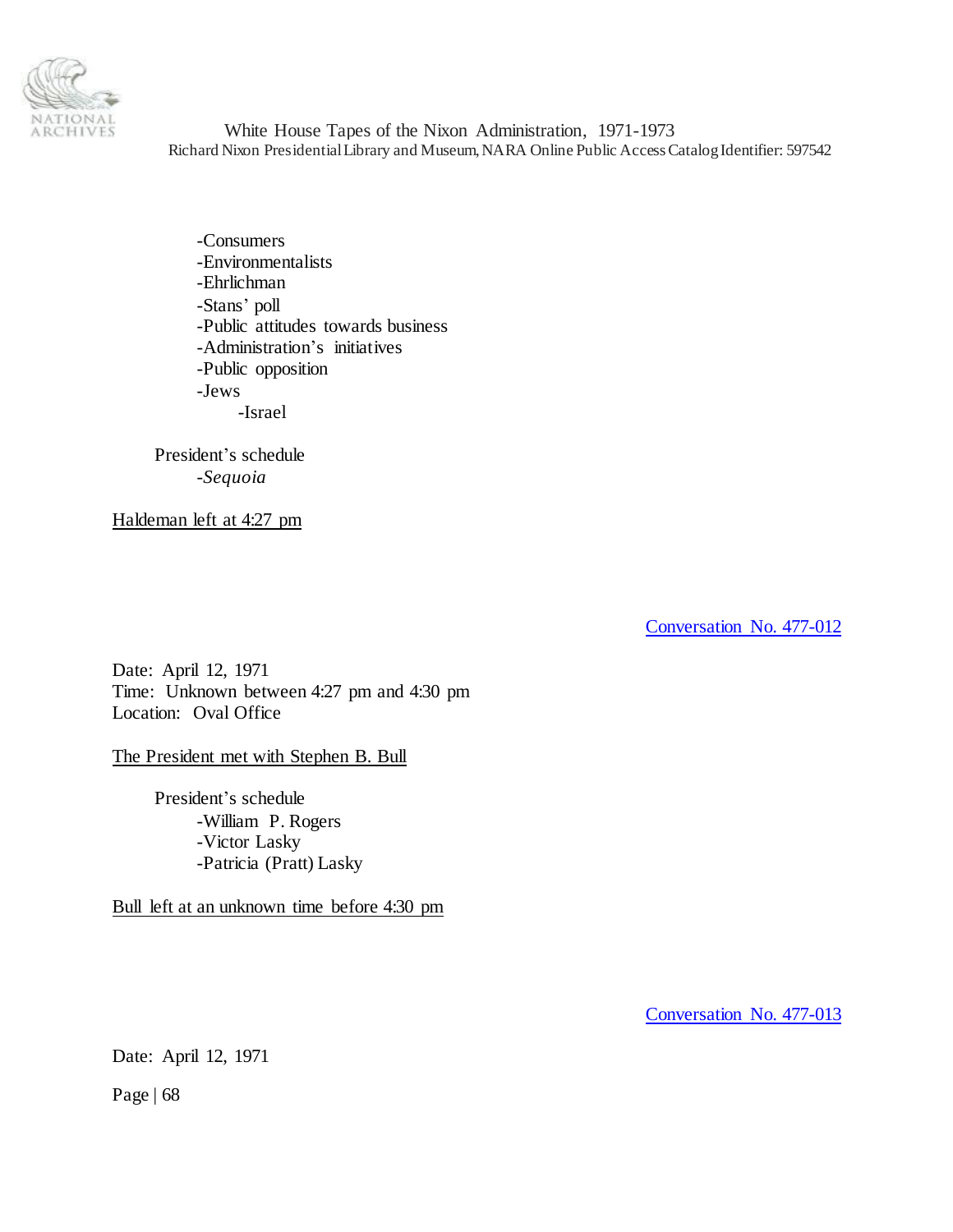-Consumers
-Environmentalists
-Ehrlichman
-Stans' poll
-Public attitudes towards business
-Administration's initiatives
-Public opposition
-Jews
    -Israel

President's schedule
-*Sequoia*

Haldeman left at 4:27 pm

Conversation No. 477-012

Date: April 12, 1971
Time: Unknown between 4:27 pm and 4:30 pm
Location: Oval Office

The President met with Stephen B. Bull

President's schedule
-William P. Rogers
-Victor Lasky
-Patricia (Pratt) Lasky

Bull left at an unknown time before 4:30 pm

Conversation No. 477-013

Date: April 12, 1971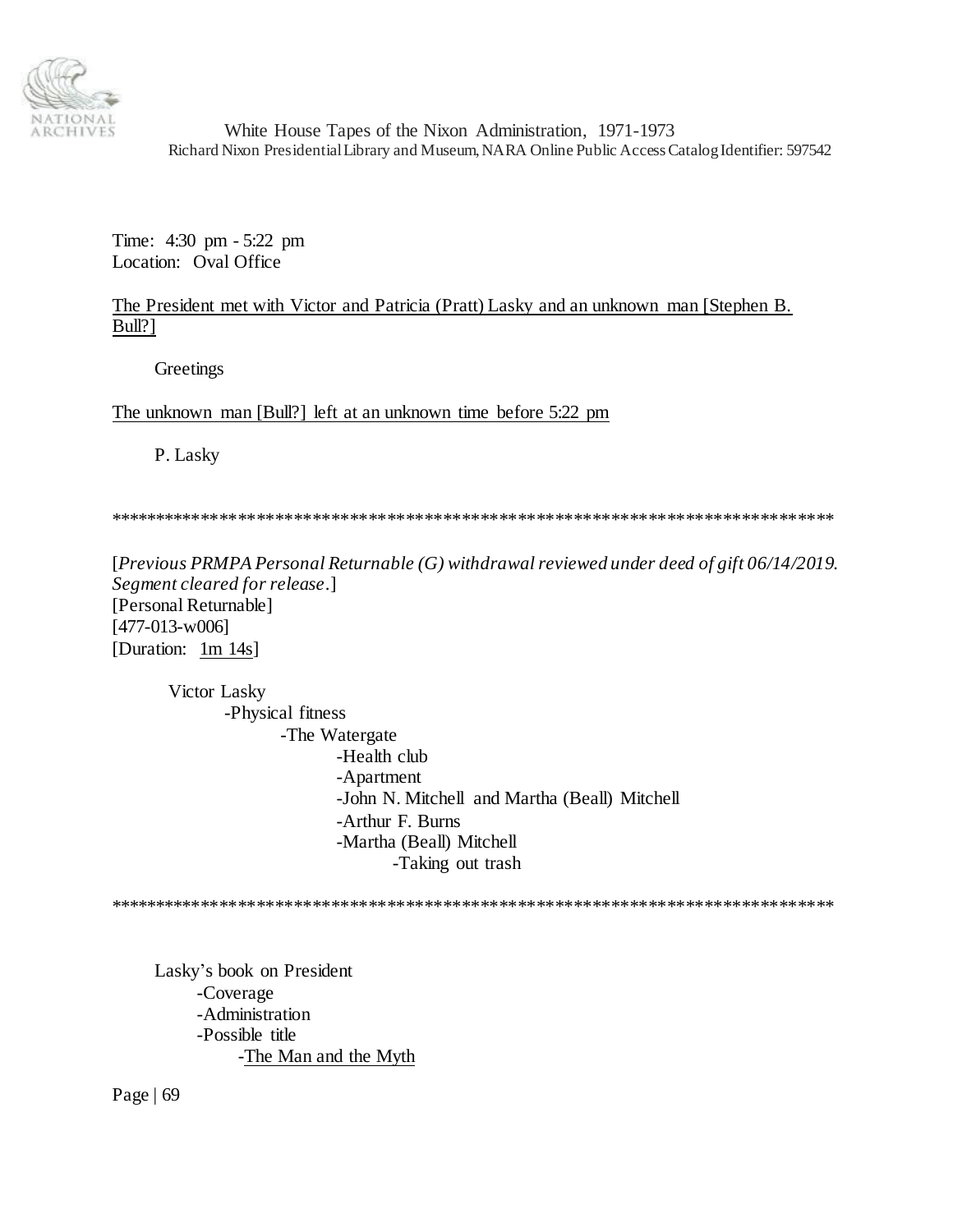Time: 4:30 pm - 5:22 pm
Location: Oval Office

<u>The President met with Victor and Patricia (Pratt) Lasky and an unknown man [Stephen B. Bull?]</u>

Greetings

<u>The unknown man [Bull?] left at an unknown time before 5:22 pm</u>

P. Lasky

******************************************************************************

[*Previous PRMPA Personal Returnable (G) withdrawal reviewed under deed of gift 06/14/2019. Segment cleared for release*.]
[Personal Returnable]
[477-013-w006]
[Duration: <u>1m 14s</u>]

- Victor Lasky
  - Physical fitness
    - The Watergate
      - Health club
      - Apartment
      - John N. Mitchell and Martha (Beall) Mitchell
      - Arthur F. Burns
      - Martha (Beall) Mitchell
        - Taking out trash

******************************************************************************

- Lasky's book on President
  - Coverage
  - Administration
  - Possible title
    - <u>The Man and the Myth</u>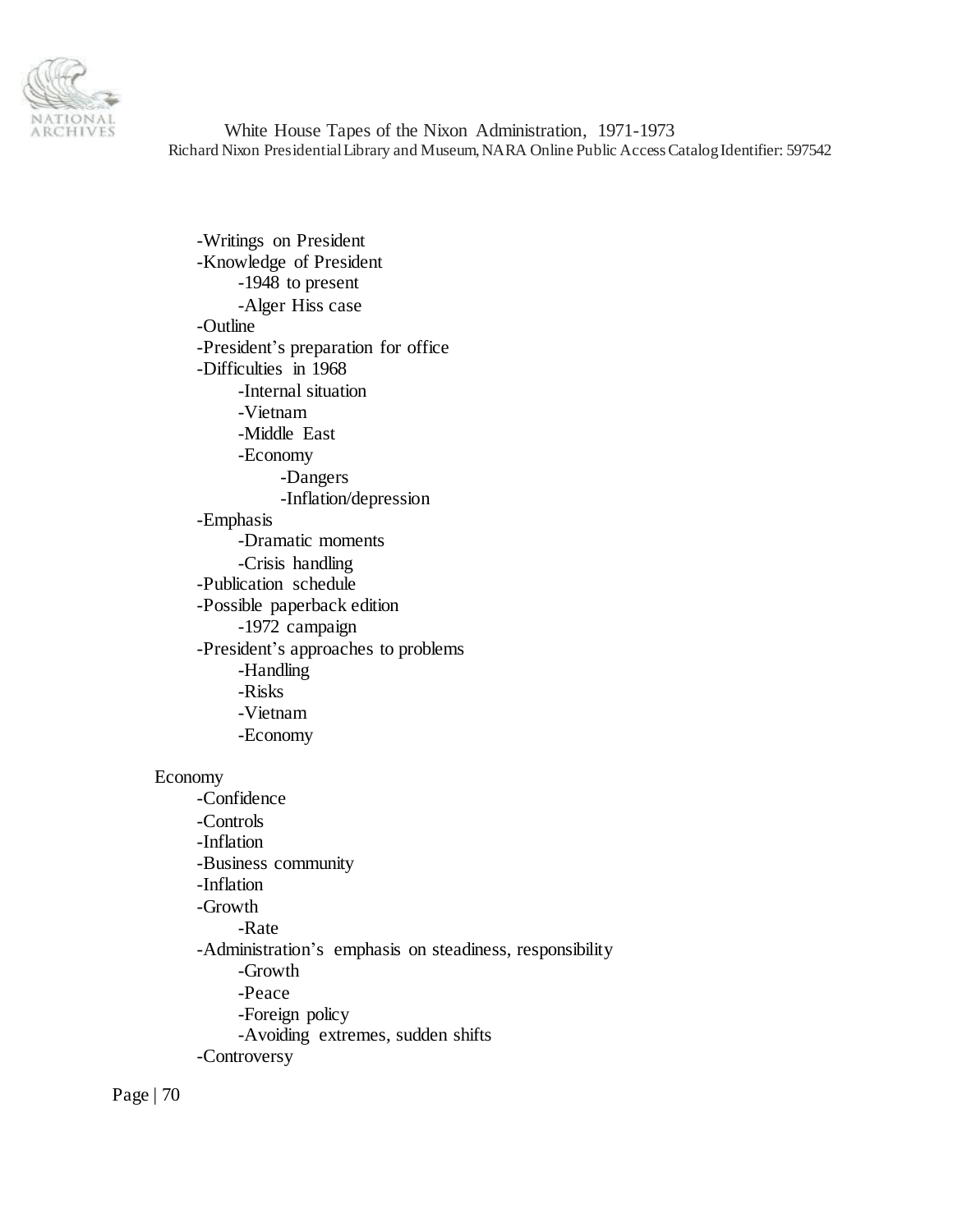- Writings on President
- Knowledge of President
    - 1948 to present
    - Alger Hiss case
- Outline
- President's preparation for office
- Difficulties in 1968
    - Internal situation
    - Vietnam
    - Middle East
    - Economy
        - Dangers
        - Inflation/depression
- Emphasis
    - Dramatic moments
    - Crisis handling
- Publication schedule
- Possible paperback edition
    - 1972 campaign
- President's approaches to problems
    - Handling
    - Risks
    - Vietnam
    - Economy

Economy

- Confidence
- Controls
- Inflation
- Business community
- Inflation
- Growth
    - Rate
- Administration's emphasis on steadiness, responsibility
    - Growth
    - Peace
    - Foreign policy
    - Avoiding extremes, sudden shifts
- Controversy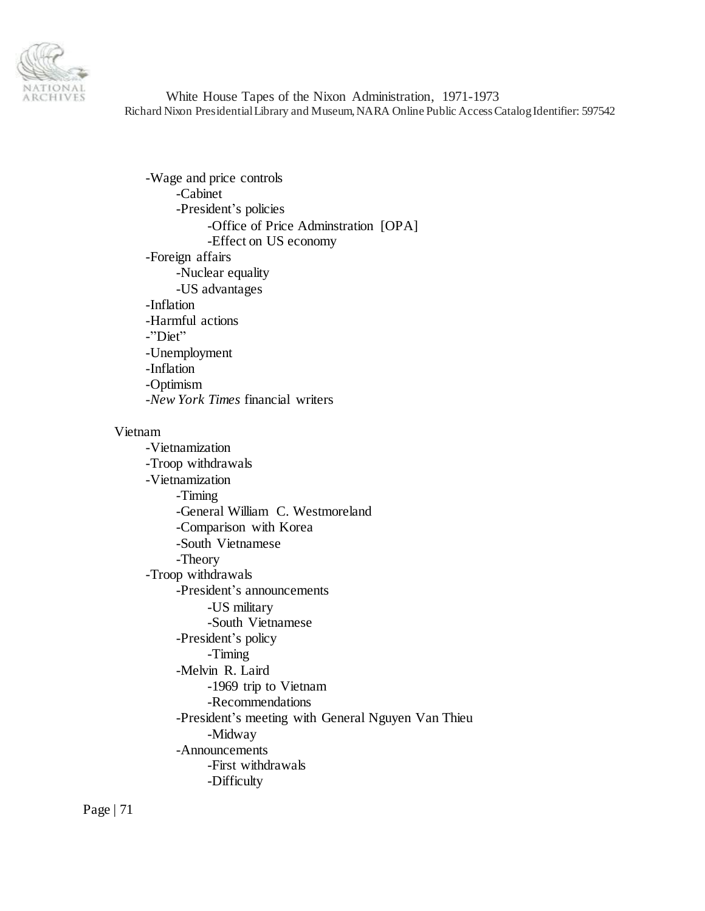- -Wage and price controls
  - -Cabinet
  - -President's policies
    - -Office of Price Adminstration [OPA]
    - -Effect on US economy
- -Foreign affairs
  - -Nuclear equality
  - -US advantages
- -Inflation
- -Harmful actions
- -"Diet"
- -Unemployment
- -Inflation
- -Optimism
- -*New York Times* financial writers

Vietnam

- -Vietnamization
- -Troop withdrawals
- -Vietnamization
  - -Timing
  - -General William C. Westmoreland
  - -Comparison with Korea
  - -South Vietnamese
  - -Theory
- -Troop withdrawals
  - -President's announcements
    - -US military
    - -South Vietnamese
  - -President's policy
    - -Timing
  - -Melvin R. Laird
    - -1969 trip to Vietnam
    - -Recommendations
  - -President's meeting with General Nguyen Van Thieu
    - -Midway
  - -Announcements
    - -First withdrawals
    - -Difficulty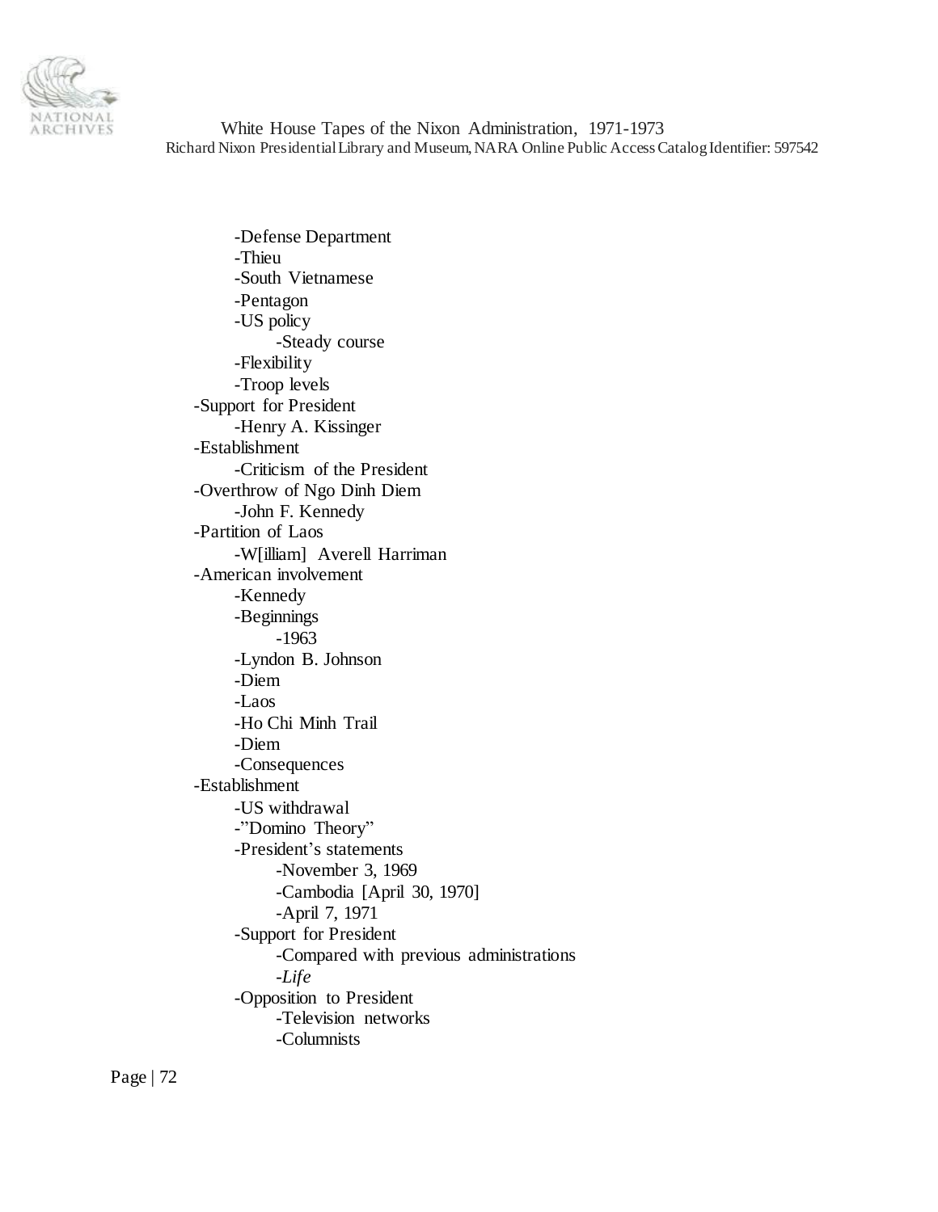- Defense Department
- Thieu
- South Vietnamese
- Pentagon
- US policy
    - Steady course
- Flexibility
- Troop levels

- Support for President
    - Henry A. Kissinger
- Establishment
    - Criticism of the President
- Overthrow of Ngo Dinh Diem
    - John F. Kennedy
- Partition of Laos
    - W[illiam] Averell Harriman
- American involvement
    - Kennedy
    - Beginnings
        - 1963
    - Lyndon B. Johnson
    - Diem
    - Laos
    - Ho Chi Minh Trail
    - Diem
    - Consequences
- Establishment
    - US withdrawal
    - "Domino Theory"
    - President's statements
        - November 3, 1969
        - Cambodia [April 30, 1970]
        - April 7, 1971
    - Support for President
        - Compared with previous administrations
        - *Life*
    - Opposition to President
        - Television networks
        - Columnists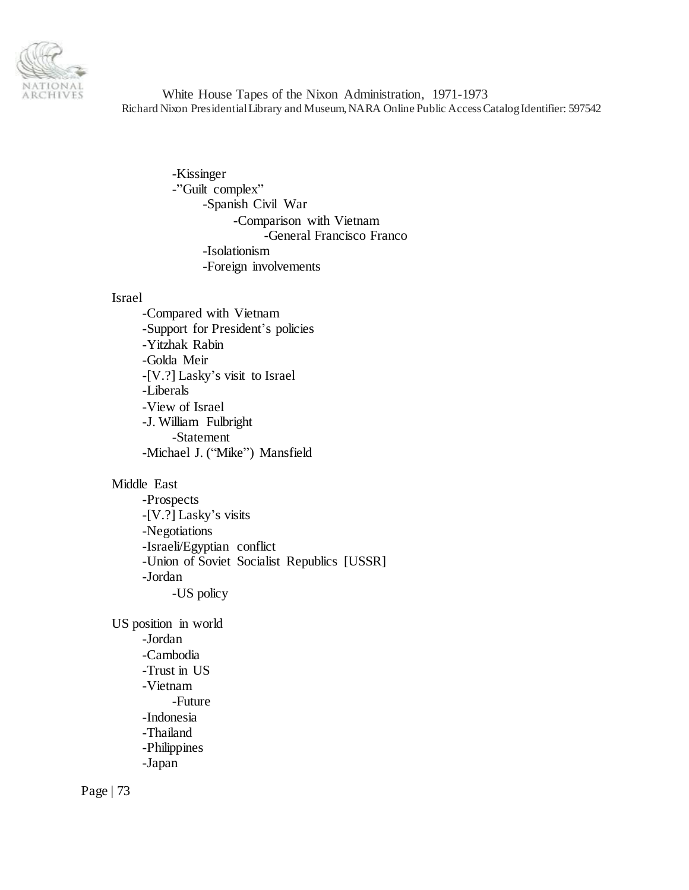- -Kissinger
- -"Guilt complex"
    - -Spanish Civil War
        - -Comparison with Vietnam
            - -General Francisco Franco
    - -Isolationism
    - -Foreign involvements

Israel

- -Compared with Vietnam
- -Support for President's policies
- -Yitzhak Rabin
- -Golda Meir
- -[V.?] Lasky's visit to Israel
- -Liberals
- -View of Israel
- -J. William Fulbright
    - -Statement
- -Michael J. ("Mike") Mansfield

Middle East

- -Prospects
- -[V.?] Lasky's visits
- -Negotiations
- -Israeli/Egyptian conflict
- -Union of Soviet Socialist Republics [USSR]
- -Jordan
    - -US policy

US position in world

- -Jordan
- -Cambodia
- -Trust in US
- -Vietnam
    - -Future
- -Indonesia
- -Thailand
- -Philippines
- -Japan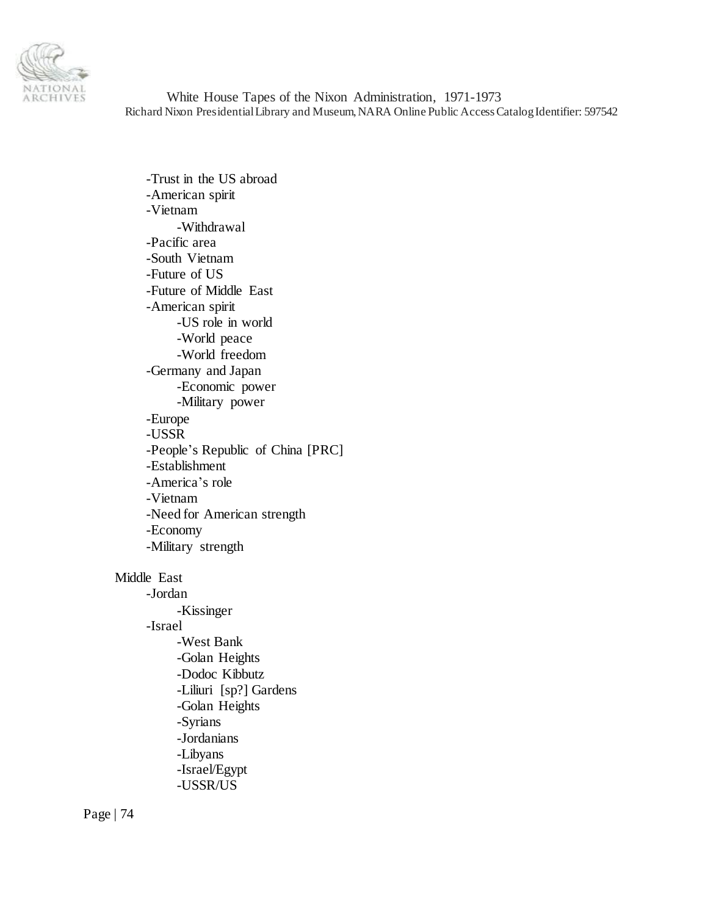- -Trust in the US abroad
- -American spirit
- -Vietnam
    - -Withdrawal
- -Pacific area
- -South Vietnam
- -Future of US
- -Future of Middle East
- -American spirit
    - -US role in world
    - -World peace
    - -World freedom
- -Germany and Japan
    - -Economic power
    - -Military power
- -Europe
- -USSR
- -People's Republic of China [PRC]
- -Establishment
- -America's role
- -Vietnam
- -Need for American strength
- -Economy
- -Military strength

Middle East

- -Jordan
    - -Kissinger
- -Israel
    - -West Bank
    - -Golan Heights
    - -Dodoc Kibbutz
    - -Liliuri [sp?] Gardens
    - -Golan Heights
    - -Syrians
    - -Jordanians
    - -Libyans
    - -Israel/Egypt
    - -USSR/US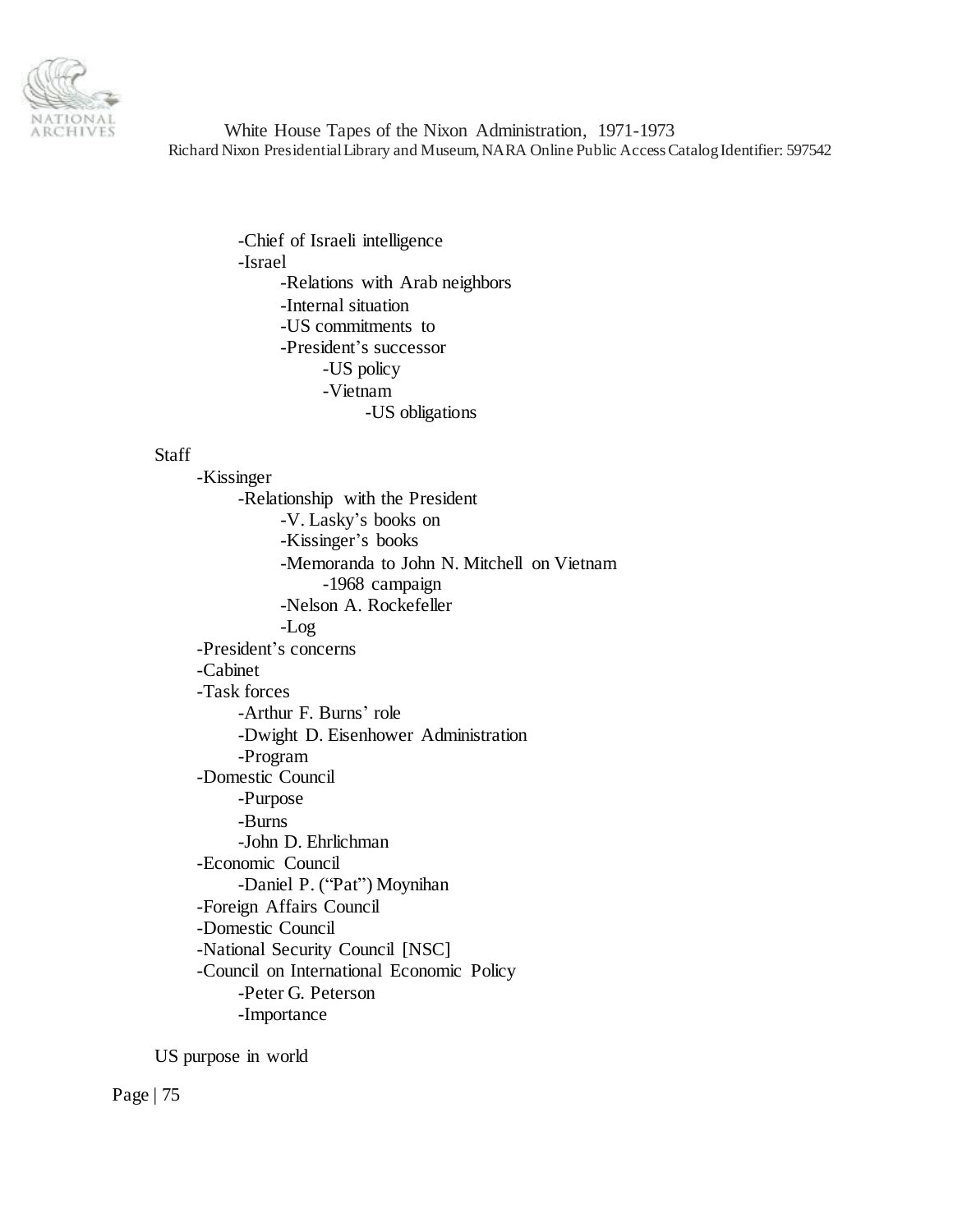- Chief of Israeli intelligence
- Israel
    - Relations with Arab neighbors
    - Internal situation
    - US commitments to
    - President's successor
        - US policy
        - Vietnam
            - US obligations

Staff

- Kissinger
    - Relationship with the President
        - V. Lasky's books on
        - Kissinger's books
        - Memoranda to John N. Mitchell on Vietnam
            - 1968 campaign
        - Nelson A. Rockefeller
        - Log
- President's concerns
- Cabinet
- Task forces
    - Arthur F. Burns' role
    - Dwight D. Eisenhower Administration
    - Program
- Domestic Council
    - Purpose
    - Burns
    - John D. Ehrlichman
- Economic Council
    - Daniel P. ("Pat") Moynihan
- Foreign Affairs Council
- Domestic Council
- National Security Council [NSC]
- Council on International Economic Policy
    - Peter G. Peterson
    - Importance

US purpose in world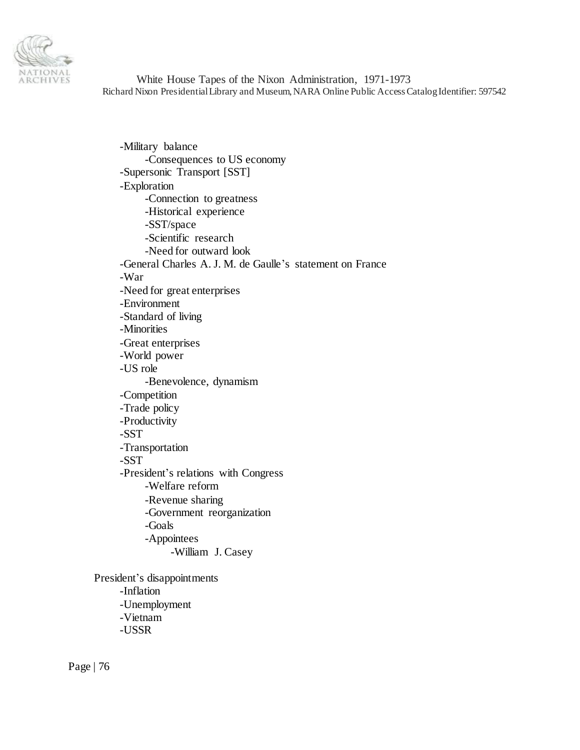- Military balance
    - Consequences to US economy
- Supersonic Transport [SST]
- Exploration
    - Connection to greatness
    - Historical experience
    - SST/space
    - Scientific research
    - Need for outward look
- General Charles A. J. M. de Gaulle's statement on France
- War
- Need for great enterprises
- Environment
- Standard of living
- Minorities
- Great enterprises
- World power
- US role
    - Benevolence, dynamism
- Competition
- Trade policy
- Productivity
- SST
- Transportation
- SST
- President's relations with Congress
    - Welfare reform
    - Revenue sharing
    - Government reorganization
    - Goals
    - Appointees
        - William J. Casey

President's disappointments

- Inflation
- Unemployment
- Vietnam
- USSR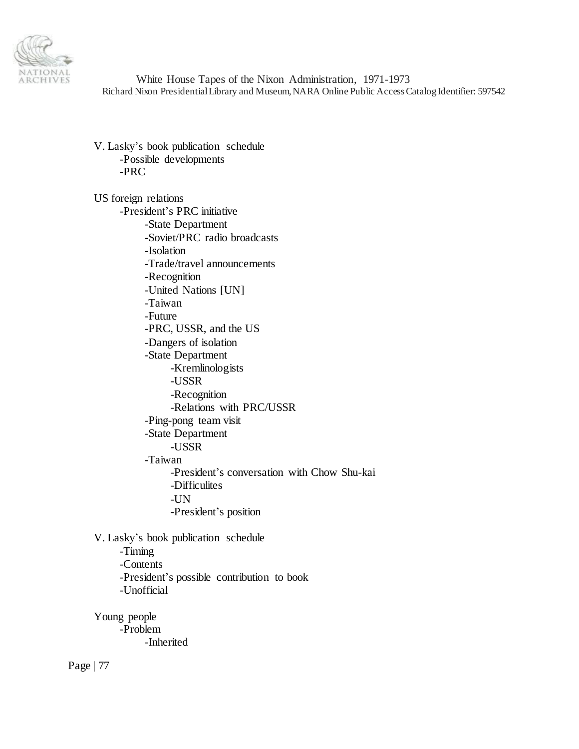V. Lasky's book publication schedule
- Possible developments
- PRC

US foreign relations
- President's PRC initiative
    - State Department
    - Soviet/PRC radio broadcasts
    - Isolation
    - Trade/travel announcements
    - Recognition
    - United Nations [UN]
    - Taiwan
    - Future
    - PRC, USSR, and the US
    - Dangers of isolation
    - State Department
        - Kremlinologists
        - USSR
        - Recognition
        - Relations with PRC/USSR
    - Ping-pong team visit
    - State Department
        - USSR
    - Taiwan
        - President's conversation with Chow Shu-kai
        - Difficulites
        - UN
        - President's position

V. Lasky's book publication schedule
- Timing
- Contents
- President's possible contribution to book
- Unofficial

Young people
- Problem
    - Inherited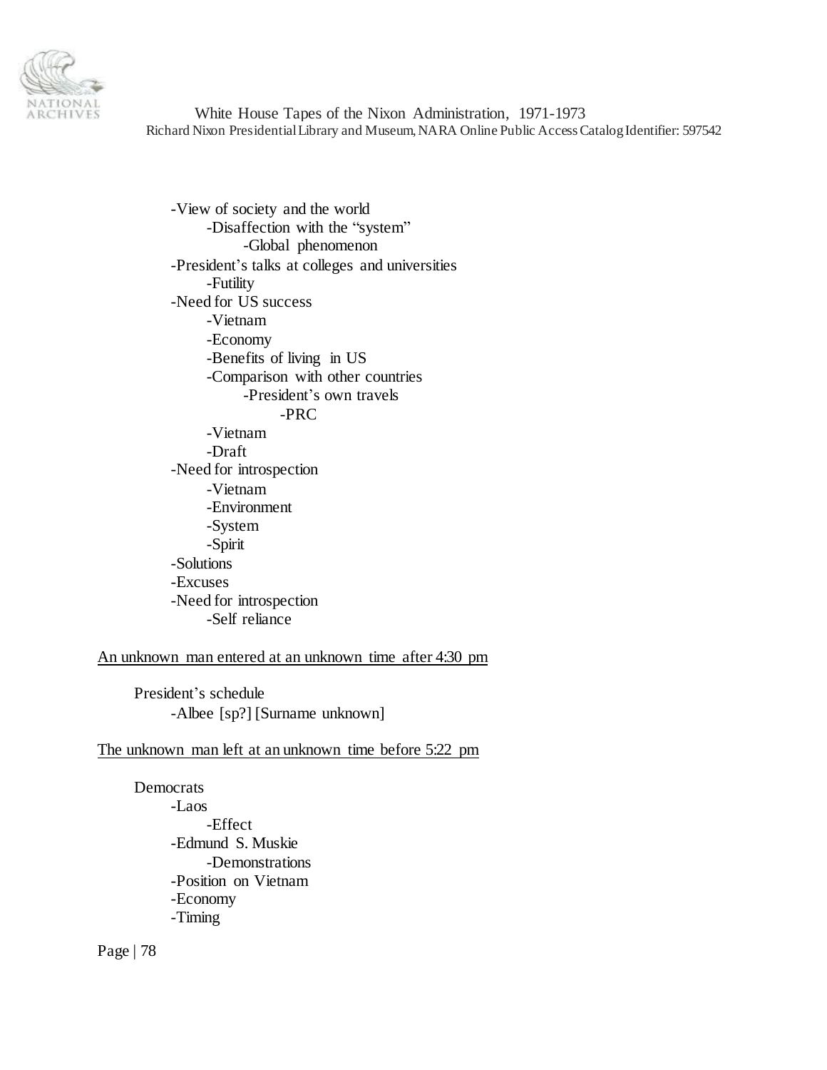- View of society and the world
  - Disaffection with the "system"
    - Global phenomenon
- President's talks at colleges and universities
  - Futility
- Need for US success
  - Vietnam
  - Economy
  - Benefits of living in US
  - Comparison with other countries
    - President's own travels
      - PRC
  - Vietnam
  - Draft
- Need for introspection
  - Vietnam
  - Environment
  - System
  - Spirit
- Solutions
- Excuses
- Need for introspection
  - Self reliance

<u>An unknown man entered at an unknown time after 4:30 pm</u>

President's schedule
- Albee [sp?] [Surname unknown]

<u>The unknown man left at an unknown time before 5:22 pm</u>

Democrats
- Laos
  - Effect
- Edmund S. Muskie
  - Demonstrations
- Position on Vietnam
- Economy
- Timing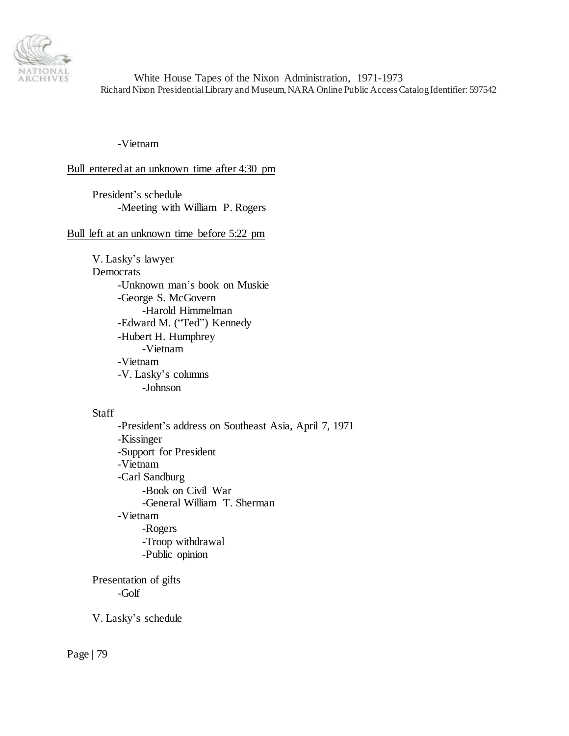-Vietnam

Bull entered at an unknown time after 4:30 pm

President's schedule
- Meeting with William P. Rogers

Bull left at an unknown time before 5:22 pm

V. Lasky's lawyer

Democrats
- Unknown man's book on Muskie
- George S. McGovern
    - Harold Himmelman
- Edward M. ("Ted") Kennedy
- Hubert H. Humphrey
    - Vietnam
- Vietnam
- V. Lasky's columns
    - Johnson

Staff
- President's address on Southeast Asia, April 7, 1971
- Kissinger
- Support for President
- Vietnam
- Carl Sandburg
    - Book on Civil War
    - General William T. Sherman
- Vietnam
    - Rogers
    - Troop withdrawal
    - Public opinion

Presentation of gifts
- Golf

V. Lasky's schedule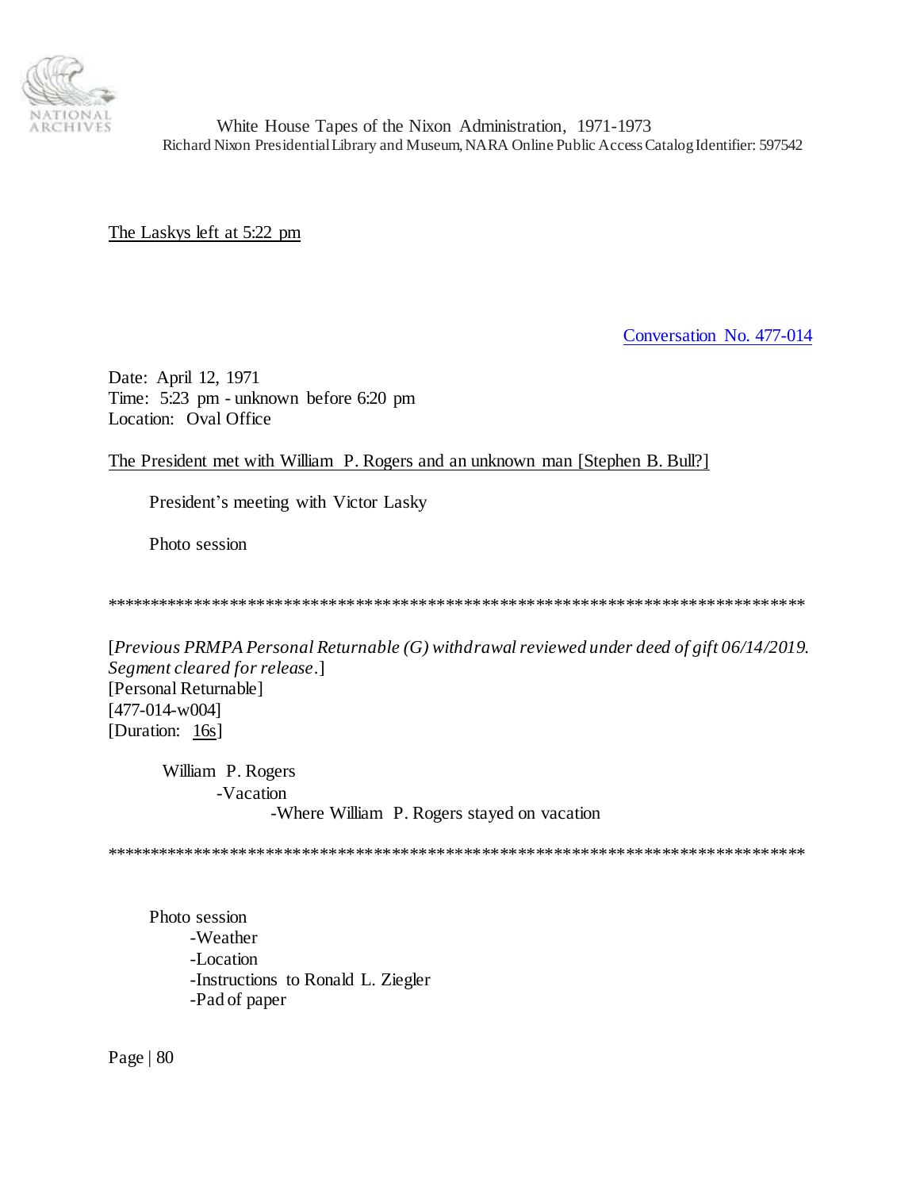The Laskys left at 5:22 pm

Conversation No. 477-014

Date: April 12, 1971
Time: 5:23 pm - unknown before 6:20 pm
Location: Oval Office

The President met with William P. Rogers and an unknown man [Stephen B. Bull?]

President's meeting with Victor Lasky

Photo session

*******************************************************************************

[*Previous PRMPA Personal Returnable (G) withdrawal reviewed under deed of gift 06/14/2019. Segment cleared for release*.]
[Personal Returnable]
[477-014-w004]
[Duration: 16s]

William P. Rogers
- Vacation
  - Where William P. Rogers stayed on vacation

*******************************************************************************

Photo session
- Weather
- Location
- Instructions to Ronald L. Ziegler
- Pad of paper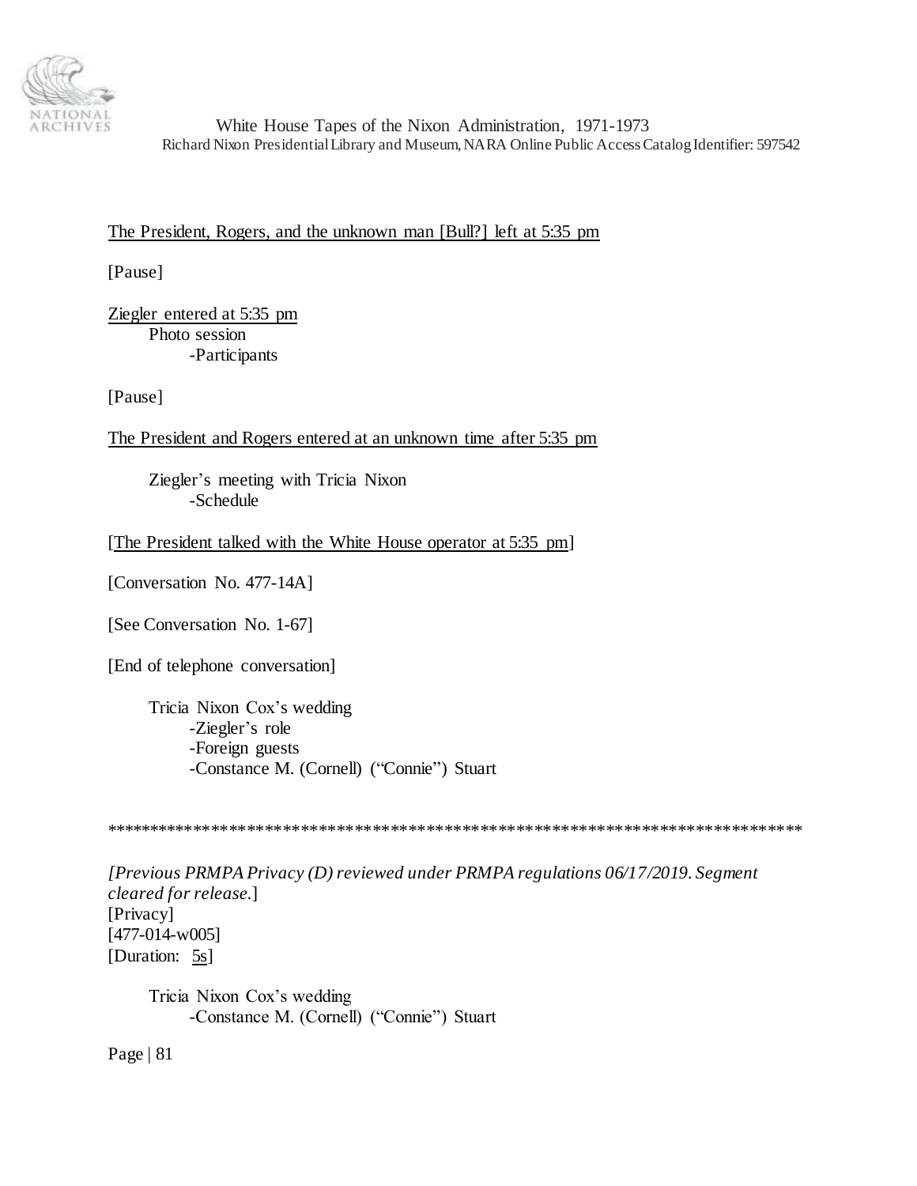The President, Rogers, and the unknown man [Bull?] left at 5:35 pm

[Pause]

Ziegler entered at 5:35 pm
- Photo session
  - -Participants

[Pause]

The President and Rogers entered at an unknown time after 5:35 pm

- Ziegler's meeting with Tricia Nixon
  - -Schedule

[The President talked with the White House operator at 5:35 pm]

[Conversation No. 477-14A]

[See Conversation No. 1-67]

[End of telephone conversation]

- Tricia Nixon Cox's wedding
  - -Ziegler's role
  - -Foreign guests
  - -Constance M. (Cornell) ("Connie") Stuart

*******************************************************************************

*[Previous PRMPA Privacy (D) reviewed under PRMPA regulations 06/17/2019. Segment cleared for release.*]
[Privacy]
[477-014-w005]
[Duration: 5s]

- Tricia Nixon Cox's wedding
  - -Constance M. (Cornell) ("Connie") Stuart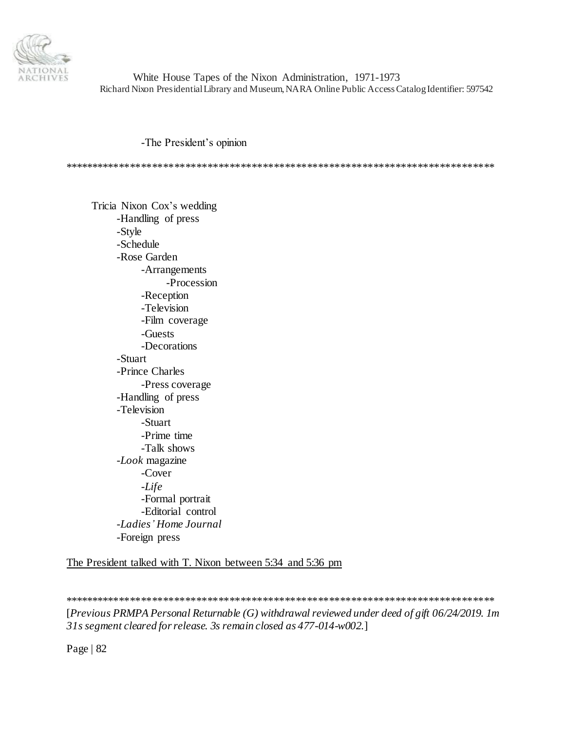-The President's opinion

\*\*\*\*\*\*\*\*\*\*\*\*\*\*\*\*\*\*\*\*\*\*\*\*\*\*\*\*\*\*\*\*\*\*\*\*\*\*\*\*\*\*\*\*\*\*\*\*\*\*\*\*\*\*\*\*\*\*\*\*\*\*\*\*\*\*\*\*\*\*\*\*\*\*\*\*\*\*\*\*

Tricia Nixon Cox's wedding
- -Handling of press
- -Style
- -Schedule
- -Rose Garden
  - -Arrangements
    - -Procession
  - -Reception
  - -Television
  - -Film coverage
  - -Guests
  - -Decorations
- -Stuart
- -Prince Charles
  - -Press coverage
- -Handling of press
- -Television
  - -Stuart
  - -Prime time
  - -Talk shows
- -*Look* magazine
  - -Cover
  - -*Life*
  - -Formal portrait
  - -Editorial control
- -*Ladies' Home Journal*
- -Foreign press

<u>The President talked with T. Nixon between 5:34 and 5:36 pm</u>

\*\*\*\*\*\*\*\*\*\*\*\*\*\*\*\*\*\*\*\*\*\*\*\*\*\*\*\*\*\*\*\*\*\*\*\*\*\*\*\*\*\*\*\*\*\*\*\*\*\*\*\*\*\*\*\*\*\*\*\*\*\*\*\*\*\*\*\*\*\*\*\*\*\*\*\*\*\*\*\*

[*Previous PRMPA Personal Returnable (G) withdrawal reviewed under deed of gift 06/24/2019. 1m 31s segment cleared for release. 3s remain closed as 477-014-w002.*]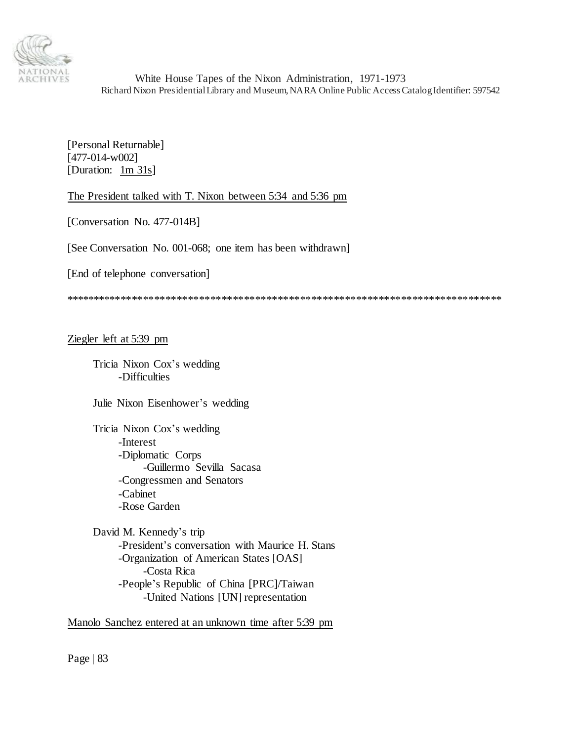[Personal Returnable]
[477-014-w002]
[Duration: <u>1m 31s</u>]

<u>The President talked with T. Nixon between 5:34 and 5:36 pm</u>

[Conversation No. 477-014B]

[See Conversation No. 001-068; one item has been withdrawn]

[End of telephone conversation]

******************************************************************************

<u>Ziegler left at 5:39 pm</u>

- Tricia Nixon Cox's wedding
  - -Difficulties

- Julie Nixon Eisenhower's wedding

- Tricia Nixon Cox's wedding
  - -Interest
  - -Diplomatic Corps
    - -Guillermo Sevilla Sacasa
  - -Congressmen and Senators
  - -Cabinet
  - -Rose Garden

- David M. Kennedy's trip
  - -President's conversation with Maurice H. Stans
  - -Organization of American States [OAS]
    - -Costa Rica
  - -People's Republic of China [PRC]/Taiwan
    - -United Nations [UN] representation

<u>Manolo Sanchez entered at an unknown time after 5:39 pm</u>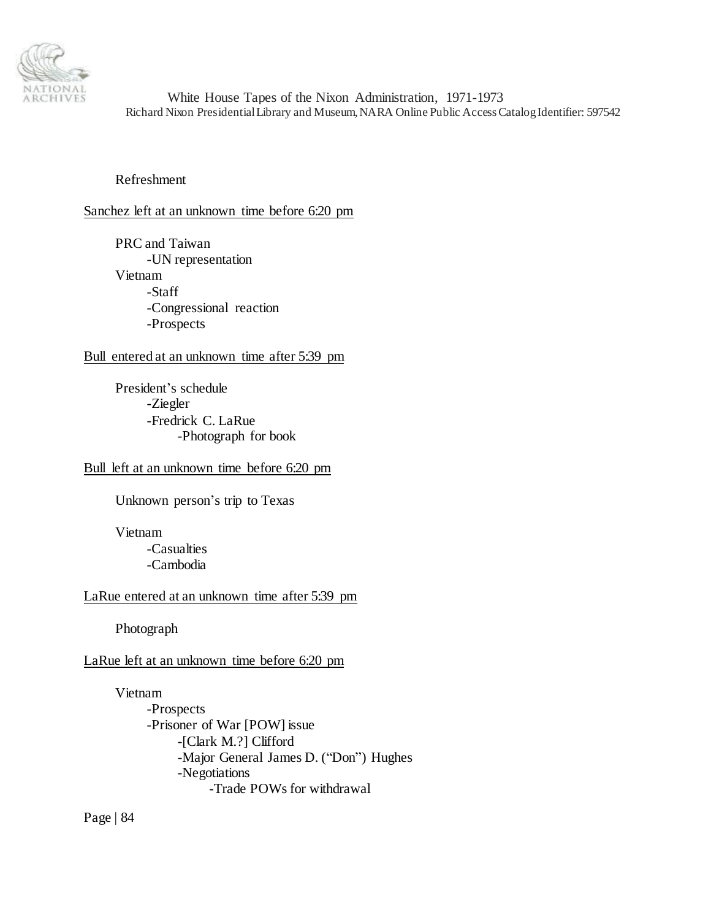Refreshment

Sanchez left at an unknown time before 6:20 pm

- PRC and Taiwan
  - UN representation
- Vietnam
  - Staff
  - Congressional reaction
  - Prospects

Bull entered at an unknown time after 5:39 pm

- President's schedule
  - Ziegler
  - Fredrick C. LaRue
    - Photograph for book

Bull left at an unknown time before 6:20 pm

- Unknown person's trip to Texas

- Vietnam
  - Casualties
  - Cambodia

LaRue entered at an unknown time after 5:39 pm

- Photograph

LaRue left at an unknown time before 6:20 pm

- Vietnam
  - Prospects
  - Prisoner of War [POW] issue
    - [Clark M.?] Clifford
    - Major General James D. ("Don") Hughes
    - Negotiations
      - Trade POWs for withdrawal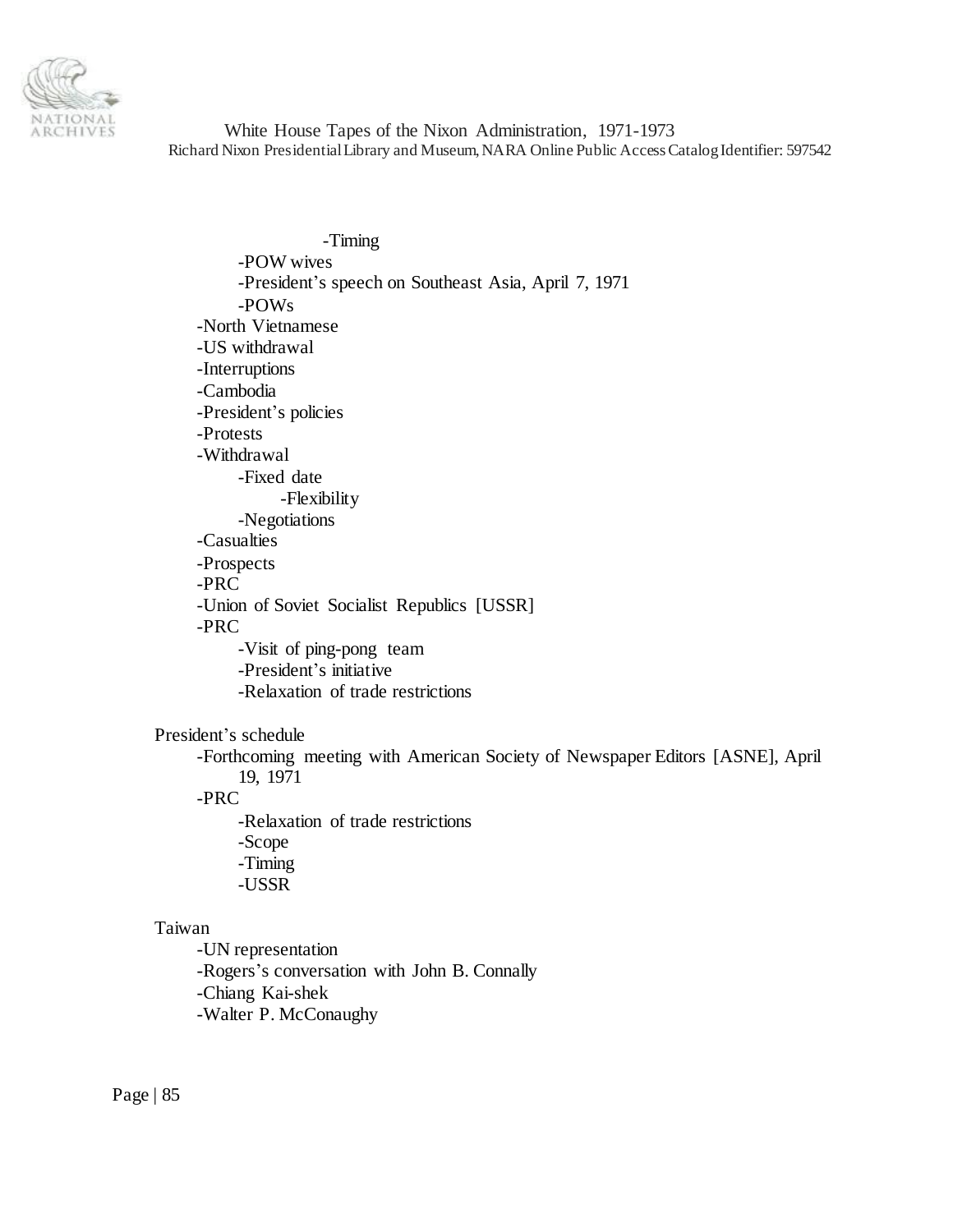- -Timing
  - -POW wives
  - -President's speech on Southeast Asia, April 7, 1971
  - -POWs
- -North Vietnamese
- -US withdrawal
- -Interruptions
- -Cambodia
- -President's policies
- -Protests
- -Withdrawal
  - -Fixed date
    - -Flexibility
  - -Negotiations
- -Casualties
- -Prospects
- -PRC
- -Union of Soviet Socialist Republics [USSR]
- -PRC
  - -Visit of ping-pong team
  - -President's initiative
  - -Relaxation of trade restrictions

President's schedule

- -Forthcoming meeting with American Society of Newspaper Editors [ASNE], April 19, 1971
- -PRC
  - -Relaxation of trade restrictions
  - -Scope
  - -Timing
  - -USSR

Taiwan

- -UN representation
- -Rogers's conversation with John B. Connally
- -Chiang Kai-shek
- -Walter P. McConaughy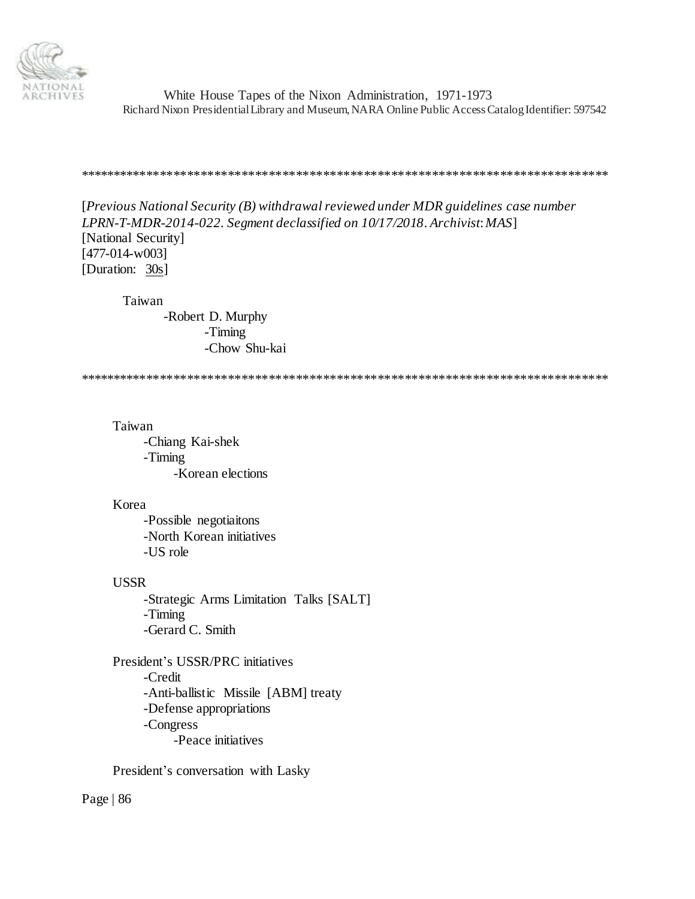******************************************************************************

[*Previous National Security (B) withdrawal reviewed under MDR guidelines case number LPRN-T-MDR-2014-022. Segment declassified on 10/17/2018. Archivist: MAS*]
[National Security]
[477-014-w003]
[Duration: 30s]

Taiwan
- -Robert D. Murphy
  - -Timing
  - -Chow Shu-kai

******************************************************************************

Taiwan
- -Chiang Kai-shek
- -Timing
  - -Korean elections

Korea
- -Possible negotiaitons
- -North Korean initiatives
- -US role

USSR
- -Strategic Arms Limitation Talks [SALT]
- -Timing
- -Gerard C. Smith

President's USSR/PRC initiatives
- -Credit
- -Anti-ballistic Missile [ABM] treaty
- -Defense appropriations
- -Congress
  - -Peace initiatives

President's conversation with Lasky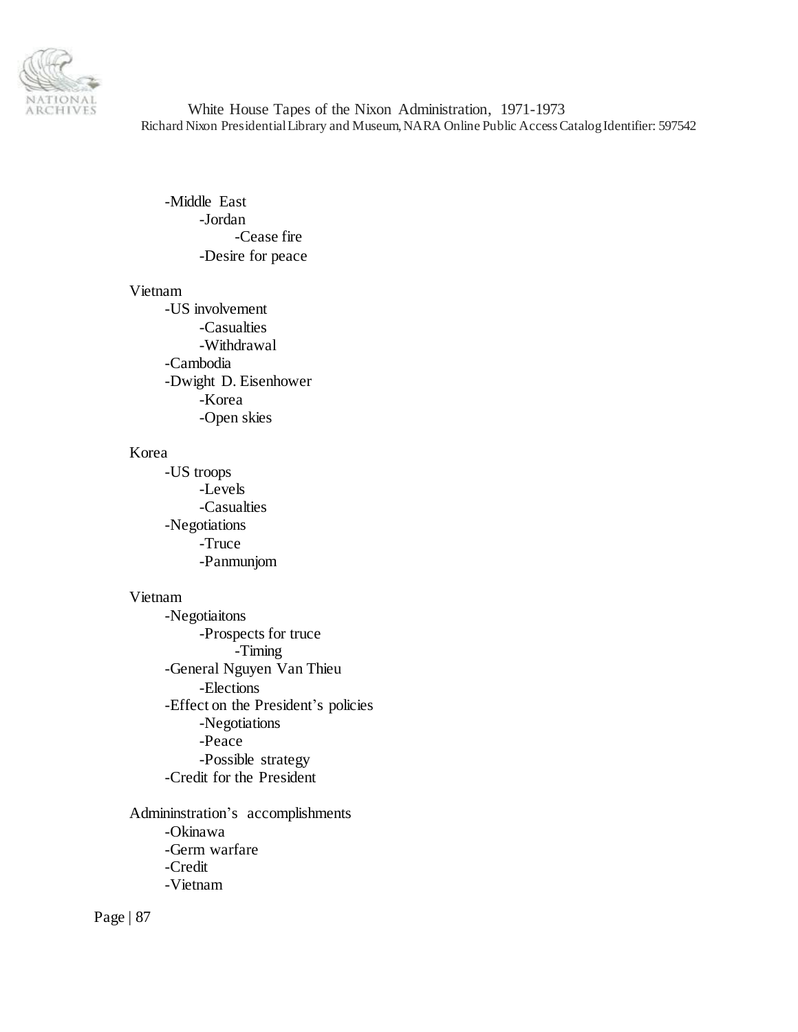- Middle East
  - Jordan
    - Cease fire
  - Desire for peace

Vietnam
- US involvement
  - Casualties
  - Withdrawal
- Cambodia
- Dwight D. Eisenhower
  - Korea
  - Open skies

Korea
- US troops
  - Levels
  - Casualties
- Negotiations
  - Truce
  - Panmunjom

Vietnam
- Negotiaitons
  - Prospects for truce
    - Timing
- General Nguyen Van Thieu
  - Elections
- Effect on the President's policies
  - Negotiations
  - Peace
  - Possible strategy
- Credit for the President

Admininstration's accomplishments
- Okinawa
- Germ warfare
- Credit
- Vietnam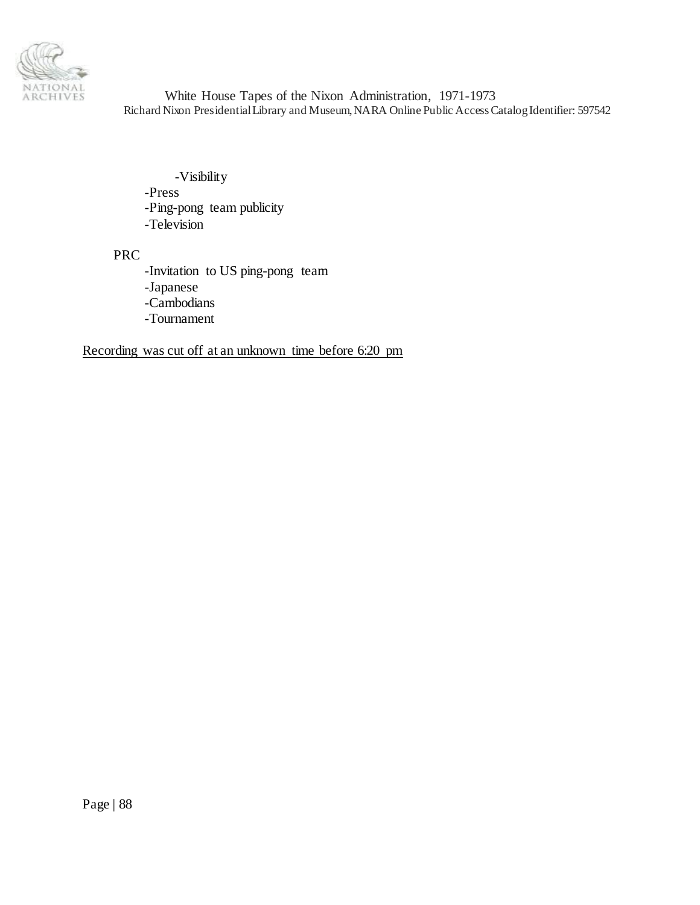- -Visibility
- -Press
- -Ping-pong team publicity
- -Television

PRC

- -Invitation to US ping-pong team
- -Japanese
- -Cambodians
- -Tournament

<u>Recording was cut off at an unknown time before 6:20 pm</u>